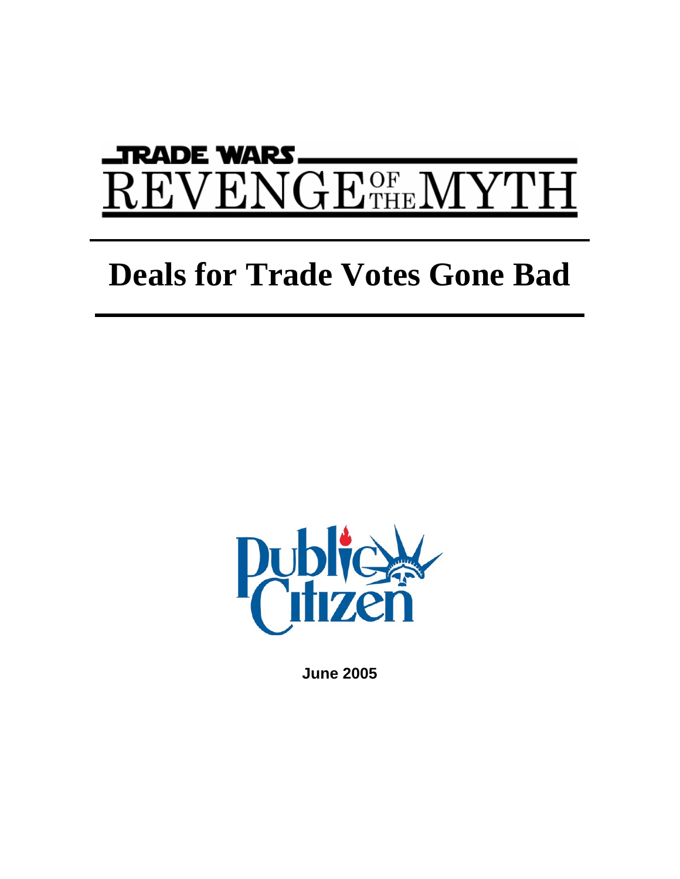# TRADE WARS

# REVENGE OF THE MYTH

# Deals for Trade Votes Gone Bad

Public Citizen

**June 2005**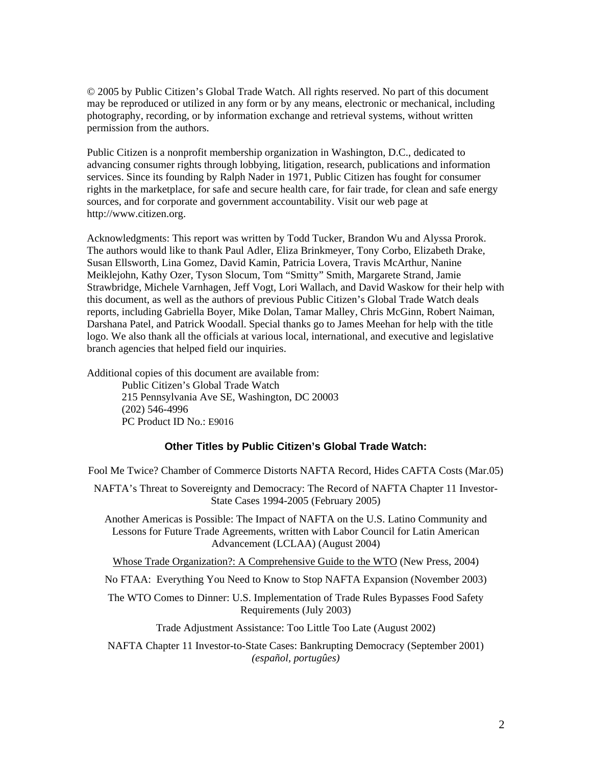© 2005 by Public Citizen's Global Trade Watch. All rights reserved. No part of this document may be reproduced or utilized in any form or by any means, electronic or mechanical, including photography, recording, or by information exchange and retrieval systems, without written permission from the authors.

Public Citizen is a nonprofit membership organization in Washington, D.C., dedicated to advancing consumer rights through lobbying, litigation, research, publications and information services. Since its founding by Ralph Nader in 1971, Public Citizen has fought for consumer rights in the marketplace, for safe and secure health care, for fair trade, for clean and safe energy sources, and for corporate and government accountability. Visit our web page at http://www.citizen.org.

Acknowledgments: This report was written by Todd Tucker, Brandon Wu and Alyssa Prorok. The authors would like to thank Paul Adler, Eliza Brinkmeyer, Tony Corbo, Elizabeth Drake, Susan Ellsworth, Lina Gomez, David Kamin, Patricia Lovera, Travis McArthur, Nanine Meiklejohn, Kathy Ozer, Tyson Slocum, Tom "Smitty" Smith, Margarete Strand, Jamie Strawbridge, Michele Varnhagen, Jeff Vogt, Lori Wallach, and David Waskow for their help with this document, as well as the authors of previous Public Citizen's Global Trade Watch deals reports, including Gabriella Boyer, Mike Dolan, Tamar Malley, Chris McGinn, Robert Naiman, Darshana Patel, and Patrick Woodall. Special thanks go to James Meehan for help with the title logo. We also thank all the officials at various local, international, and executive and legislative branch agencies that helped field our inquiries.

Additional copies of this document are available from:

Public Citizen's Global Trade Watch
215 Pennsylvania Ave SE, Washington, DC 20003
(202) 546-4996
PC Product ID No.: E9016

### Other Titles by Public Citizen's Global Trade Watch:

Fool Me Twice? Chamber of Commerce Distorts NAFTA Record, Hides CAFTA Costs (Mar.05)

NAFTA's Threat to Sovereignty and Democracy: The Record of NAFTA Chapter 11 Investor-State Cases 1994-2005 (February 2005)

Another Americas is Possible: The Impact of NAFTA on the U.S. Latino Community and Lessons for Future Trade Agreements, written with Labor Council for Latin American Advancement (LCLAA) (August 2004)

Whose Trade Organization?: A Comprehensive Guide to the WTO (New Press, 2004)

No FTAA: Everything You Need to Know to Stop NAFTA Expansion (November 2003)

The WTO Comes to Dinner: U.S. Implementation of Trade Rules Bypasses Food Safety Requirements (July 2003)

Trade Adjustment Assistance: Too Little Too Late (August 2002)

NAFTA Chapter 11 Investor-to-State Cases: Bankrupting Democracy (September 2001) *(español, portugûes)*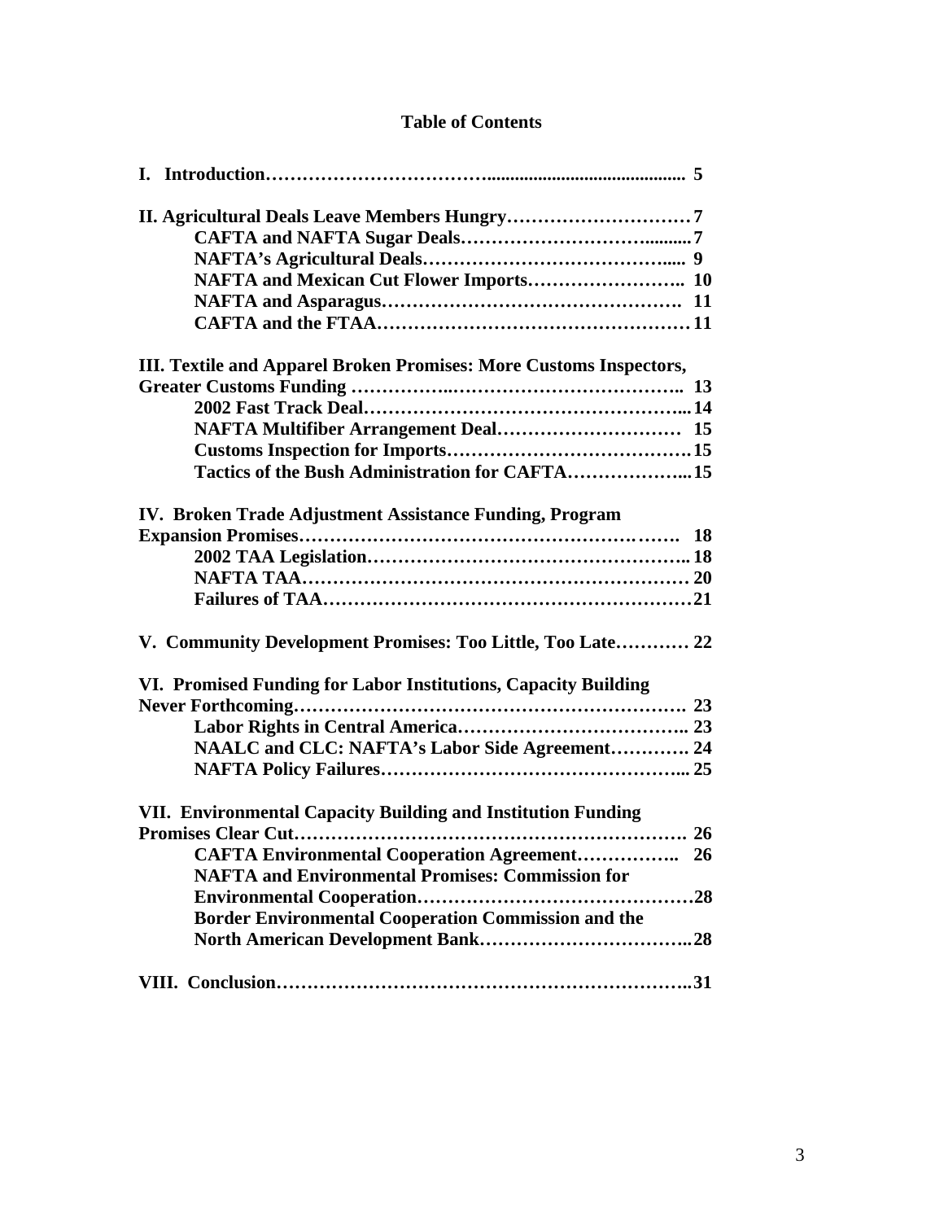## Table of Contents

**I. Introduction……………………………........................................... 5**

**II. Agricultural Deals Leave Members Hungry………………………… 7**

- **CAFTA and NAFTA Sugar Deals………………………….........7**
- **NAFTA's Agricultural Deals………………………………..... 9**
- **NAFTA and Mexican Cut Flower Imports…………………….. 10**
- **NAFTA and Asparagus………………………………………. 11**
- **CAFTA and the FTAA…………………………………………… 11**

**III. Textile and Apparel Broken Promises: More Customs Inspectors, Greater Customs Funding ……………..……………………………….. 13**

- **2002 Fast Track Deal……………………………………………... 14**
- **NAFTA Multifiber Arrangement Deal………………………… 15**
- **Customs Inspection for Imports………………………………….15**
- **Tactics of the Bush Administration for CAFTA………………... 15**

**IV. Broken Trade Adjustment Assistance Funding, Program Expansion Promises……………………………………………………. 18**

- **2002 TAA Legislation…………………………………………….. 18**
- **NAFTA TAA……………………………………………………… 20**
- **Failures of TAA……………………………………………………21**

**V. Community Development Promises: Too Little, Too Late………… 22**

**VI. Promised Funding for Labor Institutions, Capacity Building Never Forthcoming………………………………………………………. 23**

- **Labor Rights in Central America……………………………….. 23**
- **NAALC and CLC: NAFTA's Labor Side Agreement…………. 24**
- **NAFTA Policy Failures…………………………………………... 25**

**VII. Environmental Capacity Building and Institution Funding Promises Clear Cut………………………………………………………. 26**

- **CAFTA Environmental Cooperation Agreement…………….. 26**
- **NAFTA and Environmental Promises: Commission for Environmental Cooperation………………………………………28**
- **Border Environmental Cooperation Commission and the North American Development Bank……………………………..28**

**VIII. Conclusion…………………………………………………………..31**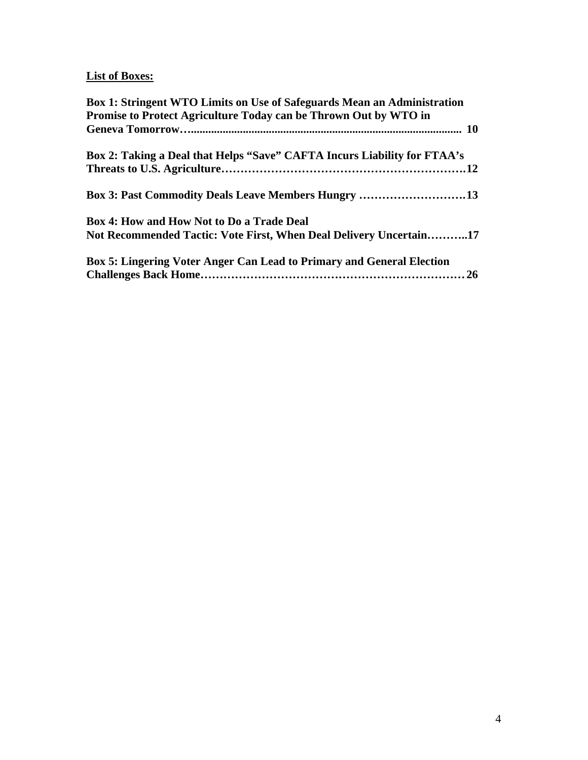**List of Boxes:**

**Box 1: Stringent WTO Limits on Use of Safeguards Mean an Administration Promise to Protect Agriculture Today can be Thrown Out by WTO in Geneva Tomorrow….............................................................................................. 10**

**Box 2: Taking a Deal that Helps "Save" CAFTA Incurs Liability for FTAA's Threats to U.S. Agriculture…………………………………………………….12**

**Box 3: Past Commodity Deals Leave Members Hungry ……………………….13**

**Box 4: How and How Not to Do a Trade Deal**
**Not Recommended Tactic: Vote First, When Deal Delivery Uncertain………..17**

**Box 5: Lingering Voter Anger Can Lead to Primary and General Election Challenges Back Home……………………………………………………………26**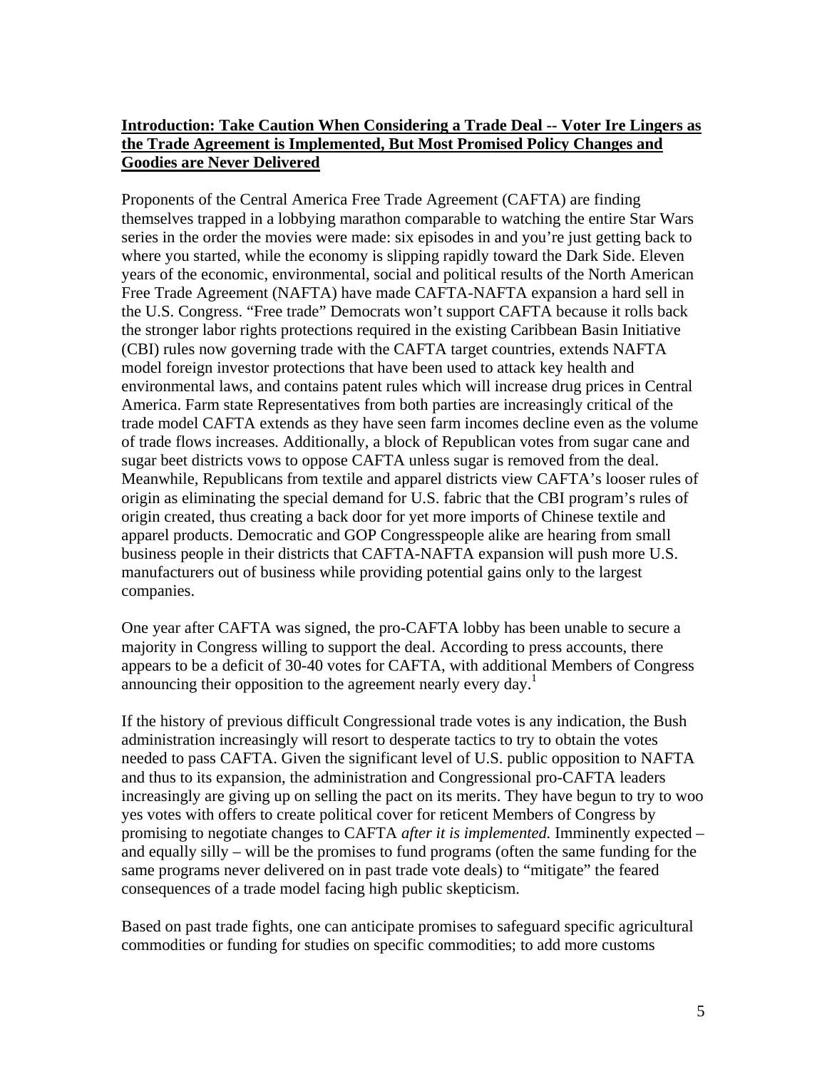## Introduction: Take Caution When Considering a Trade Deal -- Voter Ire Lingers as the Trade Agreement is Implemented, But Most Promised Policy Changes and Goodies are Never Delivered

Proponents of the Central America Free Trade Agreement (CAFTA) are finding themselves trapped in a lobbying marathon comparable to watching the entire Star Wars series in the order the movies were made: six episodes in and you're just getting back to where you started, while the economy is slipping rapidly toward the Dark Side. Eleven years of the economic, environmental, social and political results of the North American Free Trade Agreement (NAFTA) have made CAFTA-NAFTA expansion a hard sell in the U.S. Congress. "Free trade" Democrats won't support CAFTA because it rolls back the stronger labor rights protections required in the existing Caribbean Basin Initiative (CBI) rules now governing trade with the CAFTA target countries, extends NAFTA model foreign investor protections that have been used to attack key health and environmental laws, and contains patent rules which will increase drug prices in Central America. Farm state Representatives from both parties are increasingly critical of the trade model CAFTA extends as they have seen farm incomes decline even as the volume of trade flows increases. Additionally, a block of Republican votes from sugar cane and sugar beet districts vows to oppose CAFTA unless sugar is removed from the deal. Meanwhile, Republicans from textile and apparel districts view CAFTA's looser rules of origin as eliminating the special demand for U.S. fabric that the CBI program's rules of origin created, thus creating a back door for yet more imports of Chinese textile and apparel products. Democratic and GOP Congresspeople alike are hearing from small business people in their districts that CAFTA-NAFTA expansion will push more U.S. manufacturers out of business while providing potential gains only to the largest companies.

One year after CAFTA was signed, the pro-CAFTA lobby has been unable to secure a majority in Congress willing to support the deal. According to press accounts, there appears to be a deficit of 30-40 votes for CAFTA, with additional Members of Congress announcing their opposition to the agreement nearly every day.[1]

If the history of previous difficult Congressional trade votes is any indication, the Bush administration increasingly will resort to desperate tactics to try to obtain the votes needed to pass CAFTA. Given the significant level of U.S. public opposition to NAFTA and thus to its expansion, the administration and Congressional pro-CAFTA leaders increasingly are giving up on selling the pact on its merits. They have begun to try to woo yes votes with offers to create political cover for reticent Members of Congress by promising to negotiate changes to CAFTA *after it is implemented.* Imminently expected – and equally silly – will be the promises to fund programs (often the same funding for the same programs never delivered on in past trade vote deals) to "mitigate" the feared consequences of a trade model facing high public skepticism.

Based on past trade fights, one can anticipate promises to safeguard specific agricultural commodities or funding for studies on specific commodities; to add more customs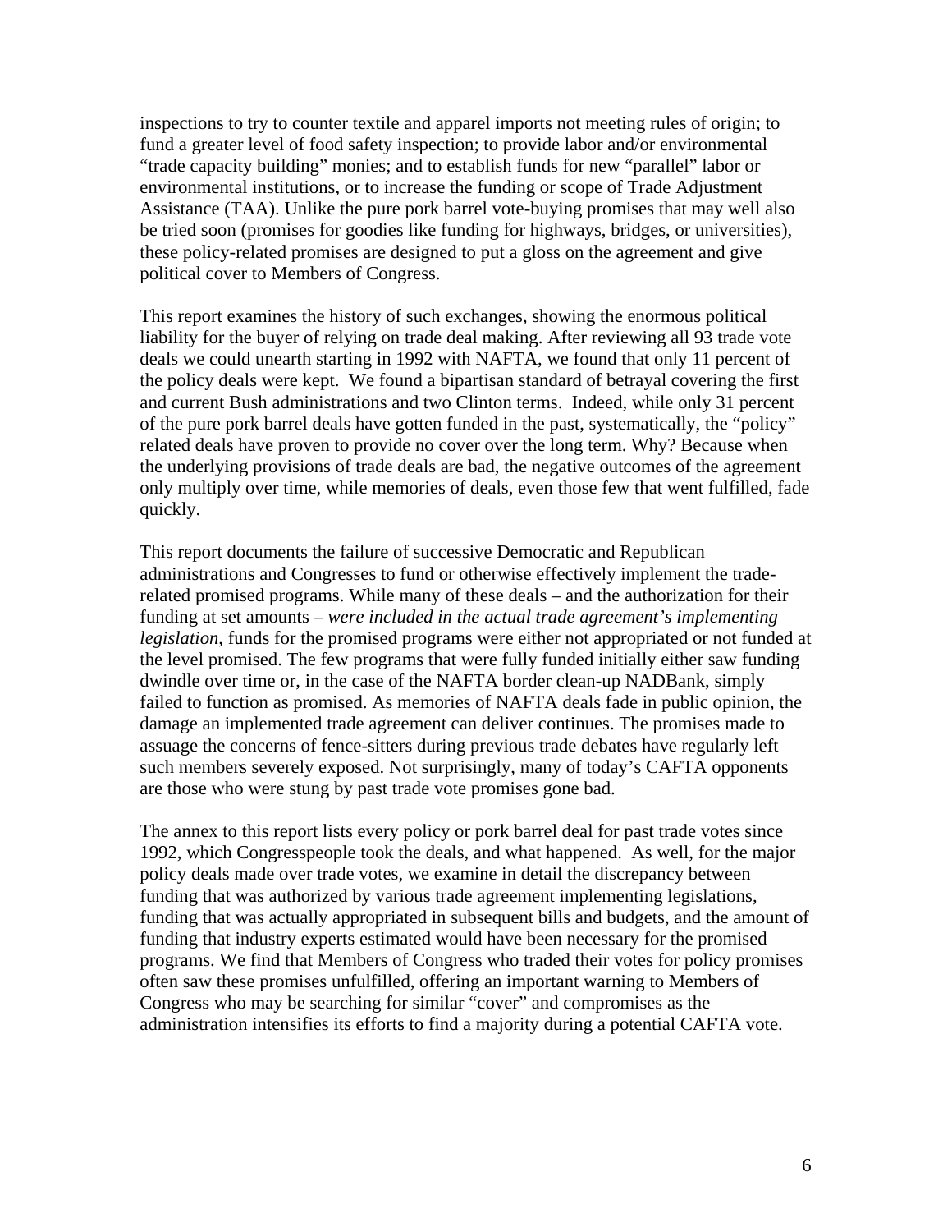inspections to try to counter textile and apparel imports not meeting rules of origin; to fund a greater level of food safety inspection; to provide labor and/or environmental "trade capacity building" monies; and to establish funds for new "parallel" labor or environmental institutions, or to increase the funding or scope of Trade Adjustment Assistance (TAA). Unlike the pure pork barrel vote-buying promises that may well also be tried soon (promises for goodies like funding for highways, bridges, or universities), these policy-related promises are designed to put a gloss on the agreement and give political cover to Members of Congress.

This report examines the history of such exchanges, showing the enormous political liability for the buyer of relying on trade deal making. After reviewing all 93 trade vote deals we could unearth starting in 1992 with NAFTA, we found that only 11 percent of the policy deals were kept. We found a bipartisan standard of betrayal covering the first and current Bush administrations and two Clinton terms. Indeed, while only 31 percent of the pure pork barrel deals have gotten funded in the past, systematically, the "policy" related deals have proven to provide no cover over the long term. Why? Because when the underlying provisions of trade deals are bad, the negative outcomes of the agreement only multiply over time, while memories of deals, even those few that went fulfilled, fade quickly.

This report documents the failure of successive Democratic and Republican administrations and Congresses to fund or otherwise effectively implement the trade-related promised programs. While many of these deals – and the authorization for their funding at set amounts – *were included in the actual trade agreement's implementing legislation*, funds for the promised programs were either not appropriated or not funded at the level promised. The few programs that were fully funded initially either saw funding dwindle over time or, in the case of the NAFTA border clean-up NADBank, simply failed to function as promised. As memories of NAFTA deals fade in public opinion, the damage an implemented trade agreement can deliver continues. The promises made to assuage the concerns of fence-sitters during previous trade debates have regularly left such members severely exposed. Not surprisingly, many of today's CAFTA opponents are those who were stung by past trade vote promises gone bad.

The annex to this report lists every policy or pork barrel deal for past trade votes since 1992, which Congresspeople took the deals, and what happened. As well, for the major policy deals made over trade votes, we examine in detail the discrepancy between funding that was authorized by various trade agreement implementing legislations, funding that was actually appropriated in subsequent bills and budgets, and the amount of funding that industry experts estimated would have been necessary for the promised programs. We find that Members of Congress who traded their votes for policy promises often saw these promises unfulfilled, offering an important warning to Members of Congress who may be searching for similar "cover" and compromises as the administration intensifies its efforts to find a majority during a potential CAFTA vote.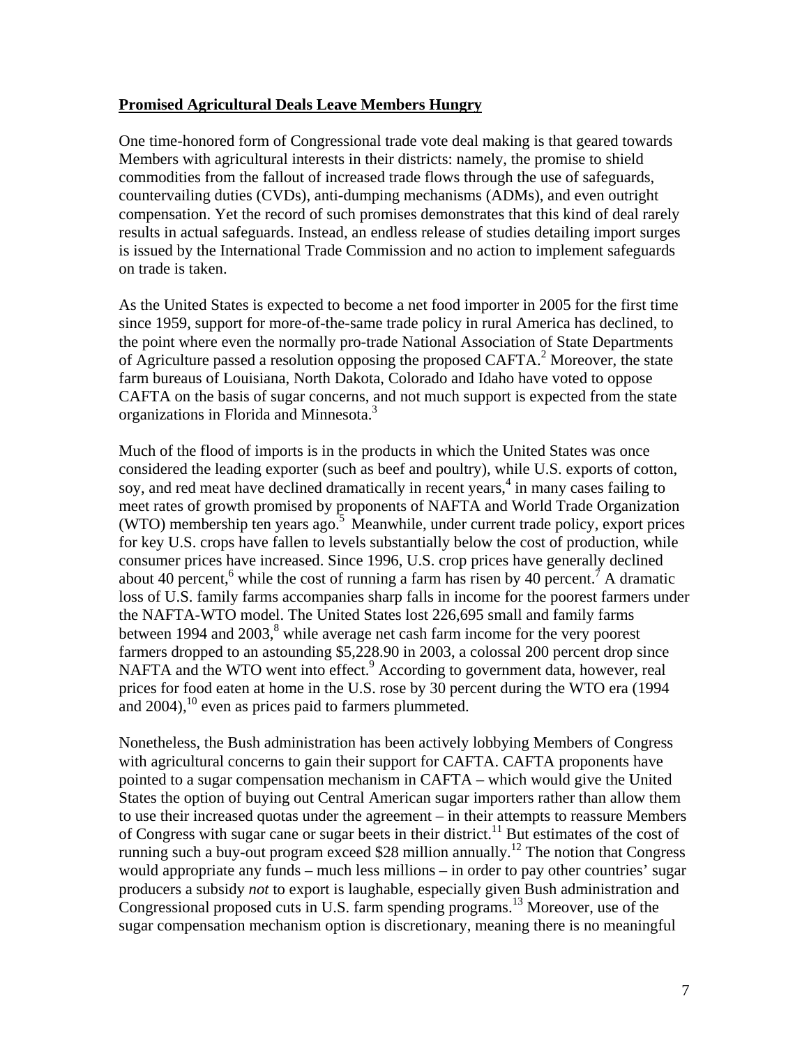**Promised Agricultural Deals Leave Members Hungry**

One time-honored form of Congressional trade vote deal making is that geared towards Members with agricultural interests in their districts: namely, the promise to shield commodities from the fallout of increased trade flows through the use of safeguards, countervailing duties (CVDs), anti-dumping mechanisms (ADMs), and even outright compensation. Yet the record of such promises demonstrates that this kind of deal rarely results in actual safeguards. Instead, an endless release of studies detailing import surges is issued by the International Trade Commission and no action to implement safeguards on trade is taken.

As the United States is expected to become a net food importer in 2005 for the first time since 1959, support for more-of-the-same trade policy in rural America has declined, to the point where even the normally pro-trade National Association of State Departments of Agriculture passed a resolution opposing the proposed CAFTA.[2] Moreover, the state farm bureaus of Louisiana, North Dakota, Colorado and Idaho have voted to oppose CAFTA on the basis of sugar concerns, and not much support is expected from the state organizations in Florida and Minnesota.[3]

Much of the flood of imports is in the products in which the United States was once considered the leading exporter (such as beef and poultry), while U.S. exports of cotton, soy, and red meat have declined dramatically in recent years,[4] in many cases failing to meet rates of growth promised by proponents of NAFTA and World Trade Organization (WTO) membership ten years ago.[5] Meanwhile, under current trade policy, export prices for key U.S. crops have fallen to levels substantially below the cost of production, while consumer prices have increased. Since 1996, U.S. crop prices have generally declined about 40 percent,[6] while the cost of running a farm has risen by 40 percent.[7] A dramatic loss of U.S. family farms accompanies sharp falls in income for the poorest farmers under the NAFTA-WTO model. The United States lost 226,695 small and family farms between 1994 and 2003,[8] while average net cash farm income for the very poorest farmers dropped to an astounding $5,228.90 in 2003, a colossal 200 percent drop since NAFTA and the WTO went into effect.[9] According to government data, however, real prices for food eaten at home in the U.S. rose by 30 percent during the WTO era (1994 and 2004),[10] even as prices paid to farmers plummeted.

Nonetheless, the Bush administration has been actively lobbying Members of Congress with agricultural concerns to gain their support for CAFTA. CAFTA proponents have pointed to a sugar compensation mechanism in CAFTA – which would give the United States the option of buying out Central American sugar importers rather than allow them to use their increased quotas under the agreement – in their attempts to reassure Members of Congress with sugar cane or sugar beets in their district.[11] But estimates of the cost of running such a buy-out program exceed $28 million annually.[12] The notion that Congress would appropriate any funds – much less millions – in order to pay other countries' sugar producers a subsidy *not* to export is laughable, especially given Bush administration and Congressional proposed cuts in U.S. farm spending programs.[13] Moreover, use of the sugar compensation mechanism option is discretionary, meaning there is no meaningful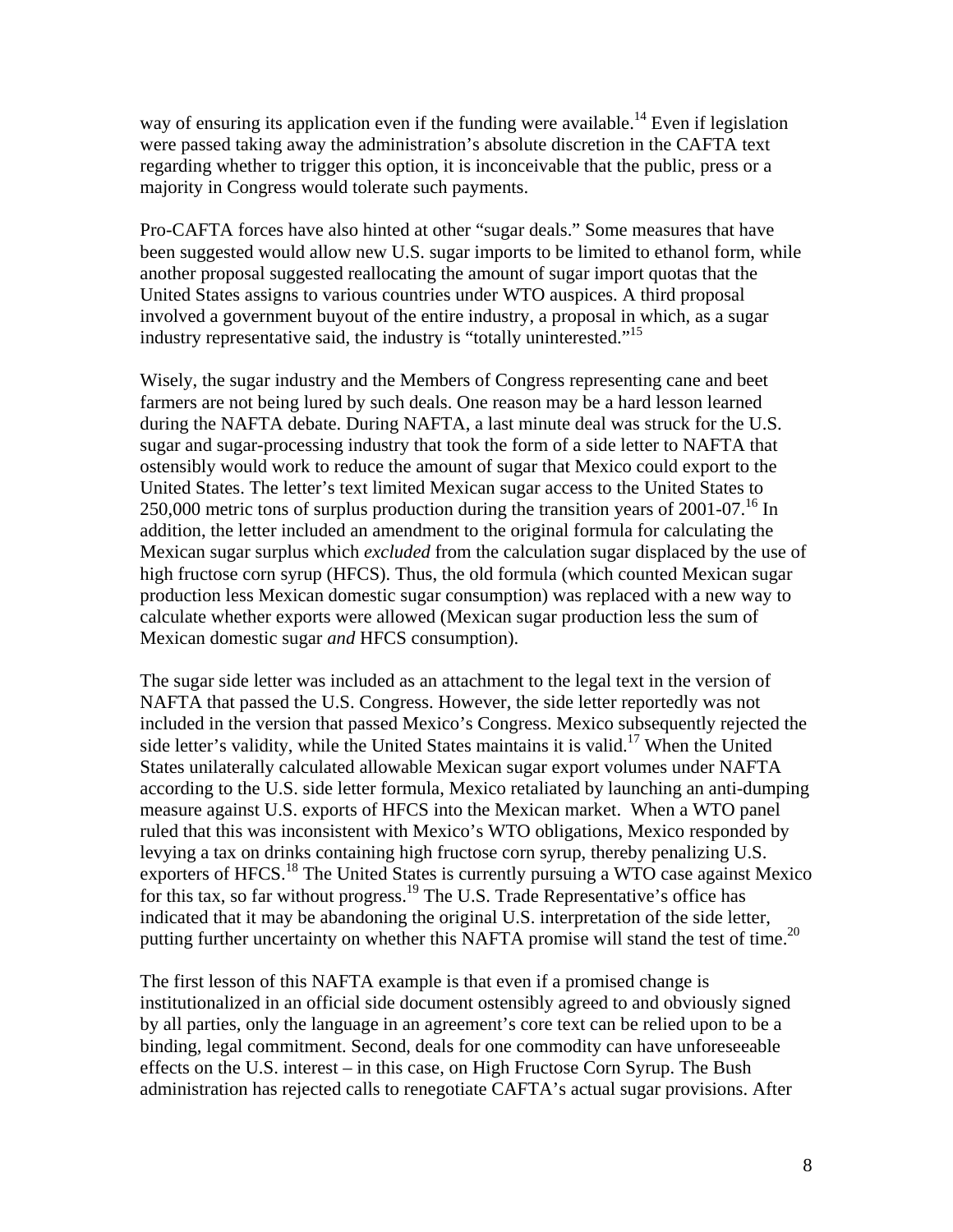way of ensuring its application even if the funding were available.[14] Even if legislation were passed taking away the administration's absolute discretion in the CAFTA text regarding whether to trigger this option, it is inconceivable that the public, press or a majority in Congress would tolerate such payments.

Pro-CAFTA forces have also hinted at other "sugar deals." Some measures that have been suggested would allow new U.S. sugar imports to be limited to ethanol form, while another proposal suggested reallocating the amount of sugar import quotas that the United States assigns to various countries under WTO auspices. A third proposal involved a government buyout of the entire industry, a proposal in which, as a sugar industry representative said, the industry is "totally uninterested."[15]

Wisely, the sugar industry and the Members of Congress representing cane and beet farmers are not being lured by such deals. One reason may be a hard lesson learned during the NAFTA debate. During NAFTA, a last minute deal was struck for the U.S. sugar and sugar-processing industry that took the form of a side letter to NAFTA that ostensibly would work to reduce the amount of sugar that Mexico could export to the United States. The letter's text limited Mexican sugar access to the United States to 250,000 metric tons of surplus production during the transition years of 2001-07.[16] In addition, the letter included an amendment to the original formula for calculating the Mexican sugar surplus which *excluded* from the calculation sugar displaced by the use of high fructose corn syrup (HFCS). Thus, the old formula (which counted Mexican sugar production less Mexican domestic sugar consumption) was replaced with a new way to calculate whether exports were allowed (Mexican sugar production less the sum of Mexican domestic sugar *and* HFCS consumption).

The sugar side letter was included as an attachment to the legal text in the version of NAFTA that passed the U.S. Congress. However, the side letter reportedly was not included in the version that passed Mexico's Congress. Mexico subsequently rejected the side letter's validity, while the United States maintains it is valid.[17] When the United States unilaterally calculated allowable Mexican sugar export volumes under NAFTA according to the U.S. side letter formula, Mexico retaliated by launching an anti-dumping measure against U.S. exports of HFCS into the Mexican market. When a WTO panel ruled that this was inconsistent with Mexico's WTO obligations, Mexico responded by levying a tax on drinks containing high fructose corn syrup, thereby penalizing U.S. exporters of HFCS.[18] The United States is currently pursuing a WTO case against Mexico for this tax, so far without progress.[19] The U.S. Trade Representative's office has indicated that it may be abandoning the original U.S. interpretation of the side letter, putting further uncertainty on whether this NAFTA promise will stand the test of time.[20]

The first lesson of this NAFTA example is that even if a promised change is institutionalized in an official side document ostensibly agreed to and obviously signed by all parties, only the language in an agreement's core text can be relied upon to be a binding, legal commitment. Second, deals for one commodity can have unforeseeable effects on the U.S. interest – in this case, on High Fructose Corn Syrup. The Bush administration has rejected calls to renegotiate CAFTA's actual sugar provisions. After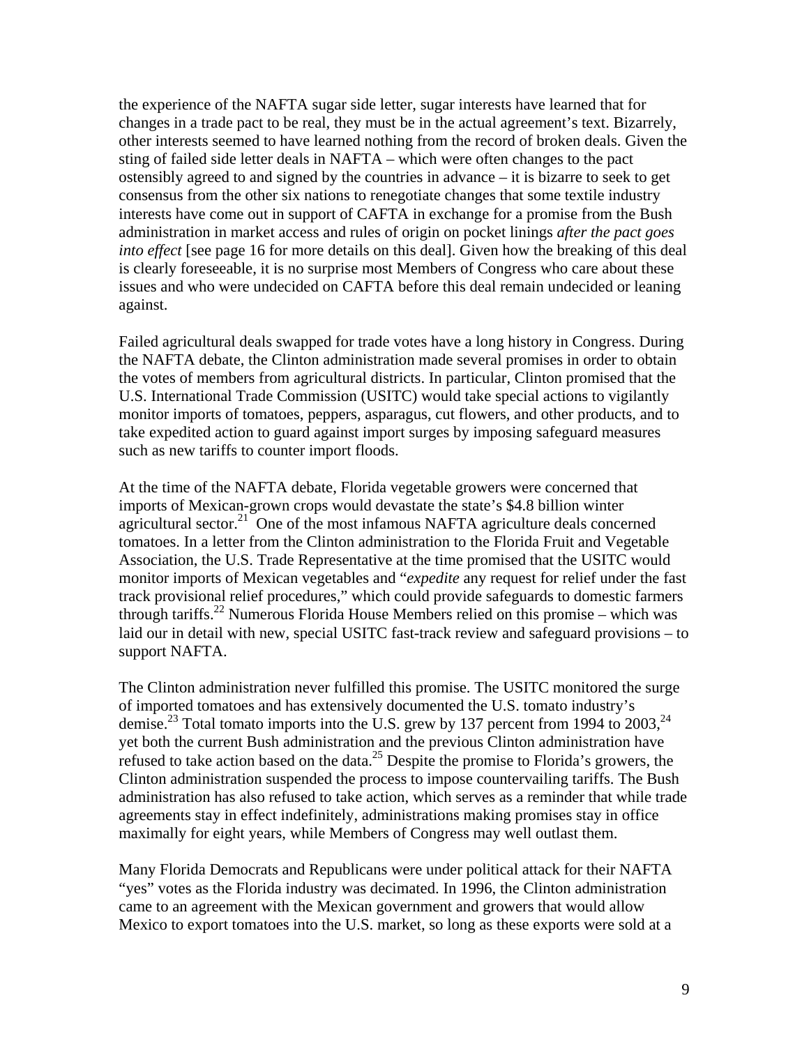the experience of the NAFTA sugar side letter, sugar interests have learned that for changes in a trade pact to be real, they must be in the actual agreement's text. Bizarrely, other interests seemed to have learned nothing from the record of broken deals. Given the sting of failed side letter deals in NAFTA – which were often changes to the pact ostensibly agreed to and signed by the countries in advance – it is bizarre to seek to get consensus from the other six nations to renegotiate changes that some textile industry interests have come out in support of CAFTA in exchange for a promise from the Bush administration in market access and rules of origin on pocket linings *after the pact goes into effect* [see page 16 for more details on this deal]. Given how the breaking of this deal is clearly foreseeable, it is no surprise most Members of Congress who care about these issues and who were undecided on CAFTA before this deal remain undecided or leaning against.

Failed agricultural deals swapped for trade votes have a long history in Congress. During the NAFTA debate, the Clinton administration made several promises in order to obtain the votes of members from agricultural districts. In particular, Clinton promised that the U.S. International Trade Commission (USITC) would take special actions to vigilantly monitor imports of tomatoes, peppers, asparagus, cut flowers, and other products, and to take expedited action to guard against import surges by imposing safeguard measures such as new tariffs to counter import floods.

At the time of the NAFTA debate, Florida vegetable growers were concerned that imports of Mexican-grown crops would devastate the state's $4.8 billion winter agricultural sector.[21] One of the most infamous NAFTA agriculture deals concerned tomatoes. In a letter from the Clinton administration to the Florida Fruit and Vegetable Association, the U.S. Trade Representative at the time promised that the USITC would monitor imports of Mexican vegetables and "*expedite* any request for relief under the fast track provisional relief procedures," which could provide safeguards to domestic farmers through tariffs.[22] Numerous Florida House Members relied on this promise – which was laid our in detail with new, special USITC fast-track review and safeguard provisions – to support NAFTA.

The Clinton administration never fulfilled this promise. The USITC monitored the surge of imported tomatoes and has extensively documented the U.S. tomato industry's demise.[23] Total tomato imports into the U.S. grew by 137 percent from 1994 to 2003,[24] yet both the current Bush administration and the previous Clinton administration have refused to take action based on the data.[25] Despite the promise to Florida's growers, the Clinton administration suspended the process to impose countervailing tariffs. The Bush administration has also refused to take action, which serves as a reminder that while trade agreements stay in effect indefinitely, administrations making promises stay in office maximally for eight years, while Members of Congress may well outlast them.

Many Florida Democrats and Republicans were under political attack for their NAFTA "yes" votes as the Florida industry was decimated. In 1996, the Clinton administration came to an agreement with the Mexican government and growers that would allow Mexico to export tomatoes into the U.S. market, so long as these exports were sold at a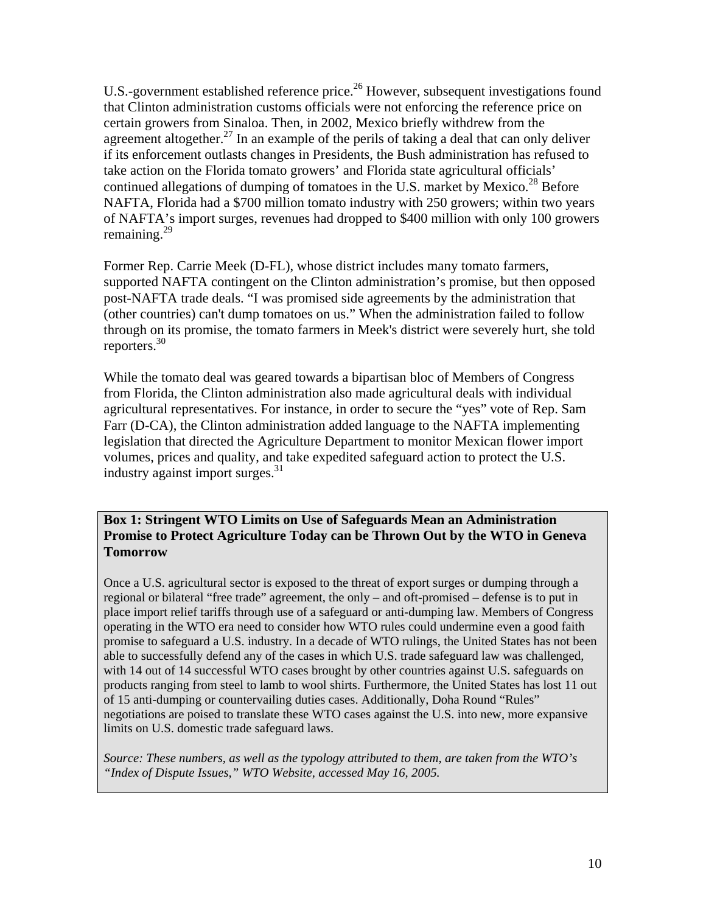U.S.-government established reference price.[26] However, subsequent investigations found that Clinton administration customs officials were not enforcing the reference price on certain growers from Sinaloa. Then, in 2002, Mexico briefly withdrew from the agreement altogether.[27] In an example of the perils of taking a deal that can only deliver if its enforcement outlasts changes in Presidents, the Bush administration has refused to take action on the Florida tomato growers' and Florida state agricultural officials' continued allegations of dumping of tomatoes in the U.S. market by Mexico.[28] Before NAFTA, Florida had a $700 million tomato industry with 250 growers; within two years of NAFTA's import surges, revenues had dropped to $400 million with only 100 growers remaining.[29]

Former Rep. Carrie Meek (D-FL), whose district includes many tomato farmers, supported NAFTA contingent on the Clinton administration's promise, but then opposed post-NAFTA trade deals. "I was promised side agreements by the administration that (other countries) can't dump tomatoes on us." When the administration failed to follow through on its promise, the tomato farmers in Meek's district were severely hurt, she told reporters.[30]

While the tomato deal was geared towards a bipartisan bloc of Members of Congress from Florida, the Clinton administration also made agricultural deals with individual agricultural representatives. For instance, in order to secure the "yes" vote of Rep. Sam Farr (D-CA), the Clinton administration added language to the NAFTA implementing legislation that directed the Agriculture Department to monitor Mexican flower import volumes, prices and quality, and take expedited safeguard action to protect the U.S. industry against import surges.[31]

**Box 1: Stringent WTO Limits on Use of Safeguards Mean an Administration Promise to Protect Agriculture Today can be Thrown Out by the WTO in Geneva Tomorrow**

Once a U.S. agricultural sector is exposed to the threat of export surges or dumping through a regional or bilateral "free trade" agreement, the only – and oft-promised – defense is to put in place import relief tariffs through use of a safeguard or anti-dumping law. Members of Congress operating in the WTO era need to consider how WTO rules could undermine even a good faith promise to safeguard a U.S. industry. In a decade of WTO rulings, the United States has not been able to successfully defend any of the cases in which U.S. trade safeguard law was challenged, with 14 out of 14 successful WTO cases brought by other countries against U.S. safeguards on products ranging from steel to lamb to wool shirts. Furthermore, the United States has lost 11 out of 15 anti-dumping or countervailing duties cases. Additionally, Doha Round "Rules" negotiations are poised to translate these WTO cases against the U.S. into new, more expansive limits on U.S. domestic trade safeguard laws.

*Source: These numbers, as well as the typology attributed to them, are taken from the WTO's "Index of Dispute Issues," WTO Website, accessed May 16, 2005.*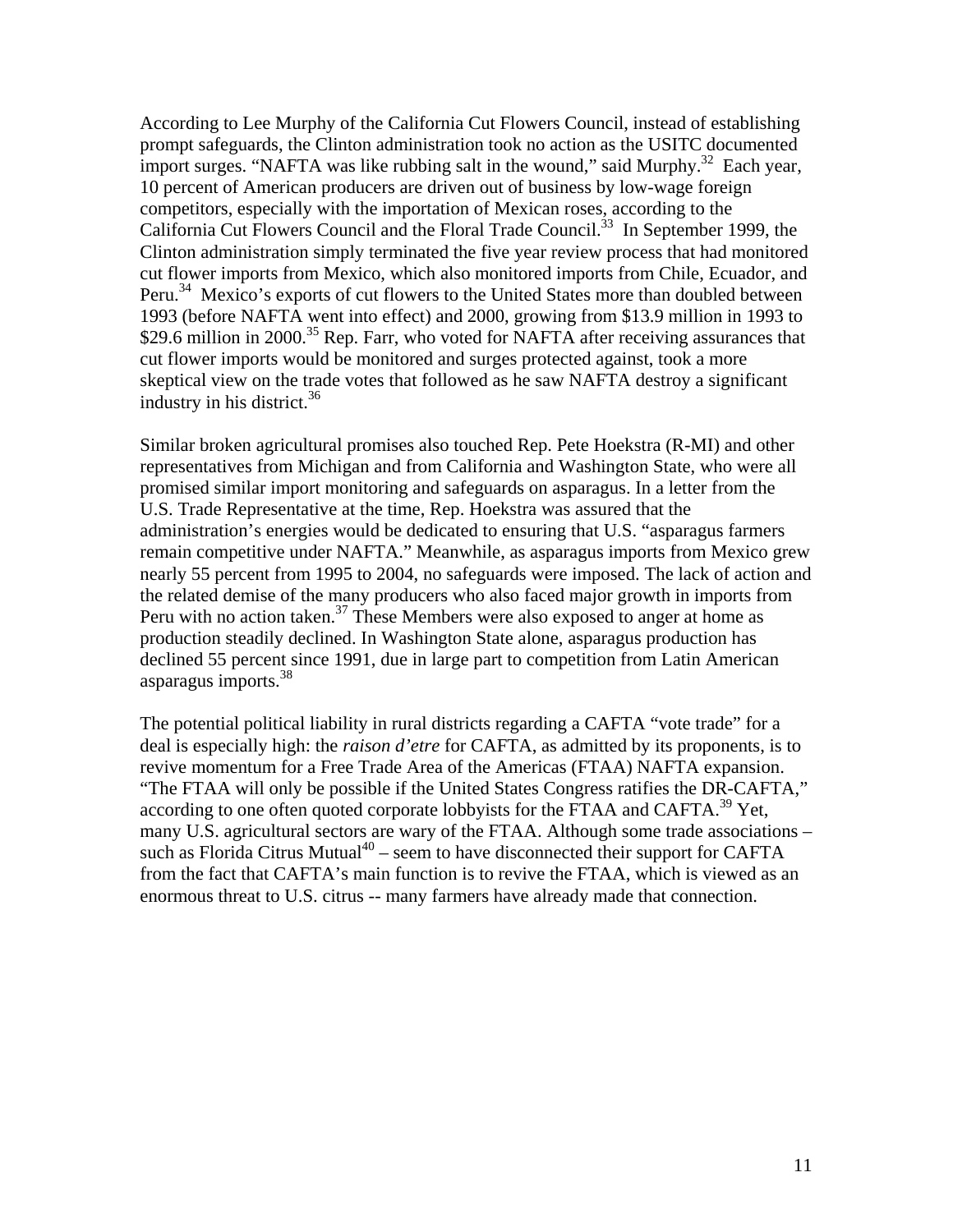According to Lee Murphy of the California Cut Flowers Council, instead of establishing prompt safeguards, the Clinton administration took no action as the USITC documented import surges. "NAFTA was like rubbing salt in the wound," said Murphy.[32] Each year, 10 percent of American producers are driven out of business by low-wage foreign competitors, especially with the importation of Mexican roses, according to the California Cut Flowers Council and the Floral Trade Council.[33] In September 1999, the Clinton administration simply terminated the five year review process that had monitored cut flower imports from Mexico, which also monitored imports from Chile, Ecuador, and Peru.[34] Mexico's exports of cut flowers to the United States more than doubled between 1993 (before NAFTA went into effect) and 2000, growing from $13.9 million in 1993 to $29.6 million in 2000.[35] Rep. Farr, who voted for NAFTA after receiving assurances that cut flower imports would be monitored and surges protected against, took a more skeptical view on the trade votes that followed as he saw NAFTA destroy a significant industry in his district.[36]

Similar broken agricultural promises also touched Rep. Pete Hoekstra (R-MI) and other representatives from Michigan and from California and Washington State, who were all promised similar import monitoring and safeguards on asparagus. In a letter from the U.S. Trade Representative at the time, Rep. Hoekstra was assured that the administration's energies would be dedicated to ensuring that U.S. "asparagus farmers remain competitive under NAFTA." Meanwhile, as asparagus imports from Mexico grew nearly 55 percent from 1995 to 2004, no safeguards were imposed. The lack of action and the related demise of the many producers who also faced major growth in imports from Peru with no action taken.[37] These Members were also exposed to anger at home as production steadily declined. In Washington State alone, asparagus production has declined 55 percent since 1991, due in large part to competition from Latin American asparagus imports.[38]

The potential political liability in rural districts regarding a CAFTA "vote trade" for a deal is especially high: the *raison d'etre* for CAFTA, as admitted by its proponents, is to revive momentum for a Free Trade Area of the Americas (FTAA) NAFTA expansion. "The FTAA will only be possible if the United States Congress ratifies the DR-CAFTA," according to one often quoted corporate lobbyists for the FTAA and CAFTA.[39] Yet, many U.S. agricultural sectors are wary of the FTAA. Although some trade associations – such as Florida Citrus Mutual[40] – seem to have disconnected their support for CAFTA from the fact that CAFTA's main function is to revive the FTAA, which is viewed as an enormous threat to U.S. citrus -- many farmers have already made that connection.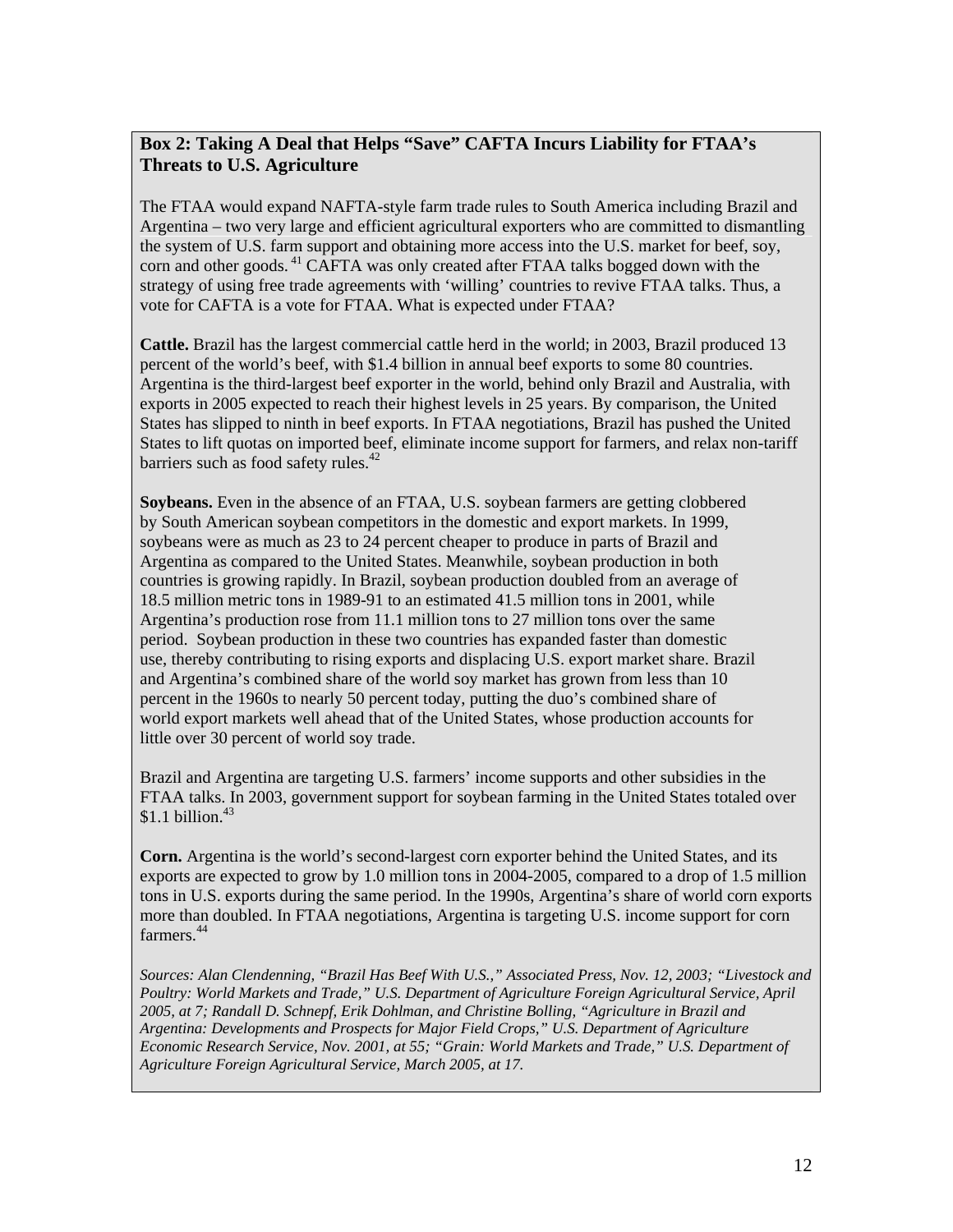**Box 2: Taking A Deal that Helps "Save" CAFTA Incurs Liability for FTAA's Threats to U.S. Agriculture**

The FTAA would expand NAFTA-style farm trade rules to South America including Brazil and Argentina – two very large and efficient agricultural exporters who are committed to dismantling the system of U.S. farm support and obtaining more access into the U.S. market for beef, soy, corn and other goods.[41] CAFTA was only created after FTAA talks bogged down with the strategy of using free trade agreements with 'willing' countries to revive FTAA talks. Thus, a vote for CAFTA is a vote for FTAA. What is expected under FTAA?

**Cattle.** Brazil has the largest commercial cattle herd in the world; in 2003, Brazil produced 13 percent of the world's beef, with $1.4 billion in annual beef exports to some 80 countries. Argentina is the third-largest beef exporter in the world, behind only Brazil and Australia, with exports in 2005 expected to reach their highest levels in 25 years. By comparison, the United States has slipped to ninth in beef exports. In FTAA negotiations, Brazil has pushed the United States to lift quotas on imported beef, eliminate income support for farmers, and relax non-tariff barriers such as food safety rules.[42]

**Soybeans.** Even in the absence of an FTAA, U.S. soybean farmers are getting clobbered by South American soybean competitors in the domestic and export markets. In 1999, soybeans were as much as 23 to 24 percent cheaper to produce in parts of Brazil and Argentina as compared to the United States. Meanwhile, soybean production in both countries is growing rapidly. In Brazil, soybean production doubled from an average of 18.5 million metric tons in 1989-91 to an estimated 41.5 million tons in 2001, while Argentina's production rose from 11.1 million tons to 27 million tons over the same period. Soybean production in these two countries has expanded faster than domestic use, thereby contributing to rising exports and displacing U.S. export market share. Brazil and Argentina's combined share of the world soy market has grown from less than 10 percent in the 1960s to nearly 50 percent today, putting the duo's combined share of world export markets well ahead that of the United States, whose production accounts for little over 30 percent of world soy trade.

Brazil and Argentina are targeting U.S. farmers' income supports and other subsidies in the FTAA talks. In 2003, government support for soybean farming in the United States totaled over $1.1 billion.[43]

**Corn.** Argentina is the world's second-largest corn exporter behind the United States, and its exports are expected to grow by 1.0 million tons in 2004-2005, compared to a drop of 1.5 million tons in U.S. exports during the same period. In the 1990s, Argentina's share of world corn exports more than doubled. In FTAA negotiations, Argentina is targeting U.S. income support for corn farmers.[44]

*Sources: Alan Clendenning, "Brazil Has Beef With U.S.," Associated Press, Nov. 12, 2003; "Livestock and Poultry: World Markets and Trade," U.S. Department of Agriculture Foreign Agricultural Service, April 2005, at 7; Randall D. Schnepf, Erik Dohlman, and Christine Bolling, "Agriculture in Brazil and Argentina: Developments and Prospects for Major Field Crops," U.S. Department of Agriculture Economic Research Service, Nov. 2001, at 55; "Grain: World Markets and Trade," U.S. Department of Agriculture Foreign Agricultural Service, March 2005, at 17.*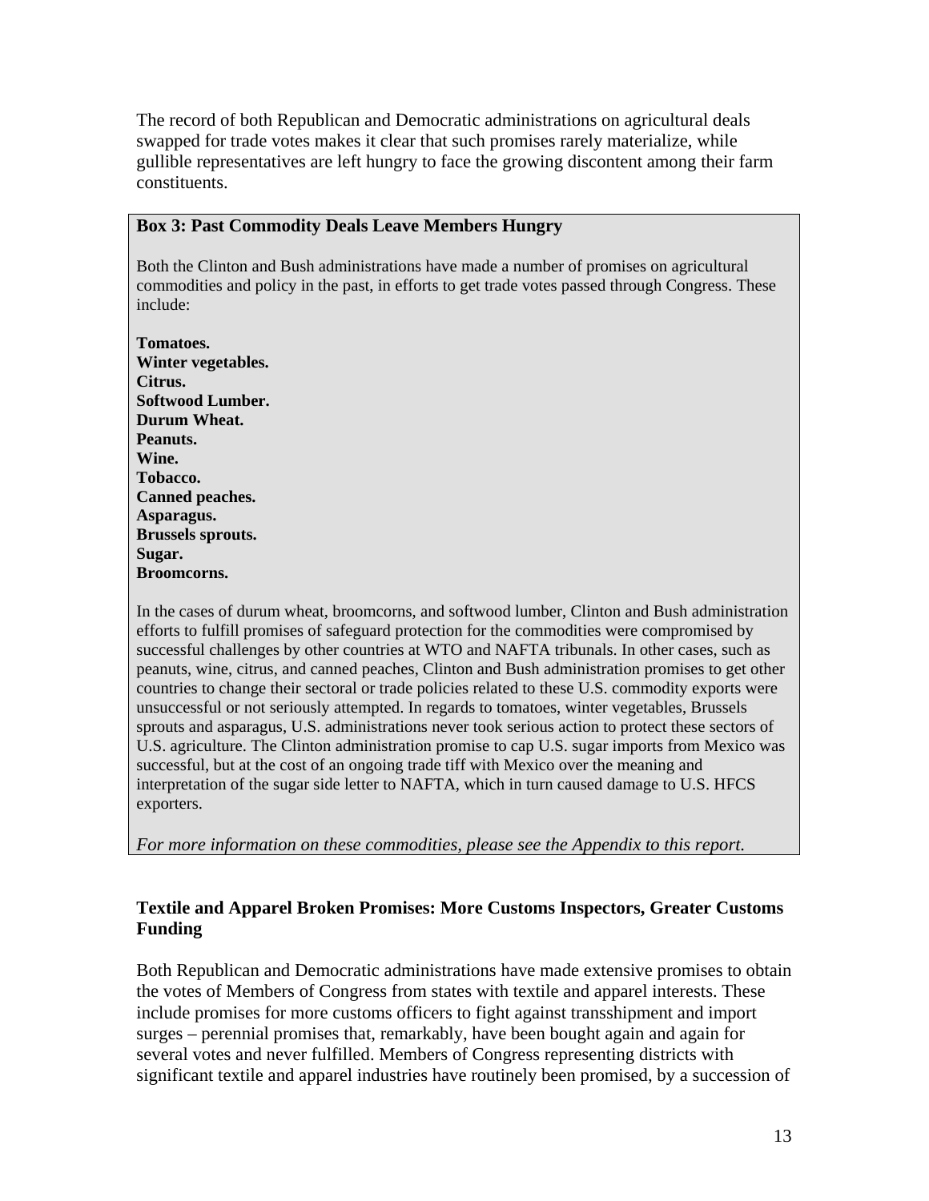The record of both Republican and Democratic administrations on agricultural deals swapped for trade votes makes it clear that such promises rarely materialize, while gullible representatives are left hungry to face the growing discontent among their farm constituents.

**Box 3: Past Commodity Deals Leave Members Hungry**

Both the Clinton and Bush administrations have made a number of promises on agricultural commodities and policy in the past, in efforts to get trade votes passed through Congress. These include:

**Tomatoes.**
**Winter vegetables.**
**Citrus.**
**Softwood Lumber.**
**Durum Wheat.**
**Peanuts.**
**Wine.**
**Tobacco.**
**Canned peaches.**
**Asparagus.**
**Brussels sprouts.**
**Sugar.**
**Broomcorns.**

In the cases of durum wheat, broomcorns, and softwood lumber, Clinton and Bush administration efforts to fulfill promises of safeguard protection for the commodities were compromised by successful challenges by other countries at WTO and NAFTA tribunals. In other cases, such as peanuts, wine, citrus, and canned peaches, Clinton and Bush administration promises to get other countries to change their sectoral or trade policies related to these U.S. commodity exports were unsuccessful or not seriously attempted. In regards to tomatoes, winter vegetables, Brussels sprouts and asparagus, U.S. administrations never took serious action to protect these sectors of U.S. agriculture. The Clinton administration promise to cap U.S. sugar imports from Mexico was successful, but at the cost of an ongoing trade tiff with Mexico over the meaning and interpretation of the sugar side letter to NAFTA, which in turn caused damage to U.S. HFCS exporters.

*For more information on these commodities, please see the Appendix to this report.*

### Textile and Apparel Broken Promises: More Customs Inspectors, Greater Customs Funding

Both Republican and Democratic administrations have made extensive promises to obtain the votes of Members of Congress from states with textile and apparel interests. These include promises for more customs officers to fight against transshipment and import surges – perennial promises that, remarkably, have been bought again and again for several votes and never fulfilled. Members of Congress representing districts with significant textile and apparel industries have routinely been promised, by a succession of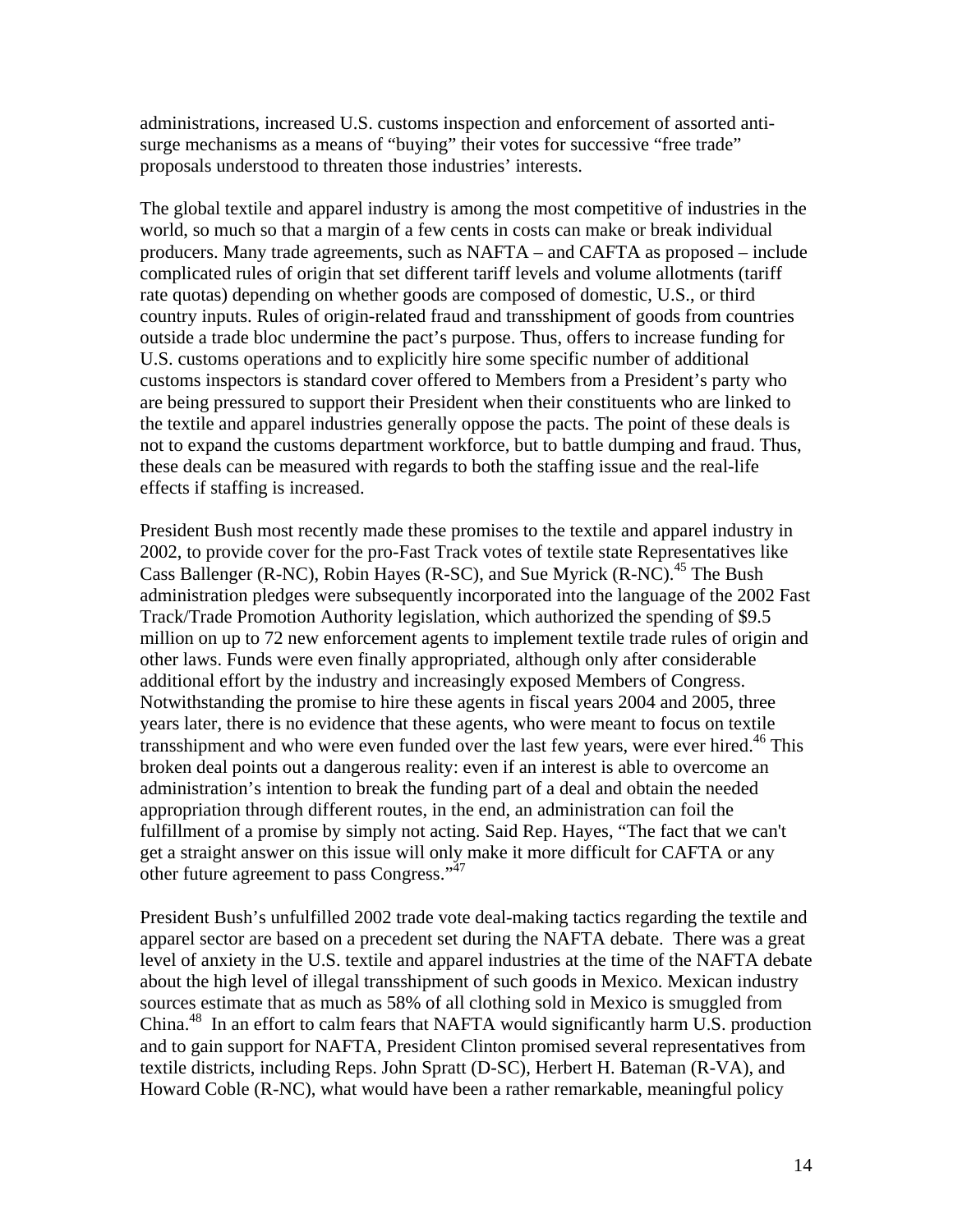administrations, increased U.S. customs inspection and enforcement of assorted anti-surge mechanisms as a means of "buying" their votes for successive "free trade" proposals understood to threaten those industries' interests.

The global textile and apparel industry is among the most competitive of industries in the world, so much so that a margin of a few cents in costs can make or break individual producers. Many trade agreements, such as NAFTA – and CAFTA as proposed – include complicated rules of origin that set different tariff levels and volume allotments (tariff rate quotas) depending on whether goods are composed of domestic, U.S., or third country inputs. Rules of origin-related fraud and transshipment of goods from countries outside a trade bloc undermine the pact's purpose. Thus, offers to increase funding for U.S. customs operations and to explicitly hire some specific number of additional customs inspectors is standard cover offered to Members from a President's party who are being pressured to support their President when their constituents who are linked to the textile and apparel industries generally oppose the pacts. The point of these deals is not to expand the customs department workforce, but to battle dumping and fraud. Thus, these deals can be measured with regards to both the staffing issue and the real-life effects if staffing is increased.

President Bush most recently made these promises to the textile and apparel industry in 2002, to provide cover for the pro-Fast Track votes of textile state Representatives like Cass Ballenger (R-NC), Robin Hayes (R-SC), and Sue Myrick (R-NC).[45] The Bush administration pledges were subsequently incorporated into the language of the 2002 Fast Track/Trade Promotion Authority legislation, which authorized the spending of $9.5 million on up to 72 new enforcement agents to implement textile trade rules of origin and other laws. Funds were even finally appropriated, although only after considerable additional effort by the industry and increasingly exposed Members of Congress. Notwithstanding the promise to hire these agents in fiscal years 2004 and 2005, three years later, there is no evidence that these agents, who were meant to focus on textile transshipment and who were even funded over the last few years, were ever hired.[46] This broken deal points out a dangerous reality: even if an interest is able to overcome an administration's intention to break the funding part of a deal and obtain the needed appropriation through different routes, in the end, an administration can foil the fulfillment of a promise by simply not acting. Said Rep. Hayes, "The fact that we can't get a straight answer on this issue will only make it more difficult for CAFTA or any other future agreement to pass Congress."[47]

President Bush's unfulfilled 2002 trade vote deal-making tactics regarding the textile and apparel sector are based on a precedent set during the NAFTA debate. There was a great level of anxiety in the U.S. textile and apparel industries at the time of the NAFTA debate about the high level of illegal transshipment of such goods in Mexico. Mexican industry sources estimate that as much as 58% of all clothing sold in Mexico is smuggled from China.[48] In an effort to calm fears that NAFTA would significantly harm U.S. production and to gain support for NAFTA, President Clinton promised several representatives from textile districts, including Reps. John Spratt (D-SC), Herbert H. Bateman (R-VA), and Howard Coble (R-NC), what would have been a rather remarkable, meaningful policy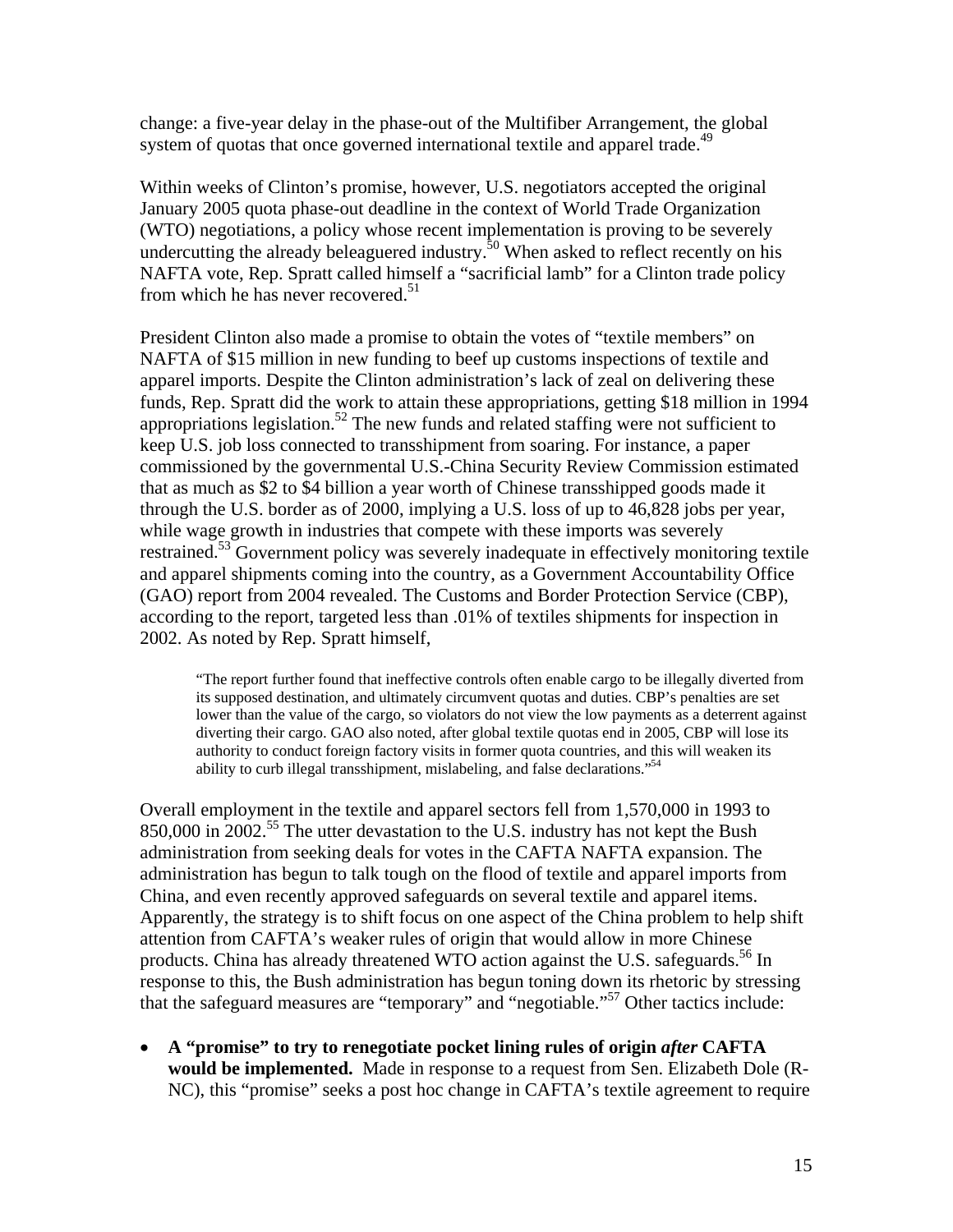change: a five-year delay in the phase-out of the Multifiber Arrangement, the global system of quotas that once governed international textile and apparel trade.[49]

Within weeks of Clinton's promise, however, U.S. negotiators accepted the original January 2005 quota phase-out deadline in the context of World Trade Organization (WTO) negotiations, a policy whose recent implementation is proving to be severely undercutting the already beleaguered industry.[50] When asked to reflect recently on his NAFTA vote, Rep. Spratt called himself a "sacrificial lamb" for a Clinton trade policy from which he has never recovered.[51]

President Clinton also made a promise to obtain the votes of "textile members" on NAFTA of $15 million in new funding to beef up customs inspections of textile and apparel imports. Despite the Clinton administration's lack of zeal on delivering these funds, Rep. Spratt did the work to attain these appropriations, getting $18 million in 1994 appropriations legislation.[52] The new funds and related staffing were not sufficient to keep U.S. job loss connected to transshipment from soaring. For instance, a paper commissioned by the governmental U.S.-China Security Review Commission estimated that as much as $2 to $4 billion a year worth of Chinese transshipped goods made it through the U.S. border as of 2000, implying a U.S. loss of up to 46,828 jobs per year, while wage growth in industries that compete with these imports was severely restrained.[53] Government policy was severely inadequate in effectively monitoring textile and apparel shipments coming into the country, as a Government Accountability Office (GAO) report from 2004 revealed. The Customs and Border Protection Service (CBP), according to the report, targeted less than .01% of textiles shipments for inspection in 2002. As noted by Rep. Spratt himself,

> "The report further found that ineffective controls often enable cargo to be illegally diverted from its supposed destination, and ultimately circumvent quotas and duties. CBP's penalties are set lower than the value of the cargo, so violators do not view the low payments as a deterrent against diverting their cargo. GAO also noted, after global textile quotas end in 2005, CBP will lose its authority to conduct foreign factory visits in former quota countries, and this will weaken its ability to curb illegal transshipment, mislabeling, and false declarations."[54]

Overall employment in the textile and apparel sectors fell from 1,570,000 in 1993 to 850,000 in 2002.[55] The utter devastation to the U.S. industry has not kept the Bush administration from seeking deals for votes in the CAFTA NAFTA expansion. The administration has begun to talk tough on the flood of textile and apparel imports from China, and even recently approved safeguards on several textile and apparel items. Apparently, the strategy is to shift focus on one aspect of the China problem to help shift attention from CAFTA's weaker rules of origin that would allow in more Chinese products. China has already threatened WTO action against the U.S. safeguards.[56] In response to this, the Bush administration has begun toning down its rhetoric by stressing that the safeguard measures are "temporary" and "negotiable."[57] Other tactics include:

- **A "promise" to try to renegotiate pocket lining rules of origin *after* CAFTA would be implemented.** Made in response to a request from Sen. Elizabeth Dole (R-NC), this "promise" seeks a post hoc change in CAFTA's textile agreement to require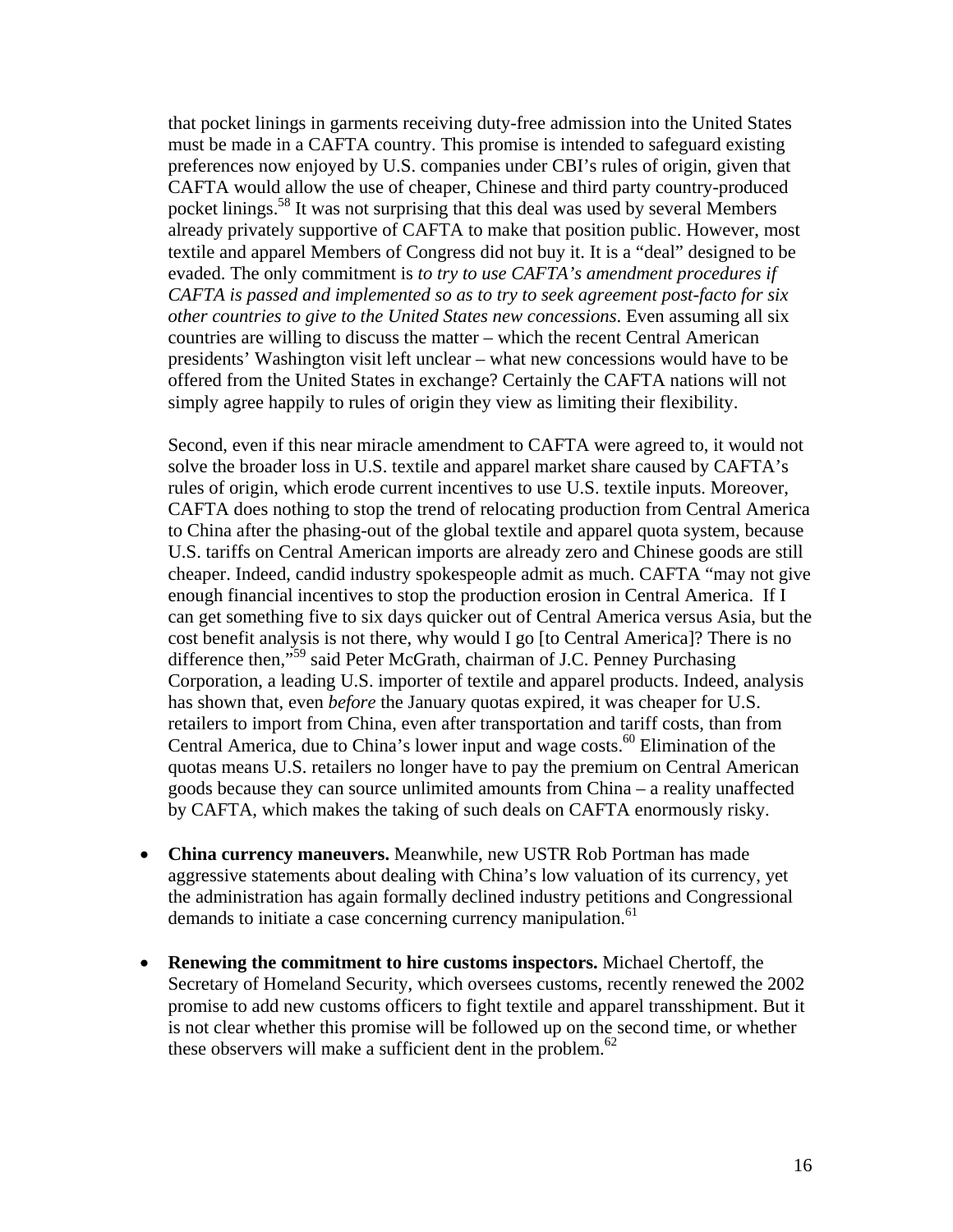that pocket linings in garments receiving duty-free admission into the United States must be made in a CAFTA country. This promise is intended to safeguard existing preferences now enjoyed by U.S. companies under CBI's rules of origin, given that CAFTA would allow the use of cheaper, Chinese and third party country-produced pocket linings.[58] It was not surprising that this deal was used by several Members already privately supportive of CAFTA to make that position public. However, most textile and apparel Members of Congress did not buy it. It is a "deal" designed to be evaded. The only commitment is *to try to use CAFTA's amendment procedures if CAFTA is passed and implemented so as to try to seek agreement post-facto for six other countries to give to the United States new concessions*. Even assuming all six countries are willing to discuss the matter – which the recent Central American presidents' Washington visit left unclear – what new concessions would have to be offered from the United States in exchange? Certainly the CAFTA nations will not simply agree happily to rules of origin they view as limiting their flexibility.

Second, even if this near miracle amendment to CAFTA were agreed to, it would not solve the broader loss in U.S. textile and apparel market share caused by CAFTA's rules of origin, which erode current incentives to use U.S. textile inputs. Moreover, CAFTA does nothing to stop the trend of relocating production from Central America to China after the phasing-out of the global textile and apparel quota system, because U.S. tariffs on Central American imports are already zero and Chinese goods are still cheaper. Indeed, candid industry spokespeople admit as much. CAFTA "may not give enough financial incentives to stop the production erosion in Central America. If I can get something five to six days quicker out of Central America versus Asia, but the cost benefit analysis is not there, why would I go [to Central America]? There is no difference then,"[59] said Peter McGrath, chairman of J.C. Penney Purchasing Corporation, a leading U.S. importer of textile and apparel products. Indeed, analysis has shown that, even *before* the January quotas expired, it was cheaper for U.S. retailers to import from China, even after transportation and tariff costs, than from Central America, due to China's lower input and wage costs.[60] Elimination of the quotas means U.S. retailers no longer have to pay the premium on Central American goods because they can source unlimited amounts from China – a reality unaffected by CAFTA, which makes the taking of such deals on CAFTA enormously risky.

- **China currency maneuvers.** Meanwhile, new USTR Rob Portman has made aggressive statements about dealing with China's low valuation of its currency, yet the administration has again formally declined industry petitions and Congressional demands to initiate a case concerning currency manipulation.[61]

- **Renewing the commitment to hire customs inspectors.** Michael Chertoff, the Secretary of Homeland Security, which oversees customs, recently renewed the 2002 promise to add new customs officers to fight textile and apparel transshipment. But it is not clear whether this promise will be followed up on the second time, or whether these observers will make a sufficient dent in the problem.[62]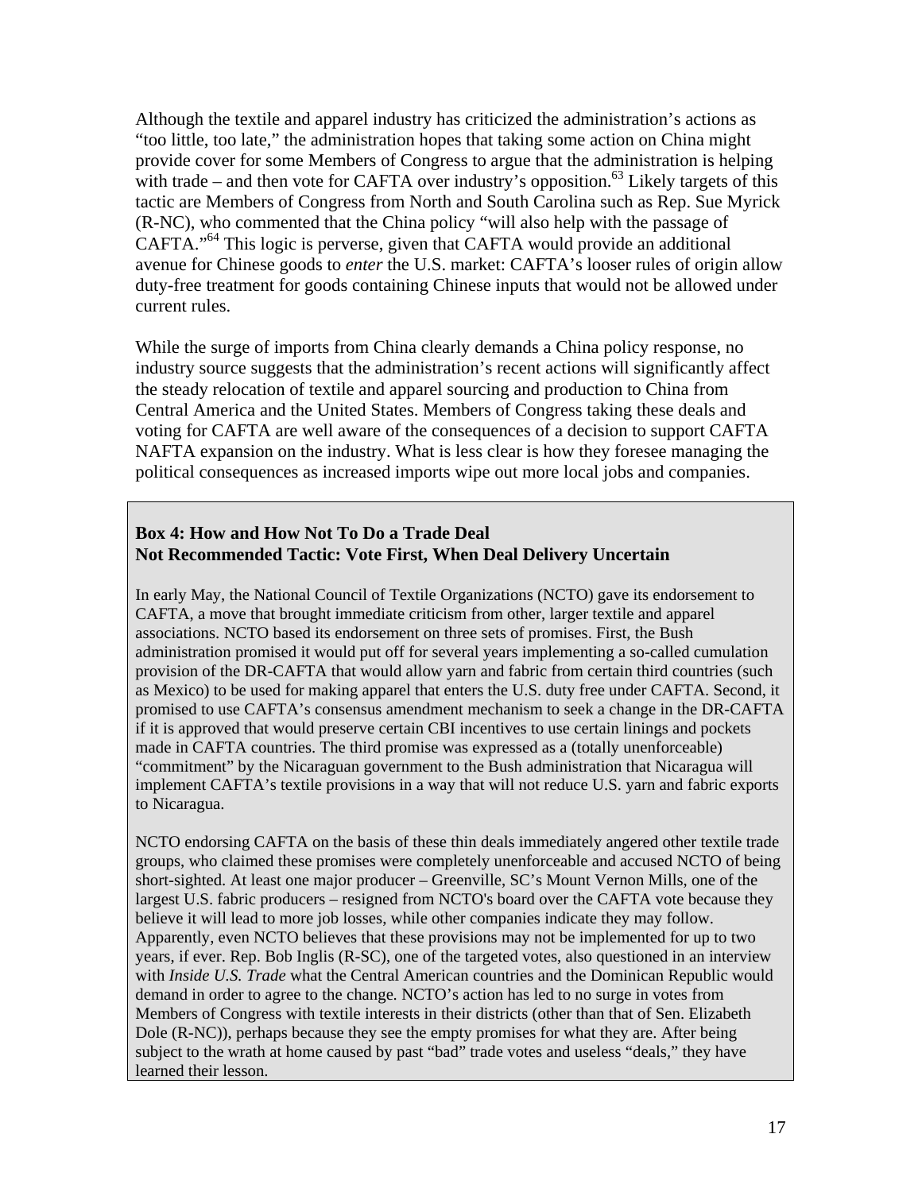Although the textile and apparel industry has criticized the administration's actions as "too little, too late," the administration hopes that taking some action on China might provide cover for some Members of Congress to argue that the administration is helping with trade – and then vote for CAFTA over industry's opposition.[63] Likely targets of this tactic are Members of Congress from North and South Carolina such as Rep. Sue Myrick (R-NC), who commented that the China policy "will also help with the passage of CAFTA."[64] This logic is perverse, given that CAFTA would provide an additional avenue for Chinese goods to *enter* the U.S. market: CAFTA's looser rules of origin allow duty-free treatment for goods containing Chinese inputs that would not be allowed under current rules.

While the surge of imports from China clearly demands a China policy response, no industry source suggests that the administration's recent actions will significantly affect the steady relocation of textile and apparel sourcing and production to China from Central America and the United States. Members of Congress taking these deals and voting for CAFTA are well aware of the consequences of a decision to support CAFTA NAFTA expansion on the industry. What is less clear is how they foresee managing the political consequences as increased imports wipe out more local jobs and companies.

**Box 4: How and How Not To Do a Trade Deal**
**Not Recommended Tactic: Vote First, When Deal Delivery Uncertain**

In early May, the National Council of Textile Organizations (NCTO) gave its endorsement to CAFTA, a move that brought immediate criticism from other, larger textile and apparel associations. NCTO based its endorsement on three sets of promises. First, the Bush administration promised it would put off for several years implementing a so-called cumulation provision of the DR-CAFTA that would allow yarn and fabric from certain third countries (such as Mexico) to be used for making apparel that enters the U.S. duty free under CAFTA. Second, it promised to use CAFTA's consensus amendment mechanism to seek a change in the DR-CAFTA if it is approved that would preserve certain CBI incentives to use certain linings and pockets made in CAFTA countries. The third promise was expressed as a (totally unenforceable) "commitment" by the Nicaraguan government to the Bush administration that Nicaragua will implement CAFTA's textile provisions in a way that will not reduce U.S. yarn and fabric exports to Nicaragua.

NCTO endorsing CAFTA on the basis of these thin deals immediately angered other textile trade groups, who claimed these promises were completely unenforceable and accused NCTO of being short-sighted. At least one major producer – Greenville, SC's Mount Vernon Mills, one of the largest U.S. fabric producers – resigned from NCTO's board over the CAFTA vote because they believe it will lead to more job losses, while other companies indicate they may follow. Apparently, even NCTO believes that these provisions may not be implemented for up to two years, if ever. Rep. Bob Inglis (R-SC), one of the targeted votes, also questioned in an interview with *Inside U.S. Trade* what the Central American countries and the Dominican Republic would demand in order to agree to the change. NCTO's action has led to no surge in votes from Members of Congress with textile interests in their districts (other than that of Sen. Elizabeth Dole (R-NC)), perhaps because they see the empty promises for what they are. After being subject to the wrath at home caused by past "bad" trade votes and useless "deals," they have learned their lesson.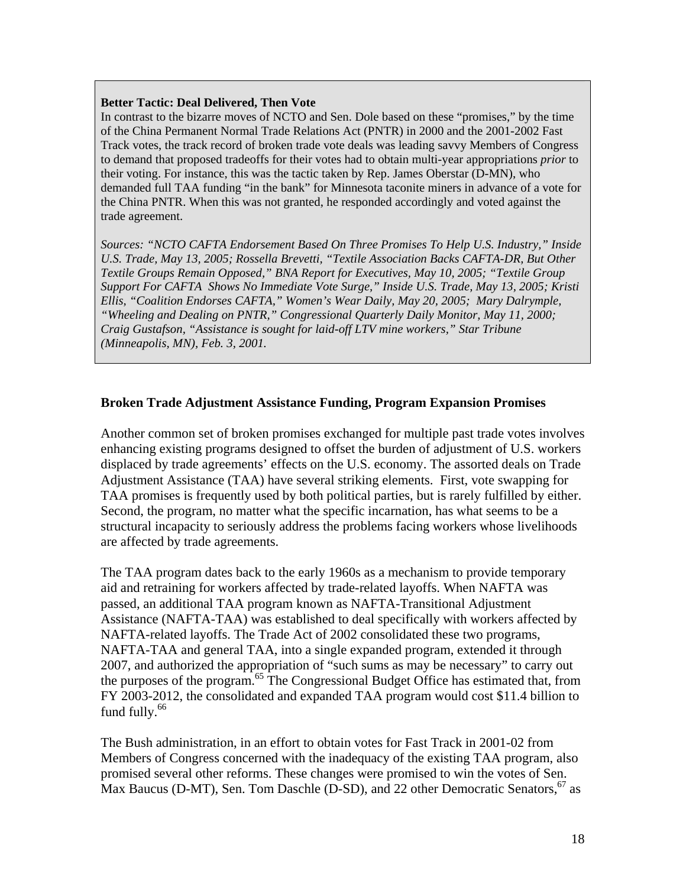**Better Tactic: Deal Delivered, Then Vote**

In contrast to the bizarre moves of NCTO and Sen. Dole based on these "promises," by the time of the China Permanent Normal Trade Relations Act (PNTR) in 2000 and the 2001-2002 Fast Track votes, the track record of broken trade vote deals was leading savvy Members of Congress to demand that proposed tradeoffs for their votes had to obtain multi-year appropriations *prior* to their voting. For instance, this was the tactic taken by Rep. James Oberstar (D-MN), who demanded full TAA funding "in the bank" for Minnesota taconite miners in advance of a vote for the China PNTR. When this was not granted, he responded accordingly and voted against the trade agreement.

*Sources: "NCTO CAFTA Endorsement Based On Three Promises To Help U.S. Industry," Inside U.S. Trade, May 13, 2005; Rossella Brevetti, "Textile Association Backs CAFTA-DR, But Other Textile Groups Remain Opposed," BNA Report for Executives, May 10, 2005; "Textile Group Support For CAFTA Shows No Immediate Vote Surge," Inside U.S. Trade, May 13, 2005; Kristi Ellis, "Coalition Endorses CAFTA," Women's Wear Daily, May 20, 2005; Mary Dalrymple, "Wheeling and Dealing on PNTR," Congressional Quarterly Daily Monitor, May 11, 2000; Craig Gustafson, "Assistance is sought for laid-off LTV mine workers," Star Tribune (Minneapolis, MN), Feb. 3, 2001.*

### Broken Trade Adjustment Assistance Funding, Program Expansion Promises

Another common set of broken promises exchanged for multiple past trade votes involves enhancing existing programs designed to offset the burden of adjustment of U.S. workers displaced by trade agreements' effects on the U.S. economy. The assorted deals on Trade Adjustment Assistance (TAA) have several striking elements. First, vote swapping for TAA promises is frequently used by both political parties, but is rarely fulfilled by either. Second, the program, no matter what the specific incarnation, has what seems to be a structural incapacity to seriously address the problems facing workers whose livelihoods are affected by trade agreements.

The TAA program dates back to the early 1960s as a mechanism to provide temporary aid and retraining for workers affected by trade-related layoffs. When NAFTA was passed, an additional TAA program known as NAFTA-Transitional Adjustment Assistance (NAFTA-TAA) was established to deal specifically with workers affected by NAFTA-related layoffs. The Trade Act of 2002 consolidated these two programs, NAFTA-TAA and general TAA, into a single expanded program, extended it through 2007, and authorized the appropriation of "such sums as may be necessary" to carry out the purposes of the program.[65] The Congressional Budget Office has estimated that, from FY 2003-2012, the consolidated and expanded TAA program would cost \$11.4 billion to fund fully.[66]

The Bush administration, in an effort to obtain votes for Fast Track in 2001-02 from Members of Congress concerned with the inadequacy of the existing TAA program, also promised several other reforms. These changes were promised to win the votes of Sen. Max Baucus (D-MT), Sen. Tom Daschle (D-SD), and 22 other Democratic Senators,[67] as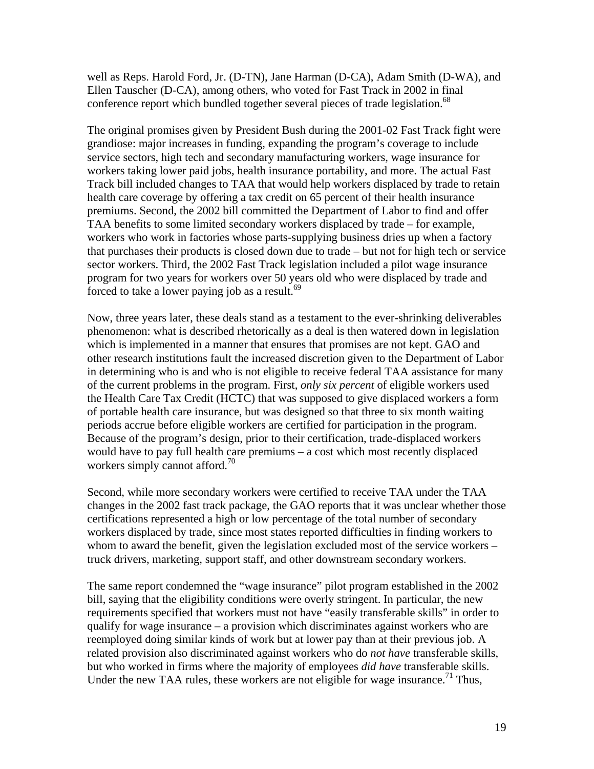well as Reps. Harold Ford, Jr. (D-TN), Jane Harman (D-CA), Adam Smith (D-WA), and Ellen Tauscher (D-CA), among others, who voted for Fast Track in 2002 in final conference report which bundled together several pieces of trade legislation.[68]

The original promises given by President Bush during the 2001-02 Fast Track fight were grandiose: major increases in funding, expanding the program's coverage to include service sectors, high tech and secondary manufacturing workers, wage insurance for workers taking lower paid jobs, health insurance portability, and more. The actual Fast Track bill included changes to TAA that would help workers displaced by trade to retain health care coverage by offering a tax credit on 65 percent of their health insurance premiums. Second, the 2002 bill committed the Department of Labor to find and offer TAA benefits to some limited secondary workers displaced by trade – for example, workers who work in factories whose parts-supplying business dries up when a factory that purchases their products is closed down due to trade – but not for high tech or service sector workers. Third, the 2002 Fast Track legislation included a pilot wage insurance program for two years for workers over 50 years old who were displaced by trade and forced to take a lower paying job as a result.[69]

Now, three years later, these deals stand as a testament to the ever-shrinking deliverables phenomenon: what is described rhetorically as a deal is then watered down in legislation which is implemented in a manner that ensures that promises are not kept. GAO and other research institutions fault the increased discretion given to the Department of Labor in determining who is and who is not eligible to receive federal TAA assistance for many of the current problems in the program. First, *only six percent* of eligible workers used the Health Care Tax Credit (HCTC) that was supposed to give displaced workers a form of portable health care insurance, but was designed so that three to six month waiting periods accrue before eligible workers are certified for participation in the program. Because of the program's design, prior to their certification, trade-displaced workers would have to pay full health care premiums – a cost which most recently displaced workers simply cannot afford.[70]

Second, while more secondary workers were certified to receive TAA under the TAA changes in the 2002 fast track package, the GAO reports that it was unclear whether those certifications represented a high or low percentage of the total number of secondary workers displaced by trade, since most states reported difficulties in finding workers to whom to award the benefit, given the legislation excluded most of the service workers – truck drivers, marketing, support staff, and other downstream secondary workers.

The same report condemned the "wage insurance" pilot program established in the 2002 bill, saying that the eligibility conditions were overly stringent. In particular, the new requirements specified that workers must not have "easily transferable skills" in order to qualify for wage insurance – a provision which discriminates against workers who are reemployed doing similar kinds of work but at lower pay than at their previous job. A related provision also discriminated against workers who do *not have* transferable skills, but who worked in firms where the majority of employees *did have* transferable skills. Under the new TAA rules, these workers are not eligible for wage insurance.[71] Thus,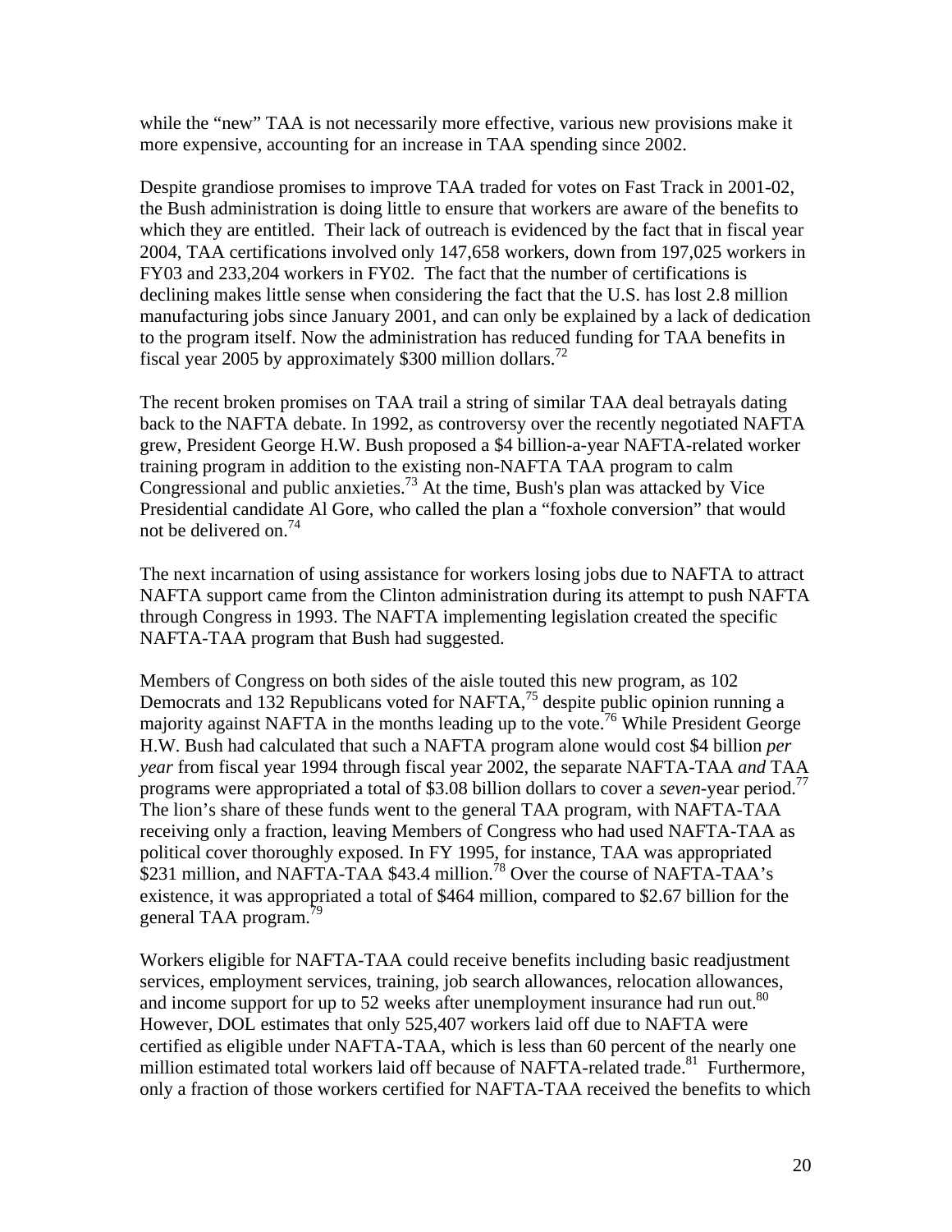while the "new" TAA is not necessarily more effective, various new provisions make it more expensive, accounting for an increase in TAA spending since 2002.

Despite grandiose promises to improve TAA traded for votes on Fast Track in 2001-02, the Bush administration is doing little to ensure that workers are aware of the benefits to which they are entitled. Their lack of outreach is evidenced by the fact that in fiscal year 2004, TAA certifications involved only 147,658 workers, down from 197,025 workers in FY03 and 233,204 workers in FY02. The fact that the number of certifications is declining makes little sense when considering the fact that the U.S. has lost 2.8 million manufacturing jobs since January 2001, and can only be explained by a lack of dedication to the program itself. Now the administration has reduced funding for TAA benefits in fiscal year 2005 by approximately $300 million dollars.[72]

The recent broken promises on TAA trail a string of similar TAA deal betrayals dating back to the NAFTA debate. In 1992, as controversy over the recently negotiated NAFTA grew, President George H.W. Bush proposed a $4 billion-a-year NAFTA-related worker training program in addition to the existing non-NAFTA TAA program to calm Congressional and public anxieties.[73] At the time, Bush's plan was attacked by Vice Presidential candidate Al Gore, who called the plan a "foxhole conversion" that would not be delivered on.[74]

The next incarnation of using assistance for workers losing jobs due to NAFTA to attract NAFTA support came from the Clinton administration during its attempt to push NAFTA through Congress in 1993. The NAFTA implementing legislation created the specific NAFTA-TAA program that Bush had suggested.

Members of Congress on both sides of the aisle touted this new program, as 102 Democrats and 132 Republicans voted for NAFTA,[75] despite public opinion running a majority against NAFTA in the months leading up to the vote.[76] While President George H.W. Bush had calculated that such a NAFTA program alone would cost $4 billion *per year* from fiscal year 1994 through fiscal year 2002, the separate NAFTA-TAA *and* TAA programs were appropriated a total of $3.08 billion dollars to cover a *seven*-year period.[77] The lion's share of these funds went to the general TAA program, with NAFTA-TAA receiving only a fraction, leaving Members of Congress who had used NAFTA-TAA as political cover thoroughly exposed. In FY 1995, for instance, TAA was appropriated $231 million, and NAFTA-TAA $43.4 million.[78] Over the course of NAFTA-TAA's existence, it was appropriated a total of $464 million, compared to $2.67 billion for the general TAA program.[79]

Workers eligible for NAFTA-TAA could receive benefits including basic readjustment services, employment services, training, job search allowances, relocation allowances, and income support for up to 52 weeks after unemployment insurance had run out.[80] However, DOL estimates that only 525,407 workers laid off due to NAFTA were certified as eligible under NAFTA-TAA, which is less than 60 percent of the nearly one million estimated total workers laid off because of NAFTA-related trade.[81] Furthermore, only a fraction of those workers certified for NAFTA-TAA received the benefits to which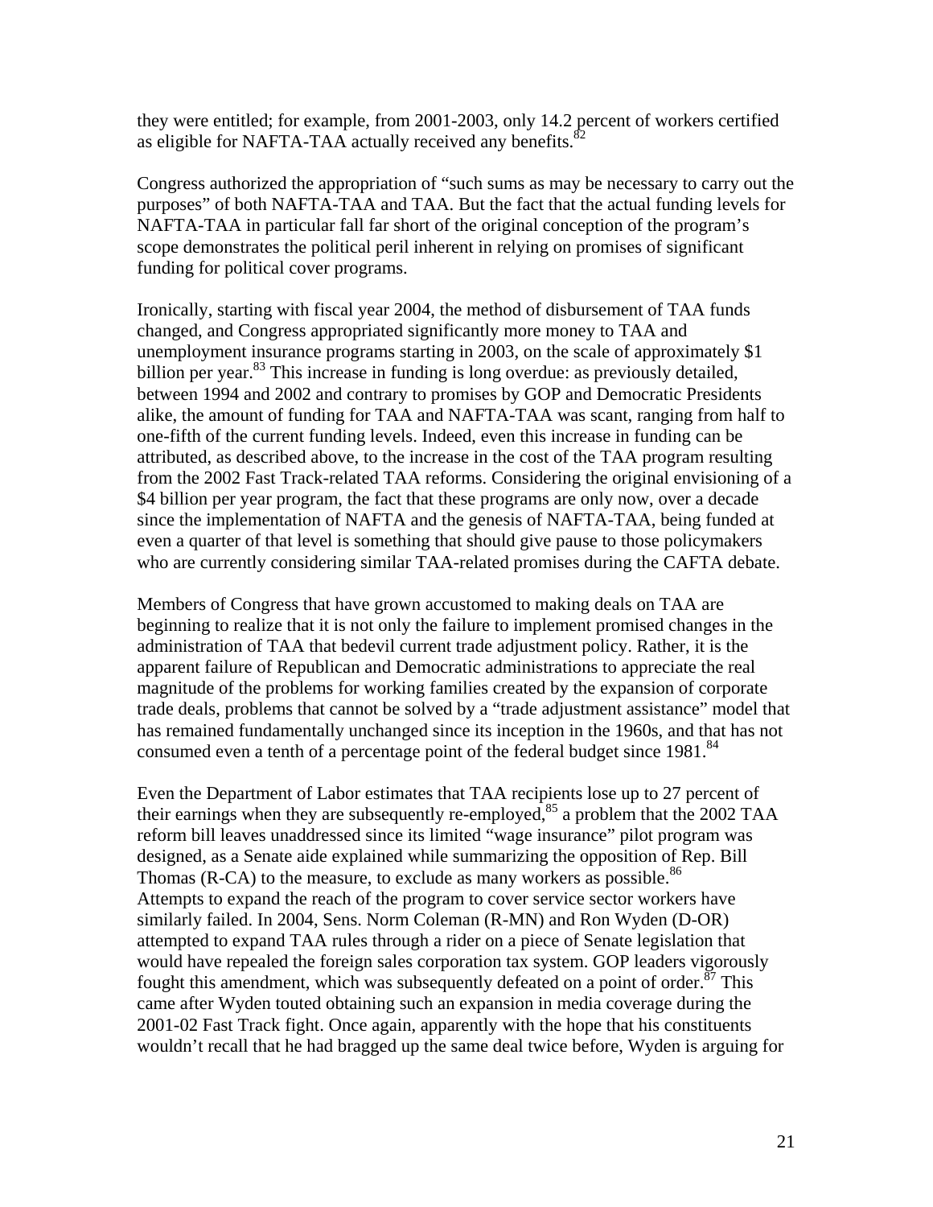they were entitled; for example, from 2001-2003, only 14.2 percent of workers certified as eligible for NAFTA-TAA actually received any benefits.[82]

Congress authorized the appropriation of "such sums as may be necessary to carry out the purposes" of both NAFTA-TAA and TAA. But the fact that the actual funding levels for NAFTA-TAA in particular fall far short of the original conception of the program's scope demonstrates the political peril inherent in relying on promises of significant funding for political cover programs.

Ironically, starting with fiscal year 2004, the method of disbursement of TAA funds changed, and Congress appropriated significantly more money to TAA and unemployment insurance programs starting in 2003, on the scale of approximately $1 billion per year.[83] This increase in funding is long overdue: as previously detailed, between 1994 and 2002 and contrary to promises by GOP and Democratic Presidents alike, the amount of funding for TAA and NAFTA-TAA was scant, ranging from half to one-fifth of the current funding levels. Indeed, even this increase in funding can be attributed, as described above, to the increase in the cost of the TAA program resulting from the 2002 Fast Track-related TAA reforms. Considering the original envisioning of a $4 billion per year program, the fact that these programs are only now, over a decade since the implementation of NAFTA and the genesis of NAFTA-TAA, being funded at even a quarter of that level is something that should give pause to those policymakers who are currently considering similar TAA-related promises during the CAFTA debate.

Members of Congress that have grown accustomed to making deals on TAA are beginning to realize that it is not only the failure to implement promised changes in the administration of TAA that bedevil current trade adjustment policy. Rather, it is the apparent failure of Republican and Democratic administrations to appreciate the real magnitude of the problems for working families created by the expansion of corporate trade deals, problems that cannot be solved by a "trade adjustment assistance" model that has remained fundamentally unchanged since its inception in the 1960s, and that has not consumed even a tenth of a percentage point of the federal budget since 1981.[84]

Even the Department of Labor estimates that TAA recipients lose up to 27 percent of their earnings when they are subsequently re-employed,[85] a problem that the 2002 TAA reform bill leaves unaddressed since its limited "wage insurance" pilot program was designed, as a Senate aide explained while summarizing the opposition of Rep. Bill Thomas (R-CA) to the measure, to exclude as many workers as possible.[86] Attempts to expand the reach of the program to cover service sector workers have similarly failed. In 2004, Sens. Norm Coleman (R-MN) and Ron Wyden (D-OR) attempted to expand TAA rules through a rider on a piece of Senate legislation that would have repealed the foreign sales corporation tax system. GOP leaders vigorously fought this amendment, which was subsequently defeated on a point of order.[87] This came after Wyden touted obtaining such an expansion in media coverage during the 2001-02 Fast Track fight. Once again, apparently with the hope that his constituents wouldn't recall that he had bragged up the same deal twice before, Wyden is arguing for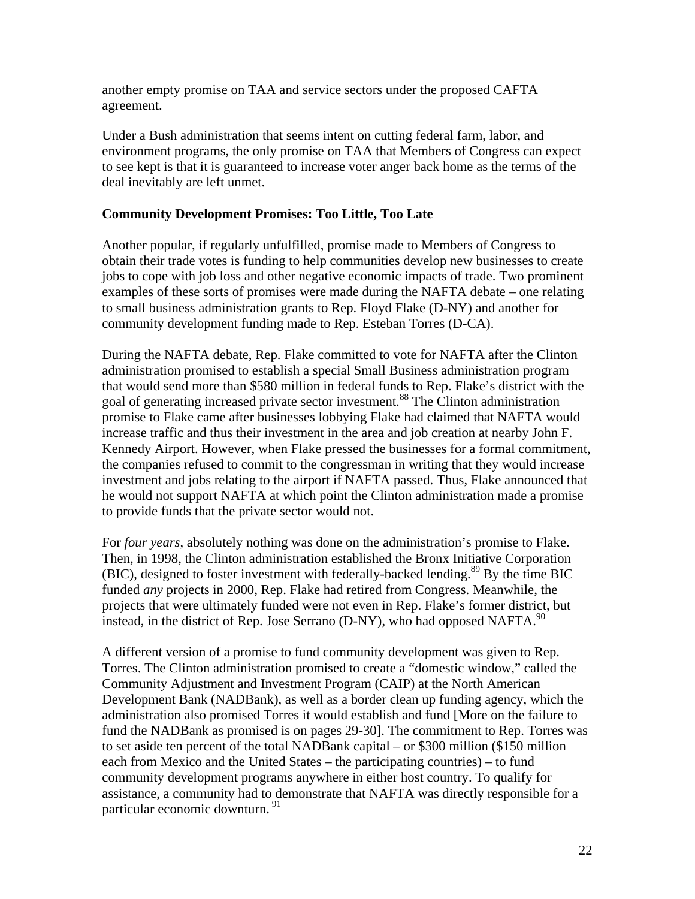another empty promise on TAA and service sectors under the proposed CAFTA agreement.

Under a Bush administration that seems intent on cutting federal farm, labor, and environment programs, the only promise on TAA that Members of Congress can expect to see kept is that it is guaranteed to increase voter anger back home as the terms of the deal inevitably are left unmet.

**Community Development Promises: Too Little, Too Late**

Another popular, if regularly unfulfilled, promise made to Members of Congress to obtain their trade votes is funding to help communities develop new businesses to create jobs to cope with job loss and other negative economic impacts of trade. Two prominent examples of these sorts of promises were made during the NAFTA debate – one relating to small business administration grants to Rep. Floyd Flake (D-NY) and another for community development funding made to Rep. Esteban Torres (D-CA).

During the NAFTA debate, Rep. Flake committed to vote for NAFTA after the Clinton administration promised to establish a special Small Business administration program that would send more than $580 million in federal funds to Rep. Flake's district with the goal of generating increased private sector investment.[88] The Clinton administration promise to Flake came after businesses lobbying Flake had claimed that NAFTA would increase traffic and thus their investment in the area and job creation at nearby John F. Kennedy Airport. However, when Flake pressed the businesses for a formal commitment, the companies refused to commit to the congressman in writing that they would increase investment and jobs relating to the airport if NAFTA passed. Thus, Flake announced that he would not support NAFTA at which point the Clinton administration made a promise to provide funds that the private sector would not.

For *four years*, absolutely nothing was done on the administration's promise to Flake. Then, in 1998, the Clinton administration established the Bronx Initiative Corporation (BIC), designed to foster investment with federally-backed lending.[89] By the time BIC funded *any* projects in 2000, Rep. Flake had retired from Congress. Meanwhile, the projects that were ultimately funded were not even in Rep. Flake's former district, but instead, in the district of Rep. Jose Serrano (D-NY), who had opposed NAFTA.[90]

A different version of a promise to fund community development was given to Rep. Torres. The Clinton administration promised to create a "domestic window," called the Community Adjustment and Investment Program (CAIP) at the North American Development Bank (NADBank), as well as a border clean up funding agency, which the administration also promised Torres it would establish and fund [More on the failure to fund the NADBank as promised is on pages 29-30]. The commitment to Rep. Torres was to set aside ten percent of the total NADBank capital – or $300 million ($150 million each from Mexico and the United States – the participating countries) – to fund community development programs anywhere in either host country. To qualify for assistance, a community had to demonstrate that NAFTA was directly responsible for a particular economic downturn.[91]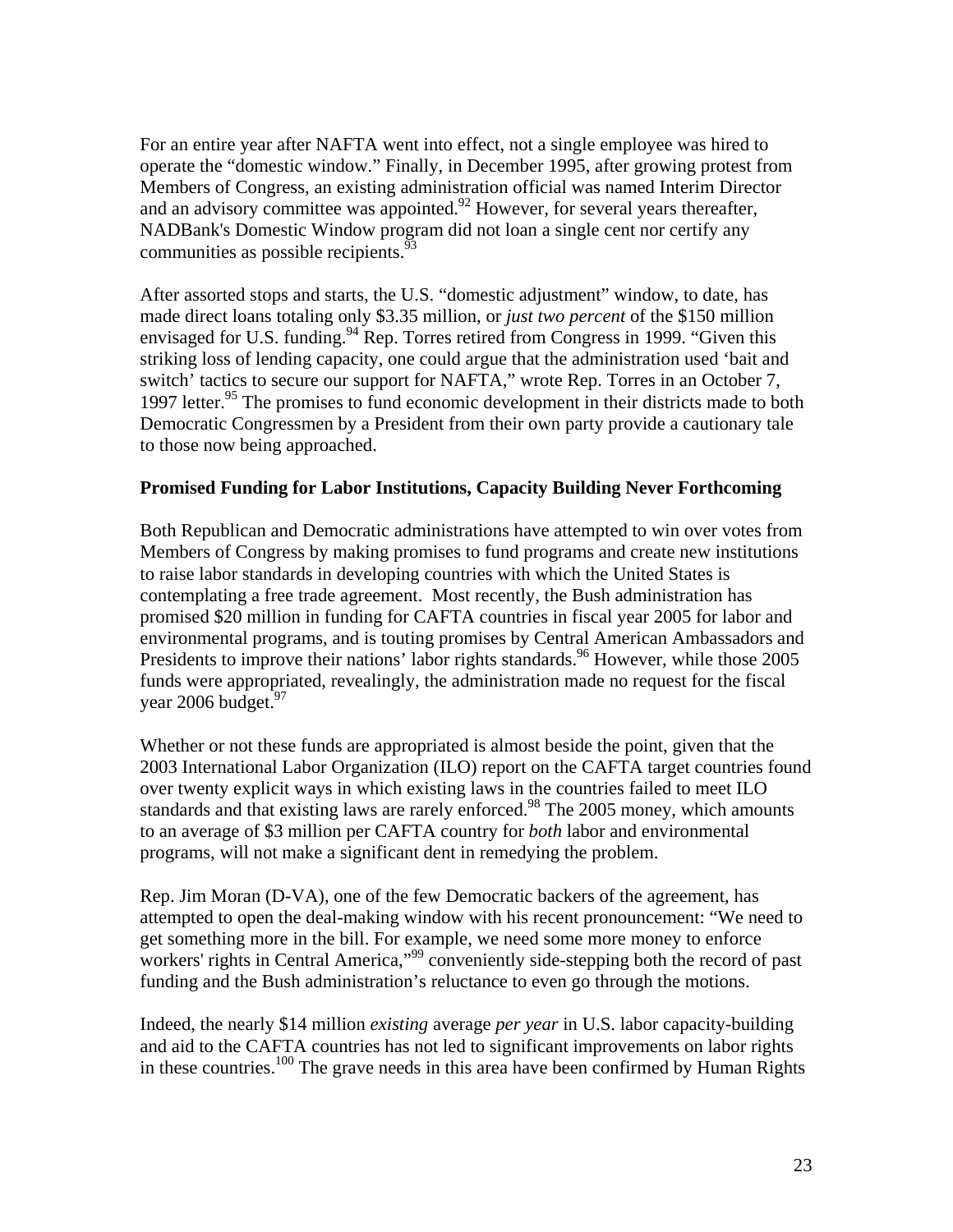For an entire year after NAFTA went into effect, not a single employee was hired to operate the "domestic window." Finally, in December 1995, after growing protest from Members of Congress, an existing administration official was named Interim Director and an advisory committee was appointed.[92] However, for several years thereafter, NADBank's Domestic Window program did not loan a single cent nor certify any communities as possible recipients.[93]

After assorted stops and starts, the U.S. "domestic adjustment" window, to date, has made direct loans totaling only $3.35 million, or *just two percent* of the $150 million envisaged for U.S. funding.[94] Rep. Torres retired from Congress in 1999. "Given this striking loss of lending capacity, one could argue that the administration used 'bait and switch' tactics to secure our support for NAFTA," wrote Rep. Torres in an October 7, 1997 letter.[95] The promises to fund economic development in their districts made to both Democratic Congressmen by a President from their own party provide a cautionary tale to those now being approached.

**Promised Funding for Labor Institutions, Capacity Building Never Forthcoming**

Both Republican and Democratic administrations have attempted to win over votes from Members of Congress by making promises to fund programs and create new institutions to raise labor standards in developing countries with which the United States is contemplating a free trade agreement. Most recently, the Bush administration has promised $20 million in funding for CAFTA countries in fiscal year 2005 for labor and environmental programs, and is touting promises by Central American Ambassadors and Presidents to improve their nations' labor rights standards.[96] However, while those 2005 funds were appropriated, revealingly, the administration made no request for the fiscal year 2006 budget.[97]

Whether or not these funds are appropriated is almost beside the point, given that the 2003 International Labor Organization (ILO) report on the CAFTA target countries found over twenty explicit ways in which existing laws in the countries failed to meet ILO standards and that existing laws are rarely enforced.[98] The 2005 money, which amounts to an average of $3 million per CAFTA country for *both* labor and environmental programs, will not make a significant dent in remedying the problem.

Rep. Jim Moran (D-VA), one of the few Democratic backers of the agreement, has attempted to open the deal-making window with his recent pronouncement: "We need to get something more in the bill. For example, we need some more money to enforce workers' rights in Central America,"[99] conveniently side-stepping both the record of past funding and the Bush administration's reluctance to even go through the motions.

Indeed, the nearly $14 million *existing* average *per year* in U.S. labor capacity-building and aid to the CAFTA countries has not led to significant improvements on labor rights in these countries.[100] The grave needs in this area have been confirmed by Human Rights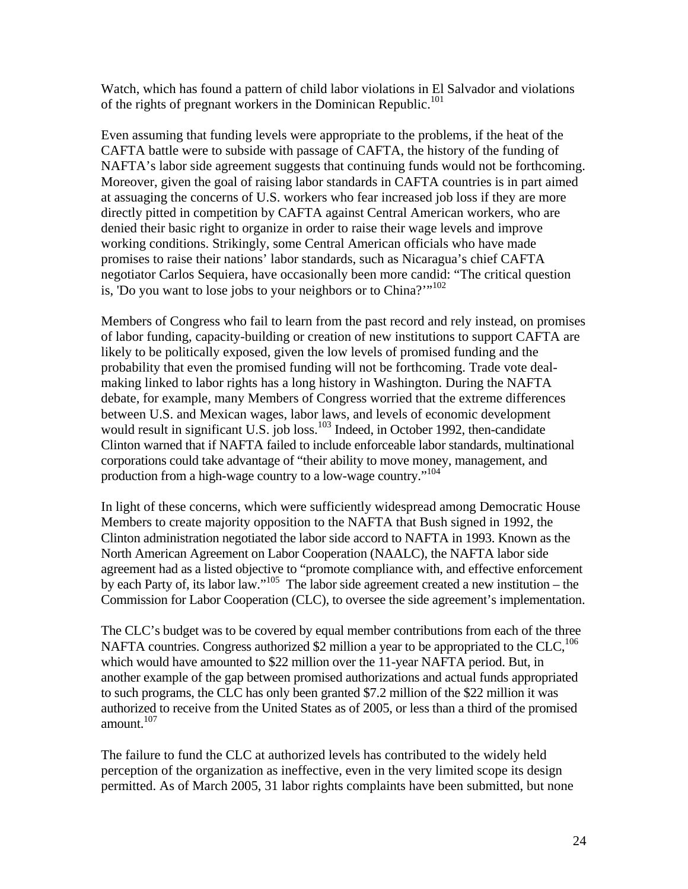Watch, which has found a pattern of child labor violations in El Salvador and violations of the rights of pregnant workers in the Dominican Republic.[101]

Even assuming that funding levels were appropriate to the problems, if the heat of the CAFTA battle were to subside with passage of CAFTA, the history of the funding of NAFTA's labor side agreement suggests that continuing funds would not be forthcoming. Moreover, given the goal of raising labor standards in CAFTA countries is in part aimed at assuaging the concerns of U.S. workers who fear increased job loss if they are more directly pitted in competition by CAFTA against Central American workers, who are denied their basic right to organize in order to raise their wage levels and improve working conditions. Strikingly, some Central American officials who have made promises to raise their nations' labor standards, such as Nicaragua's chief CAFTA negotiator Carlos Sequiera, have occasionally been more candid: "The critical question is, 'Do you want to lose jobs to your neighbors or to China?'"[102]

Members of Congress who fail to learn from the past record and rely instead, on promises of labor funding, capacity-building or creation of new institutions to support CAFTA are likely to be politically exposed, given the low levels of promised funding and the probability that even the promised funding will not be forthcoming. Trade vote deal-making linked to labor rights has a long history in Washington. During the NAFTA debate, for example, many Members of Congress worried that the extreme differences between U.S. and Mexican wages, labor laws, and levels of economic development would result in significant U.S. job loss.[103] Indeed, in October 1992, then-candidate Clinton warned that if NAFTA failed to include enforceable labor standards, multinational corporations could take advantage of "their ability to move money, management, and production from a high-wage country to a low-wage country."[104]

In light of these concerns, which were sufficiently widespread among Democratic House Members to create majority opposition to the NAFTA that Bush signed in 1992, the Clinton administration negotiated the labor side accord to NAFTA in 1993. Known as the North American Agreement on Labor Cooperation (NAALC), the NAFTA labor side agreement had as a listed objective to "promote compliance with, and effective enforcement by each Party of, its labor law."[105] The labor side agreement created a new institution – the Commission for Labor Cooperation (CLC), to oversee the side agreement's implementation.

The CLC's budget was to be covered by equal member contributions from each of the three NAFTA countries. Congress authorized $2 million a year to be appropriated to the CLC,[106] which would have amounted to $22 million over the 11-year NAFTA period. But, in another example of the gap between promised authorizations and actual funds appropriated to such programs, the CLC has only been granted $7.2 million of the $22 million it was authorized to receive from the United States as of 2005, or less than a third of the promised amount.[107]

The failure to fund the CLC at authorized levels has contributed to the widely held perception of the organization as ineffective, even in the very limited scope its design permitted. As of March 2005, 31 labor rights complaints have been submitted, but none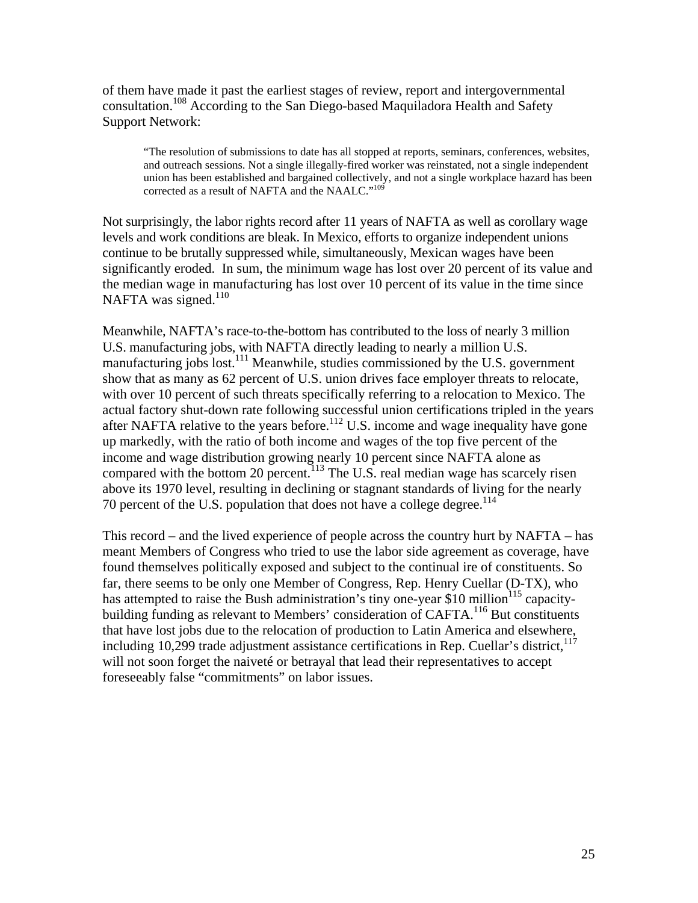of them have made it past the earliest stages of review, report and intergovernmental consultation.[108] According to the San Diego-based Maquiladora Health and Safety Support Network:

> "The resolution of submissions to date has all stopped at reports, seminars, conferences, websites, and outreach sessions. Not a single illegally-fired worker was reinstated, not a single independent union has been established and bargained collectively, and not a single workplace hazard has been corrected as a result of NAFTA and the NAALC."[109]

Not surprisingly, the labor rights record after 11 years of NAFTA as well as corollary wage levels and work conditions are bleak. In Mexico, efforts to organize independent unions continue to be brutally suppressed while, simultaneously, Mexican wages have been significantly eroded. In sum, the minimum wage has lost over 20 percent of its value and the median wage in manufacturing has lost over 10 percent of its value in the time since NAFTA was signed.[110]

Meanwhile, NAFTA's race-to-the-bottom has contributed to the loss of nearly 3 million U.S. manufacturing jobs, with NAFTA directly leading to nearly a million U.S. manufacturing jobs lost.[111] Meanwhile, studies commissioned by the U.S. government show that as many as 62 percent of U.S. union drives face employer threats to relocate, with over 10 percent of such threats specifically referring to a relocation to Mexico. The actual factory shut-down rate following successful union certifications tripled in the years after NAFTA relative to the years before.[112] U.S. income and wage inequality have gone up markedly, with the ratio of both income and wages of the top five percent of the income and wage distribution growing nearly 10 percent since NAFTA alone as compared with the bottom 20 percent.[113] The U.S. real median wage has scarcely risen above its 1970 level, resulting in declining or stagnant standards of living for the nearly 70 percent of the U.S. population that does not have a college degree.[114]

This record – and the lived experience of people across the country hurt by NAFTA – has meant Members of Congress who tried to use the labor side agreement as coverage, have found themselves politically exposed and subject to the continual ire of constituents. So far, there seems to be only one Member of Congress, Rep. Henry Cuellar (D-TX), who has attempted to raise the Bush administration's tiny one-year $10 million[115] capacity-building funding as relevant to Members' consideration of CAFTA.[116] But constituents that have lost jobs due to the relocation of production to Latin America and elsewhere, including 10,299 trade adjustment assistance certifications in Rep. Cuellar's district,[117] will not soon forget the naiveté or betrayal that lead their representatives to accept foreseeably false "commitments" on labor issues.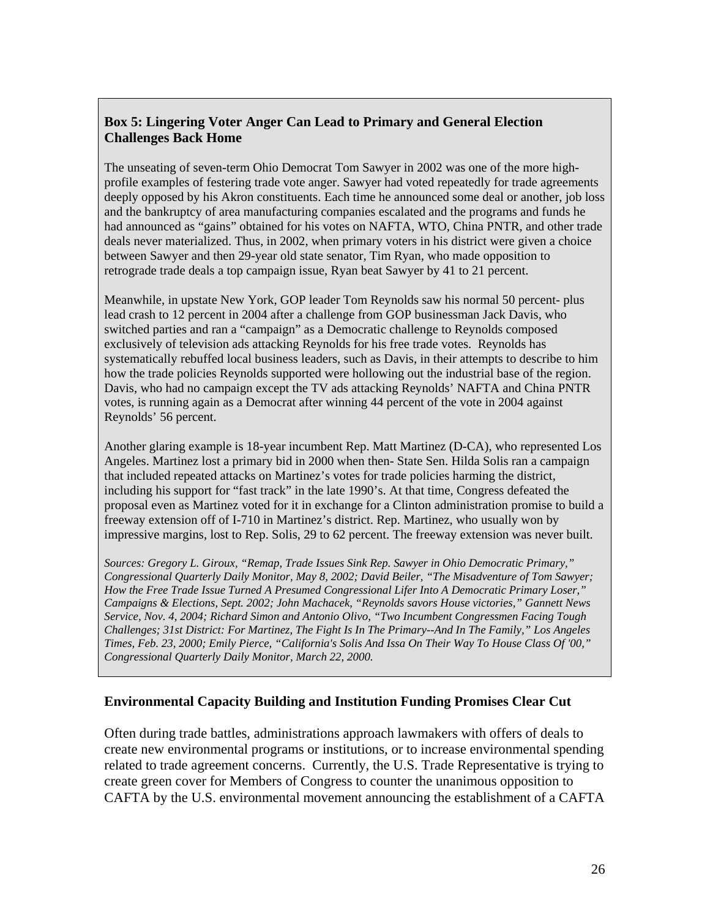### Box 5: Lingering Voter Anger Can Lead to Primary and General Election Challenges Back Home

The unseating of seven-term Ohio Democrat Tom Sawyer in 2002 was one of the more high-profile examples of festering trade vote anger. Sawyer had voted repeatedly for trade agreements deeply opposed by his Akron constituents. Each time he announced some deal or another, job loss and the bankruptcy of area manufacturing companies escalated and the programs and funds he had announced as "gains" obtained for his votes on NAFTA, WTO, China PNTR, and other trade deals never materialized. Thus, in 2002, when primary voters in his district were given a choice between Sawyer and then 29-year old state senator, Tim Ryan, who made opposition to retrograde trade deals a top campaign issue, Ryan beat Sawyer by 41 to 21 percent.

Meanwhile, in upstate New York, GOP leader Tom Reynolds saw his normal 50 percent- plus lead crash to 12 percent in 2004 after a challenge from GOP businessman Jack Davis, who switched parties and ran a "campaign" as a Democratic challenge to Reynolds composed exclusively of television ads attacking Reynolds for his free trade votes. Reynolds has systematically rebuffed local business leaders, such as Davis, in their attempts to describe to him how the trade policies Reynolds supported were hollowing out the industrial base of the region. Davis, who had no campaign except the TV ads attacking Reynolds' NAFTA and China PNTR votes, is running again as a Democrat after winning 44 percent of the vote in 2004 against Reynolds' 56 percent.

Another glaring example is 18-year incumbent Rep. Matt Martinez (D-CA), who represented Los Angeles. Martinez lost a primary bid in 2000 when then- State Sen. Hilda Solis ran a campaign that included repeated attacks on Martinez's votes for trade policies harming the district, including his support for "fast track" in the late 1990's. At that time, Congress defeated the proposal even as Martinez voted for it in exchange for a Clinton administration promise to build a freeway extension off of I-710 in Martinez's district. Rep. Martinez, who usually won by impressive margins, lost to Rep. Solis, 29 to 62 percent. The freeway extension was never built.

*Sources: Gregory L. Giroux, "Remap, Trade Issues Sink Rep. Sawyer in Ohio Democratic Primary," Congressional Quarterly Daily Monitor, May 8, 2002; David Beiler, "The Misadventure of Tom Sawyer; How the Free Trade Issue Turned A Presumed Congressional Lifer Into A Democratic Primary Loser," Campaigns & Elections, Sept. 2002; John Machacek, "Reynolds savors House victories," Gannett News Service, Nov. 4, 2004; Richard Simon and Antonio Olivo, "Two Incumbent Congressmen Facing Tough Challenges; 31st District: For Martinez, The Fight Is In The Primary--And In The Family," Los Angeles Times, Feb. 23, 2000; Emily Pierce, "California's Solis And Issa On Their Way To House Class Of '00," Congressional Quarterly Daily Monitor, March 22, 2000.*

### Environmental Capacity Building and Institution Funding Promises Clear Cut

Often during trade battles, administrations approach lawmakers with offers of deals to create new environmental programs or institutions, or to increase environmental spending related to trade agreement concerns. Currently, the U.S. Trade Representative is trying to create green cover for Members of Congress to counter the unanimous opposition to CAFTA by the U.S. environmental movement announcing the establishment of a CAFTA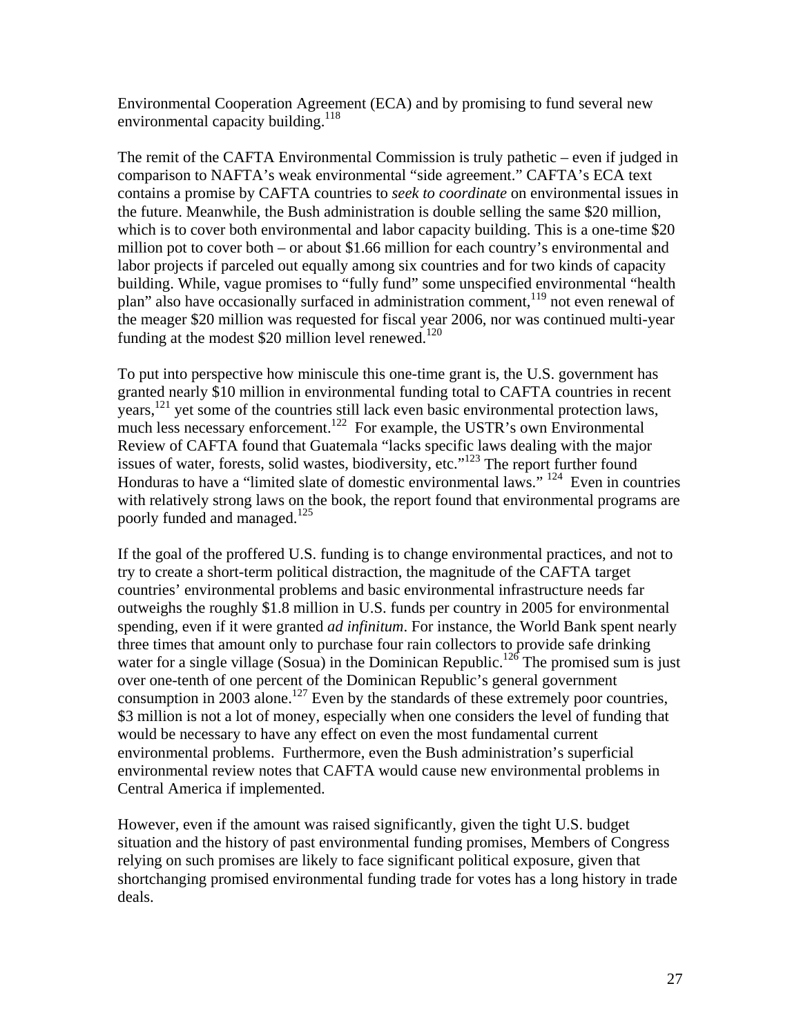Environmental Cooperation Agreement (ECA) and by promising to fund several new environmental capacity building.[118]

The remit of the CAFTA Environmental Commission is truly pathetic – even if judged in comparison to NAFTA's weak environmental "side agreement." CAFTA's ECA text contains a promise by CAFTA countries to *seek to coordinate* on environmental issues in the future. Meanwhile, the Bush administration is double selling the same $20 million, which is to cover both environmental and labor capacity building. This is a one-time $20 million pot to cover both – or about $1.66 million for each country's environmental and labor projects if parceled out equally among six countries and for two kinds of capacity building. While, vague promises to "fully fund" some unspecified environmental "health plan" also have occasionally surfaced in administration comment,[119] not even renewal of the meager $20 million was requested for fiscal year 2006, nor was continued multi-year funding at the modest $20 million level renewed.[120]

To put into perspective how miniscule this one-time grant is, the U.S. government has granted nearly $10 million in environmental funding total to CAFTA countries in recent years,[121] yet some of the countries still lack even basic environmental protection laws, much less necessary enforcement.[122] For example, the USTR's own Environmental Review of CAFTA found that Guatemala "lacks specific laws dealing with the major issues of water, forests, solid wastes, biodiversity, etc."[123] The report further found Honduras to have a "limited slate of domestic environmental laws." [124] Even in countries with relatively strong laws on the book, the report found that environmental programs are poorly funded and managed.[125]

If the goal of the proffered U.S. funding is to change environmental practices, and not to try to create a short-term political distraction, the magnitude of the CAFTA target countries' environmental problems and basic environmental infrastructure needs far outweighs the roughly $1.8 million in U.S. funds per country in 2005 for environmental spending, even if it were granted *ad infinitum*. For instance, the World Bank spent nearly three times that amount only to purchase four rain collectors to provide safe drinking water for a single village (Sosua) in the Dominican Republic.[126] The promised sum is just over one-tenth of one percent of the Dominican Republic's general government consumption in 2003 alone.[127] Even by the standards of these extremely poor countries, $3 million is not a lot of money, especially when one considers the level of funding that would be necessary to have any effect on even the most fundamental current environmental problems. Furthermore, even the Bush administration's superficial environmental review notes that CAFTA would cause new environmental problems in Central America if implemented.

However, even if the amount was raised significantly, given the tight U.S. budget situation and the history of past environmental funding promises, Members of Congress relying on such promises are likely to face significant political exposure, given that shortchanging promised environmental funding trade for votes has a long history in trade deals.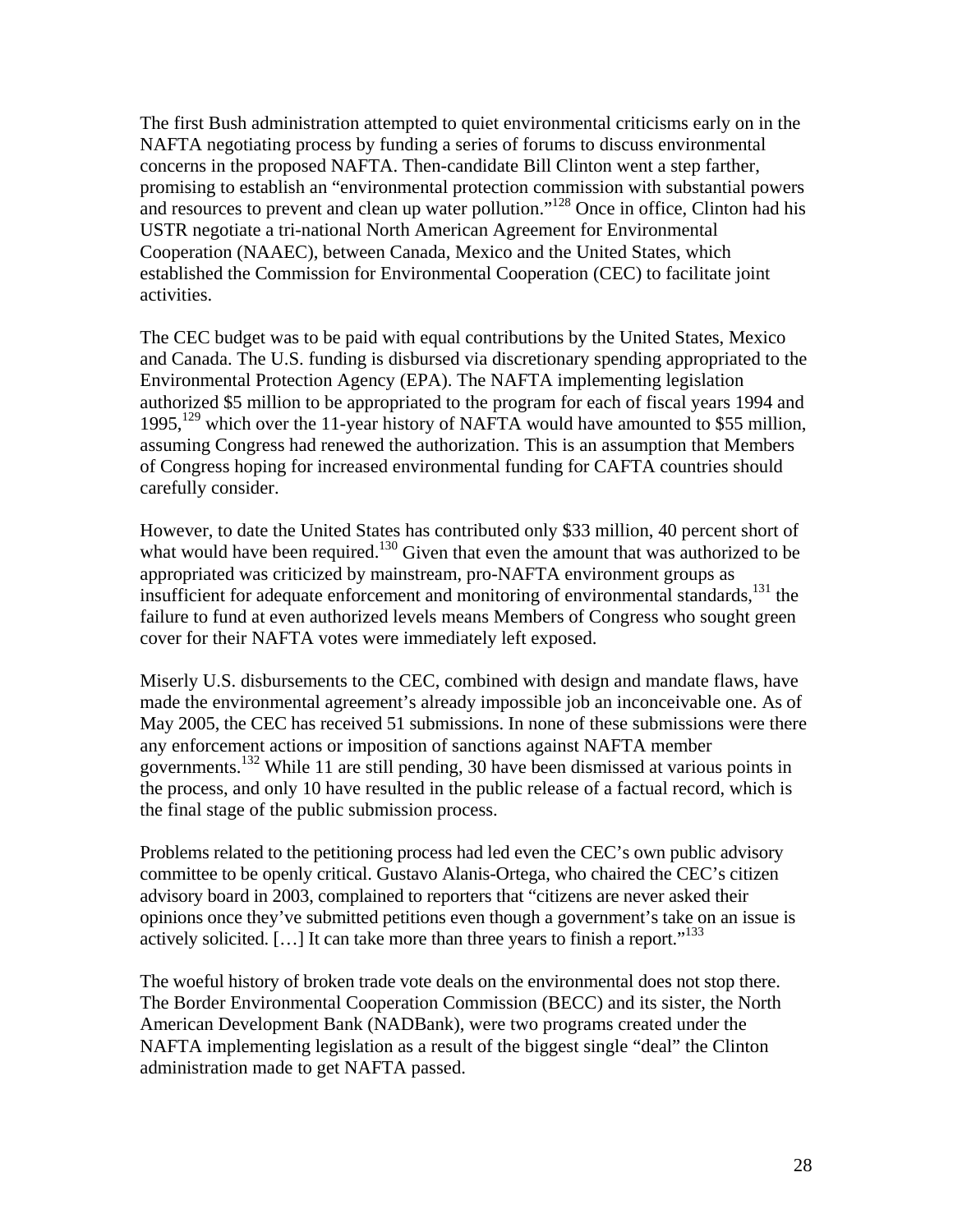The first Bush administration attempted to quiet environmental criticisms early on in the NAFTA negotiating process by funding a series of forums to discuss environmental concerns in the proposed NAFTA. Then-candidate Bill Clinton went a step farther, promising to establish an "environmental protection commission with substantial powers and resources to prevent and clean up water pollution."[128] Once in office, Clinton had his USTR negotiate a tri-national North American Agreement for Environmental Cooperation (NAAEC), between Canada, Mexico and the United States, which established the Commission for Environmental Cooperation (CEC) to facilitate joint activities.

The CEC budget was to be paid with equal contributions by the United States, Mexico and Canada. The U.S. funding is disbursed via discretionary spending appropriated to the Environmental Protection Agency (EPA). The NAFTA implementing legislation authorized $5 million to be appropriated to the program for each of fiscal years 1994 and 1995,[129] which over the 11-year history of NAFTA would have amounted to $55 million, assuming Congress had renewed the authorization. This is an assumption that Members of Congress hoping for increased environmental funding for CAFTA countries should carefully consider.

However, to date the United States has contributed only $33 million, 40 percent short of what would have been required.[130] Given that even the amount that was authorized to be appropriated was criticized by mainstream, pro-NAFTA environment groups as insufficient for adequate enforcement and monitoring of environmental standards,[131] the failure to fund at even authorized levels means Members of Congress who sought green cover for their NAFTA votes were immediately left exposed.

Miserly U.S. disbursements to the CEC, combined with design and mandate flaws, have made the environmental agreement's already impossible job an inconceivable one. As of May 2005, the CEC has received 51 submissions. In none of these submissions were there any enforcement actions or imposition of sanctions against NAFTA member governments.[132] While 11 are still pending, 30 have been dismissed at various points in the process, and only 10 have resulted in the public release of a factual record, which is the final stage of the public submission process.

Problems related to the petitioning process had led even the CEC's own public advisory committee to be openly critical. Gustavo Alanis-Ortega, who chaired the CEC's citizen advisory board in 2003, complained to reporters that "citizens are never asked their opinions once they've submitted petitions even though a government's take on an issue is actively solicited. […] It can take more than three years to finish a report."[133]

The woeful history of broken trade vote deals on the environmental does not stop there. The Border Environmental Cooperation Commission (BECC) and its sister, the North American Development Bank (NADBank), were two programs created under the NAFTA implementing legislation as a result of the biggest single "deal" the Clinton administration made to get NAFTA passed.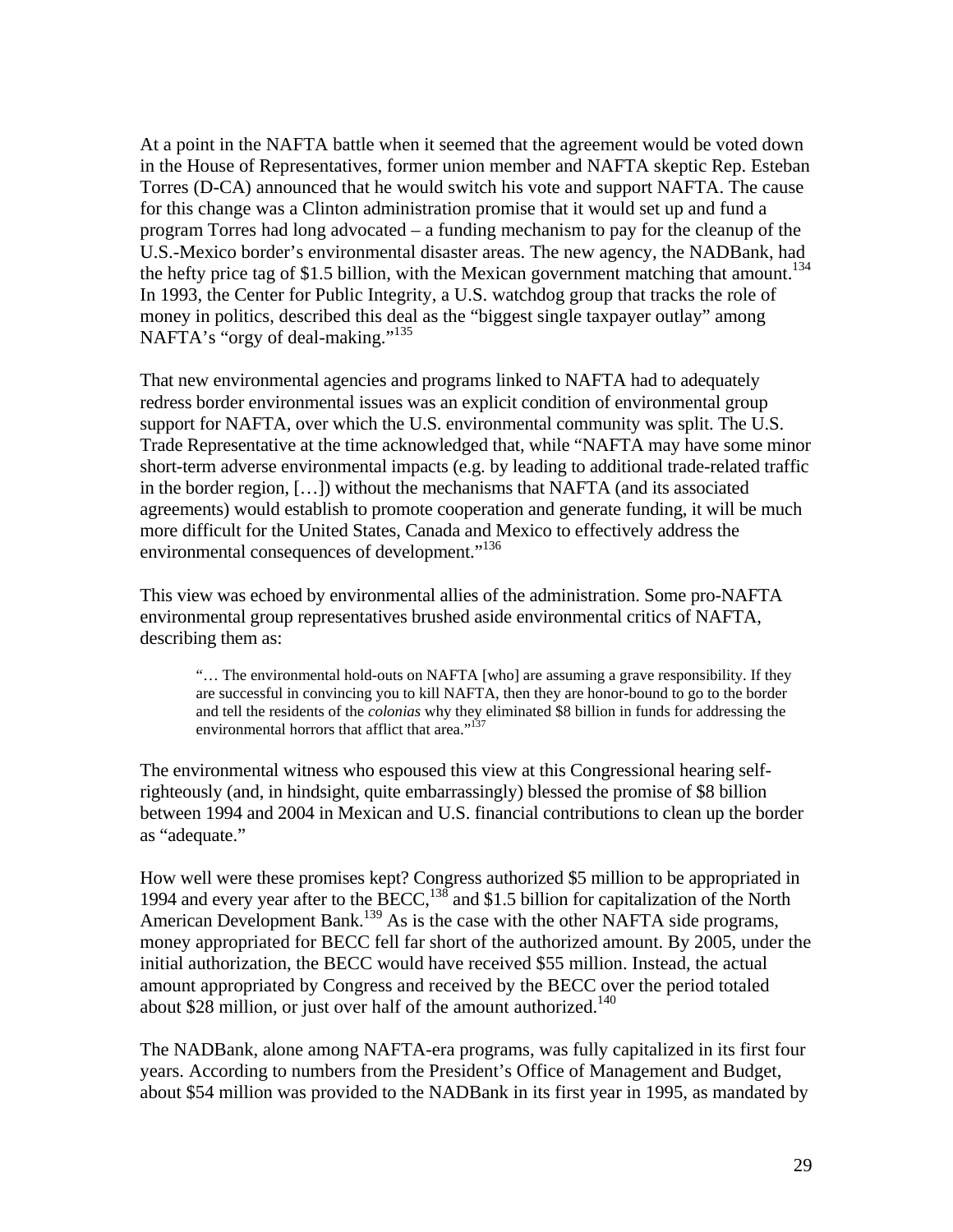At a point in the NAFTA battle when it seemed that the agreement would be voted down in the House of Representatives, former union member and NAFTA skeptic Rep. Esteban Torres (D-CA) announced that he would switch his vote and support NAFTA. The cause for this change was a Clinton administration promise that it would set up and fund a program Torres had long advocated – a funding mechanism to pay for the cleanup of the U.S.-Mexico border's environmental disaster areas. The new agency, the NADBank, had the hefty price tag of \$1.5 billion, with the Mexican government matching that amount.[134] In 1993, the Center for Public Integrity, a U.S. watchdog group that tracks the role of money in politics, described this deal as the "biggest single taxpayer outlay" among NAFTA's "orgy of deal-making."[135]

That new environmental agencies and programs linked to NAFTA had to adequately redress border environmental issues was an explicit condition of environmental group support for NAFTA, over which the U.S. environmental community was split. The U.S. Trade Representative at the time acknowledged that, while "NAFTA may have some minor short-term adverse environmental impacts (e.g. by leading to additional trade-related traffic in the border region, […]) without the mechanisms that NAFTA (and its associated agreements) would establish to promote cooperation and generate funding, it will be much more difficult for the United States, Canada and Mexico to effectively address the environmental consequences of development."[136]

This view was echoed by environmental allies of the administration. Some pro-NAFTA environmental group representatives brushed aside environmental critics of NAFTA, describing them as:

> "… The environmental hold-outs on NAFTA [who] are assuming a grave responsibility. If they are successful in convincing you to kill NAFTA, then they are honor-bound to go to the border and tell the residents of the *colonias* why they eliminated \$8 billion in funds for addressing the environmental horrors that afflict that area."[137]

The environmental witness who espoused this view at this Congressional hearing self-righteously (and, in hindsight, quite embarrassingly) blessed the promise of \$8 billion between 1994 and 2004 in Mexican and U.S. financial contributions to clean up the border as "adequate."

How well were these promises kept? Congress authorized \$5 million to be appropriated in 1994 and every year after to the BECC,[138] and \$1.5 billion for capitalization of the North American Development Bank.[139] As is the case with the other NAFTA side programs, money appropriated for BECC fell far short of the authorized amount. By 2005, under the initial authorization, the BECC would have received \$55 million. Instead, the actual amount appropriated by Congress and received by the BECC over the period totaled about \$28 million, or just over half of the amount authorized.[140]

The NADBank, alone among NAFTA-era programs, was fully capitalized in its first four years. According to numbers from the President's Office of Management and Budget, about \$54 million was provided to the NADBank in its first year in 1995, as mandated by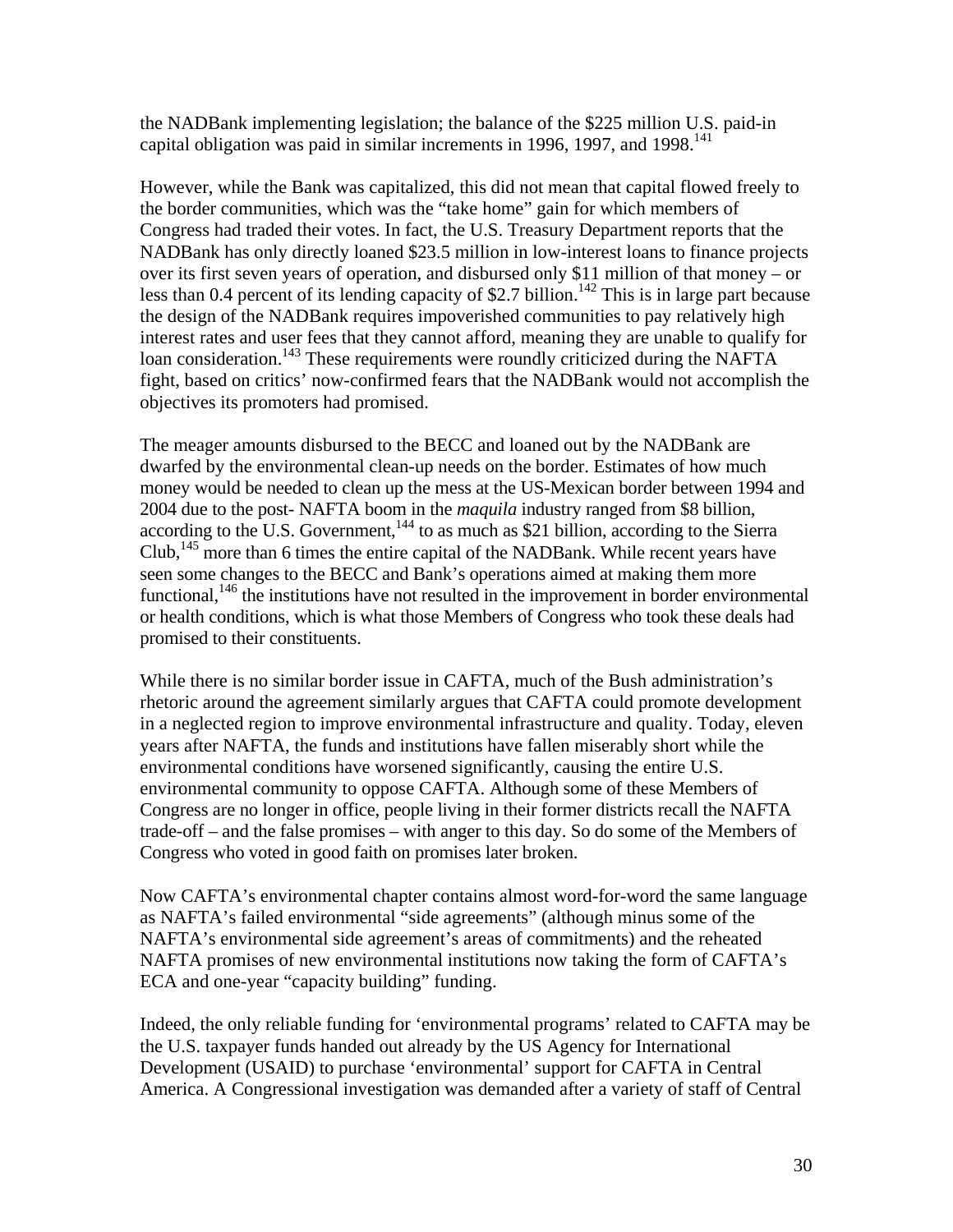the NADBank implementing legislation; the balance of the $225 million U.S. paid-in capital obligation was paid in similar increments in 1996, 1997, and 1998.[141]

However, while the Bank was capitalized, this did not mean that capital flowed freely to the border communities, which was the "take home" gain for which members of Congress had traded their votes. In fact, the U.S. Treasury Department reports that the NADBank has only directly loaned $23.5 million in low-interest loans to finance projects over its first seven years of operation, and disbursed only $11 million of that money – or less than 0.4 percent of its lending capacity of $2.7 billion.[142] This is in large part because the design of the NADBank requires impoverished communities to pay relatively high interest rates and user fees that they cannot afford, meaning they are unable to qualify for loan consideration.[143] These requirements were roundly criticized during the NAFTA fight, based on critics' now-confirmed fears that the NADBank would not accomplish the objectives its promoters had promised.

The meager amounts disbursed to the BECC and loaned out by the NADBank are dwarfed by the environmental clean-up needs on the border. Estimates of how much money would be needed to clean up the mess at the US-Mexican border between 1994 and 2004 due to the post- NAFTA boom in the *maquila* industry ranged from $8 billion, according to the U.S. Government,[144] to as much as $21 billion, according to the Sierra Club,[145] more than 6 times the entire capital of the NADBank. While recent years have seen some changes to the BECC and Bank's operations aimed at making them more functional,[146] the institutions have not resulted in the improvement in border environmental or health conditions, which is what those Members of Congress who took these deals had promised to their constituents.

While there is no similar border issue in CAFTA, much of the Bush administration's rhetoric around the agreement similarly argues that CAFTA could promote development in a neglected region to improve environmental infrastructure and quality. Today, eleven years after NAFTA, the funds and institutions have fallen miserably short while the environmental conditions have worsened significantly, causing the entire U.S. environmental community to oppose CAFTA. Although some of these Members of Congress are no longer in office, people living in their former districts recall the NAFTA trade-off – and the false promises – with anger to this day. So do some of the Members of Congress who voted in good faith on promises later broken.

Now CAFTA's environmental chapter contains almost word-for-word the same language as NAFTA's failed environmental "side agreements" (although minus some of the NAFTA's environmental side agreement's areas of commitments) and the reheated NAFTA promises of new environmental institutions now taking the form of CAFTA's ECA and one-year "capacity building" funding.

Indeed, the only reliable funding for 'environmental programs' related to CAFTA may be the U.S. taxpayer funds handed out already by the US Agency for International Development (USAID) to purchase 'environmental' support for CAFTA in Central America. A Congressional investigation was demanded after a variety of staff of Central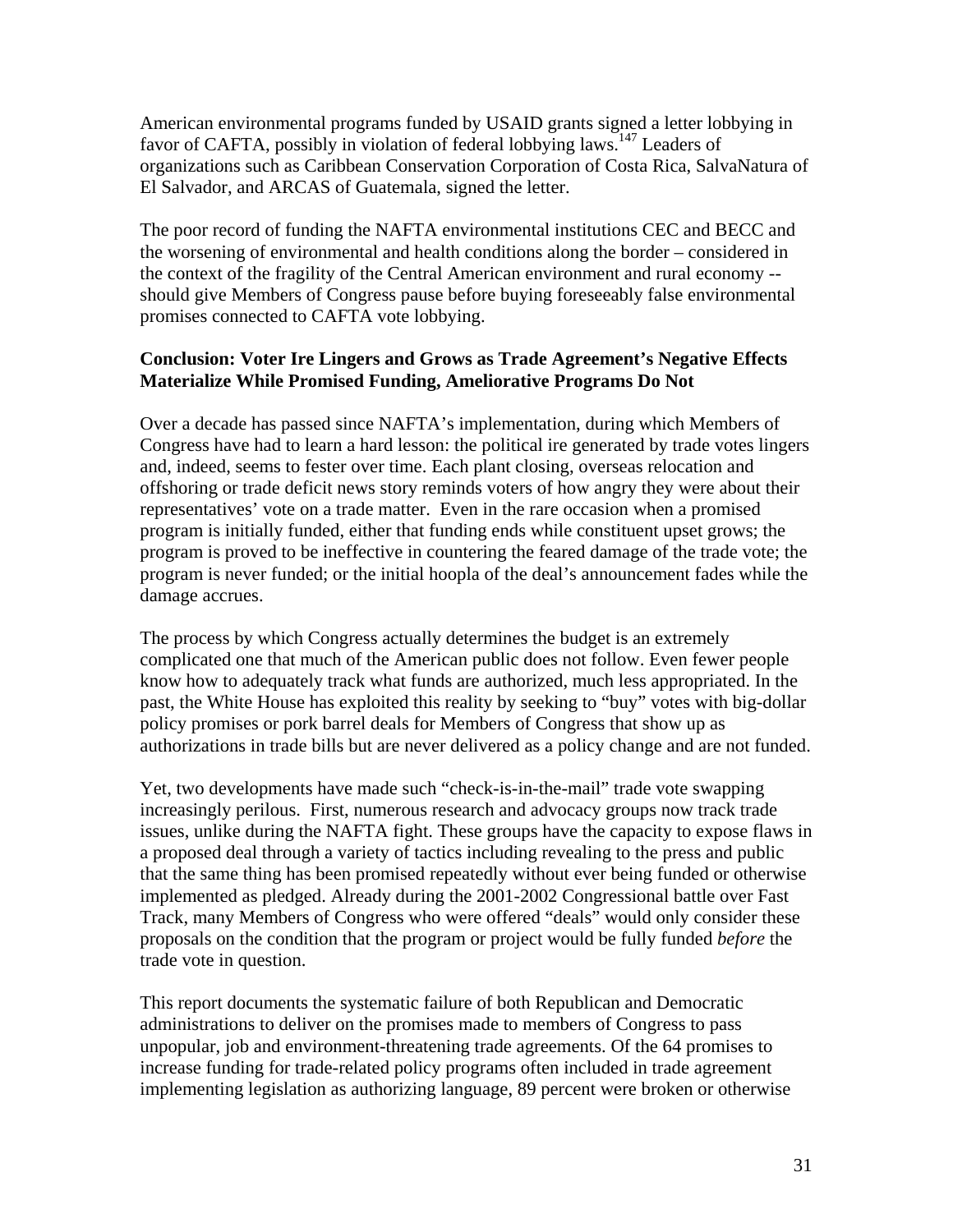American environmental programs funded by USAID grants signed a letter lobbying in favor of CAFTA, possibly in violation of federal lobbying laws.[147] Leaders of organizations such as Caribbean Conservation Corporation of Costa Rica, SalvaNatura of El Salvador, and ARCAS of Guatemala, signed the letter.

The poor record of funding the NAFTA environmental institutions CEC and BECC and the worsening of environmental and health conditions along the border – considered in the context of the fragility of the Central American environment and rural economy -- should give Members of Congress pause before buying foreseeably false environmental promises connected to CAFTA vote lobbying.

**Conclusion: Voter Ire Lingers and Grows as Trade Agreement's Negative Effects Materialize While Promised Funding, Ameliorative Programs Do Not**

Over a decade has passed since NAFTA's implementation, during which Members of Congress have had to learn a hard lesson: the political ire generated by trade votes lingers and, indeed, seems to fester over time. Each plant closing, overseas relocation and offshoring or trade deficit news story reminds voters of how angry they were about their representatives' vote on a trade matter. Even in the rare occasion when a promised program is initially funded, either that funding ends while constituent upset grows; the program is proved to be ineffective in countering the feared damage of the trade vote; the program is never funded; or the initial hoopla of the deal's announcement fades while the damage accrues.

The process by which Congress actually determines the budget is an extremely complicated one that much of the American public does not follow. Even fewer people know how to adequately track what funds are authorized, much less appropriated. In the past, the White House has exploited this reality by seeking to "buy" votes with big-dollar policy promises or pork barrel deals for Members of Congress that show up as authorizations in trade bills but are never delivered as a policy change and are not funded.

Yet, two developments have made such "check-is-in-the-mail" trade vote swapping increasingly perilous. First, numerous research and advocacy groups now track trade issues, unlike during the NAFTA fight. These groups have the capacity to expose flaws in a proposed deal through a variety of tactics including revealing to the press and public that the same thing has been promised repeatedly without ever being funded or otherwise implemented as pledged. Already during the 2001-2002 Congressional battle over Fast Track, many Members of Congress who were offered "deals" would only consider these proposals on the condition that the program or project would be fully funded *before* the trade vote in question.

This report documents the systematic failure of both Republican and Democratic administrations to deliver on the promises made to members of Congress to pass unpopular, job and environment-threatening trade agreements. Of the 64 promises to increase funding for trade-related policy programs often included in trade agreement implementing legislation as authorizing language, 89 percent were broken or otherwise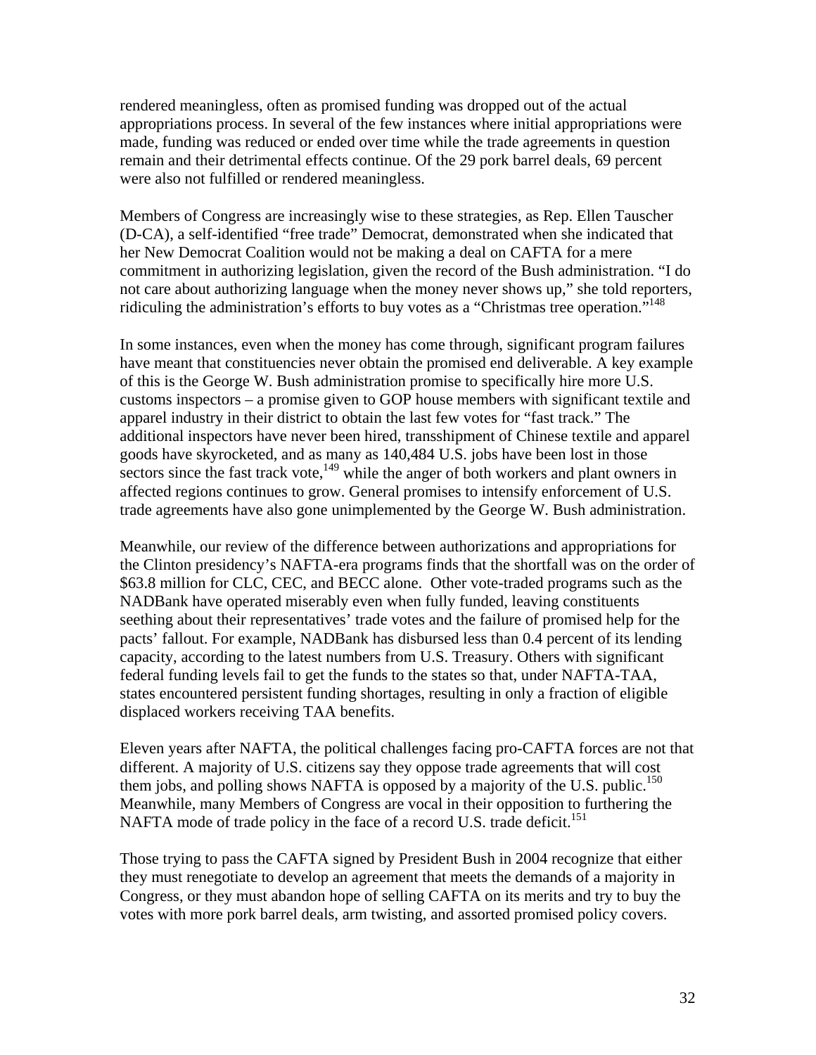rendered meaningless, often as promised funding was dropped out of the actual appropriations process. In several of the few instances where initial appropriations were made, funding was reduced or ended over time while the trade agreements in question remain and their detrimental effects continue. Of the 29 pork barrel deals, 69 percent were also not fulfilled or rendered meaningless.

Members of Congress are increasingly wise to these strategies, as Rep. Ellen Tauscher (D-CA), a self-identified "free trade" Democrat, demonstrated when she indicated that her New Democrat Coalition would not be making a deal on CAFTA for a mere commitment in authorizing legislation, given the record of the Bush administration. "I do not care about authorizing language when the money never shows up," she told reporters, ridiculing the administration's efforts to buy votes as a "Christmas tree operation."[148]

In some instances, even when the money has come through, significant program failures have meant that constituencies never obtain the promised end deliverable. A key example of this is the George W. Bush administration promise to specifically hire more U.S. customs inspectors – a promise given to GOP house members with significant textile and apparel industry in their district to obtain the last few votes for "fast track." The additional inspectors have never been hired, transshipment of Chinese textile and apparel goods have skyrocketed, and as many as 140,484 U.S. jobs have been lost in those sectors since the fast track vote,[149] while the anger of both workers and plant owners in affected regions continues to grow. General promises to intensify enforcement of U.S. trade agreements have also gone unimplemented by the George W. Bush administration.

Meanwhile, our review of the difference between authorizations and appropriations for the Clinton presidency's NAFTA-era programs finds that the shortfall was on the order of $63.8 million for CLC, CEC, and BECC alone. Other vote-traded programs such as the NADBank have operated miserably even when fully funded, leaving constituents seething about their representatives' trade votes and the failure of promised help for the pacts' fallout. For example, NADBank has disbursed less than 0.4 percent of its lending capacity, according to the latest numbers from U.S. Treasury. Others with significant federal funding levels fail to get the funds to the states so that, under NAFTA-TAA, states encountered persistent funding shortages, resulting in only a fraction of eligible displaced workers receiving TAA benefits.

Eleven years after NAFTA, the political challenges facing pro-CAFTA forces are not that different. A majority of U.S. citizens say they oppose trade agreements that will cost them jobs, and polling shows NAFTA is opposed by a majority of the U.S. public.[150] Meanwhile, many Members of Congress are vocal in their opposition to furthering the NAFTA mode of trade policy in the face of a record U.S. trade deficit.[151]

Those trying to pass the CAFTA signed by President Bush in 2004 recognize that either they must renegotiate to develop an agreement that meets the demands of a majority in Congress, or they must abandon hope of selling CAFTA on its merits and try to buy the votes with more pork barrel deals, arm twisting, and assorted promised policy covers.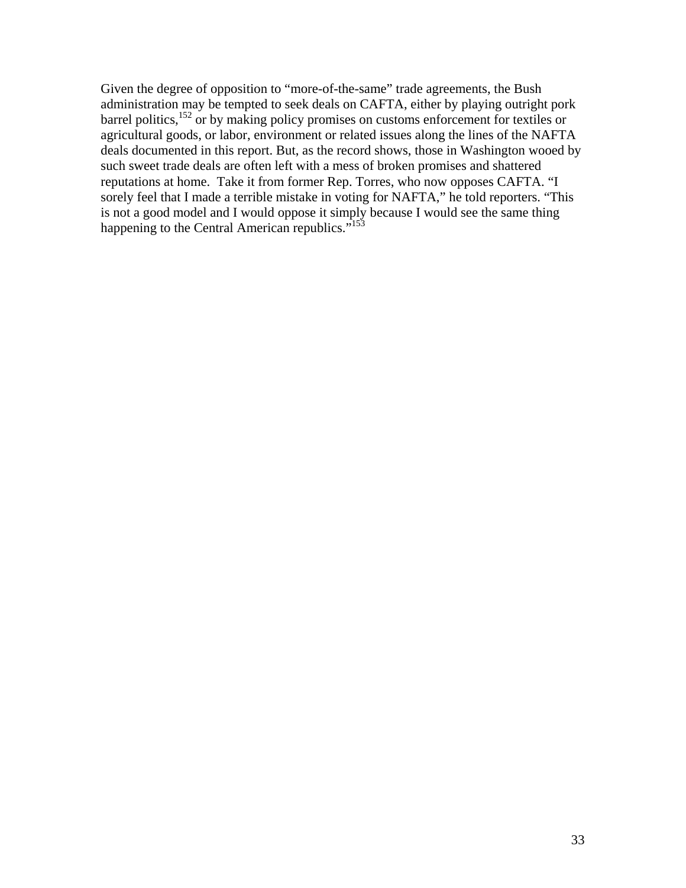Given the degree of opposition to "more-of-the-same" trade agreements, the Bush administration may be tempted to seek deals on CAFTA, either by playing outright pork barrel politics,[152] or by making policy promises on customs enforcement for textiles or agricultural goods, or labor, environment or related issues along the lines of the NAFTA deals documented in this report. But, as the record shows, those in Washington wooed by such sweet trade deals are often left with a mess of broken promises and shattered reputations at home. Take it from former Rep. Torres, who now opposes CAFTA. "I sorely feel that I made a terrible mistake in voting for NAFTA," he told reporters. "This is not a good model and I would oppose it simply because I would see the same thing happening to the Central American republics."[153]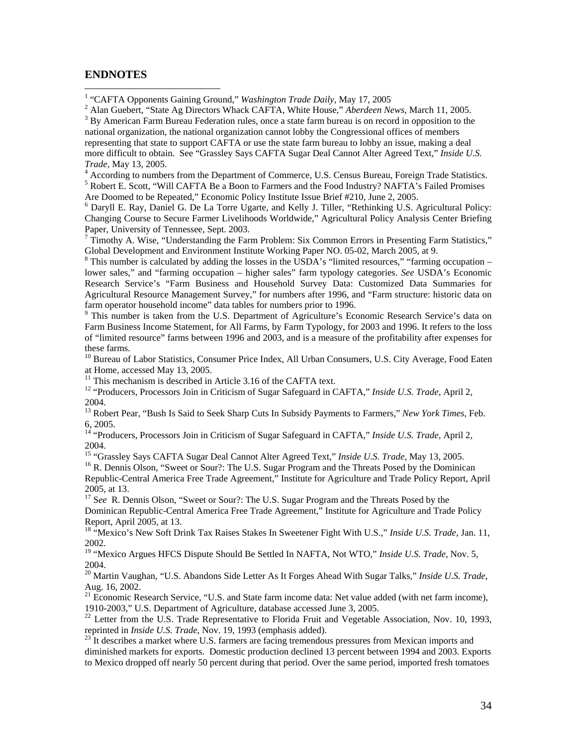## ENDNOTES

[1] "CAFTA Opponents Gaining Ground," *Washington Trade Daily*, May 17, 2005.

[2] Alan Guebert, "State Ag Directors Whack CAFTA, White House," *Aberdeen News*, March 11, 2005.

[3] By American Farm Bureau Federation rules, once a state farm bureau is on record in opposition to the national organization, the national organization cannot lobby the Congressional offices of members representing that state to support CAFTA or use the state farm bureau to lobby an issue, making a deal more difficult to obtain. See "Grassley Says CAFTA Sugar Deal Cannot Alter Agreed Text," *Inside U.S. Trade*, May 13, 2005.

[4] According to numbers from the Department of Commerce, U.S. Census Bureau, Foreign Trade Statistics.

[5] Robert E. Scott, "Will CAFTA Be a Boon to Farmers and the Food Industry? NAFTA's Failed Promises Are Doomed to be Repeated," Economic Policy Institute Issue Brief #210, June 2, 2005.

[6] Daryll E. Ray, Daniel G. De La Torre Ugarte, and Kelly J. Tiller, "Rethinking U.S. Agricultural Policy: Changing Course to Secure Farmer Livelihoods Worldwide," Agricultural Policy Analysis Center Briefing Paper, University of Tennessee, Sept. 2003.

[7] Timothy A. Wise, "Understanding the Farm Problem: Six Common Errors in Presenting Farm Statistics," Global Development and Environment Institute Working Paper NO. 05-02, March 2005, at 9.

[8] This number is calculated by adding the losses in the USDA's "limited resources," "farming occupation – lower sales," and "farming occupation – higher sales" farm typology categories. *See* USDA's Economic Research Service's "Farm Business and Household Survey Data: Customized Data Summaries for Agricultural Resource Management Survey," for numbers after 1996, and "Farm structure: historic data on farm operator household income" data tables for numbers prior to 1996.

[9] This number is taken from the U.S. Department of Agriculture's Economic Research Service's data on Farm Business Income Statement, for All Farms, by Farm Typology, for 2003 and 1996. It refers to the loss of "limited resource" farms between 1996 and 2003, and is a measure of the profitability after expenses for these farms.

[10] Bureau of Labor Statistics, Consumer Price Index, All Urban Consumers, U.S. City Average, Food Eaten at Home, accessed May 13, 2005.

[11] This mechanism is described in Article 3.16 of the CAFTA text.

[12] "Producers, Processors Join in Criticism of Sugar Safeguard in CAFTA," *Inside U.S. Trade*, April 2, 2004.

[13] Robert Pear, "Bush Is Said to Seek Sharp Cuts In Subsidy Payments to Farmers," *New York Times*, Feb. 6, 2005.

[14] "Producers, Processors Join in Criticism of Sugar Safeguard in CAFTA," *Inside U.S. Trade*, April 2, 2004.

[15] "Grassley Says CAFTA Sugar Deal Cannot Alter Agreed Text," *Inside U.S. Trade*, May 13, 2005.

[16] R. Dennis Olson, "Sweet or Sour?: The U.S. Sugar Program and the Threats Posed by the Dominican Republic-Central America Free Trade Agreement," Institute for Agriculture and Trade Policy Report, April 2005, at 13.

[17] S*ee* R. Dennis Olson, "Sweet or Sour?: The U.S. Sugar Program and the Threats Posed by the Dominican Republic-Central America Free Trade Agreement," Institute for Agriculture and Trade Policy Report, April 2005, at 13.

[18] "Mexico's New Soft Drink Tax Raises Stakes In Sweetener Fight With U.S.," *Inside U.S. Trade*, Jan. 11, 2002.

[19] "Mexico Argues HFCS Dispute Should Be Settled In NAFTA, Not WTO," *Inside U.S. Trade*, Nov. 5, 2004.

[20] Martin Vaughan, "U.S. Abandons Side Letter As It Forges Ahead With Sugar Talks," *Inside U.S. Trade*, Aug. 16, 2002.

[21] Economic Research Service, "U.S. and State farm income data: Net value added (with net farm income), 1910-2003," U.S. Department of Agriculture, database accessed June 3, 2005.

[22] Letter from the U.S. Trade Representative to Florida Fruit and Vegetable Association, Nov. 10, 1993, reprinted in *Inside U.S. Trade*, Nov. 19, 1993 (emphasis added).

[23] It describes a market where U.S. farmers are facing tremendous pressures from Mexican imports and diminished markets for exports. Domestic production declined 13 percent between 1994 and 2003. Exports to Mexico dropped off nearly 50 percent during that period. Over the same period, imported fresh tomatoes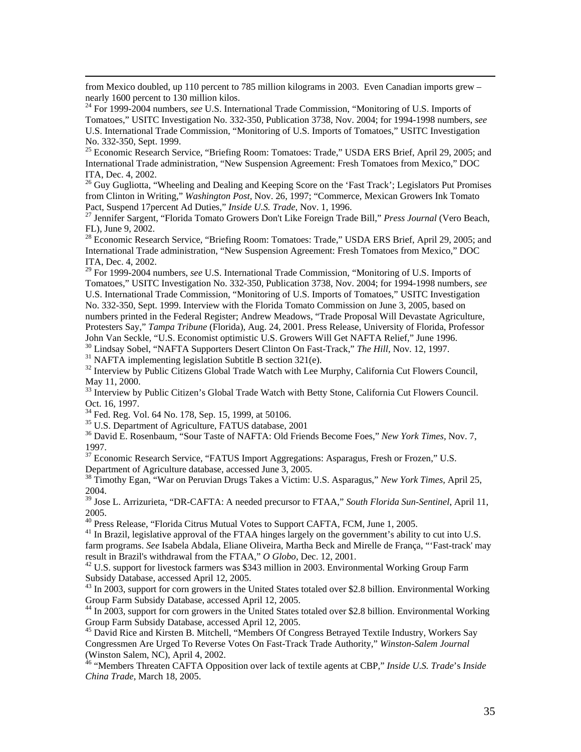from Mexico doubled, up 110 percent to 785 million kilograms in 2003. Even Canadian imports grew – nearly 1600 percent to 130 million kilos.

[24] For 1999-2004 numbers, *see* U.S. International Trade Commission, "Monitoring of U.S. Imports of Tomatoes," USITC Investigation No. 332-350, Publication 3738, Nov. 2004; for 1994-1998 numbers, *see* U.S. International Trade Commission, "Monitoring of U.S. Imports of Tomatoes," USITC Investigation No. 332-350, Sept. 1999.

[25] Economic Research Service, "Briefing Room: Tomatoes: Trade," USDA ERS Brief, April 29, 2005; and International Trade administration, "New Suspension Agreement: Fresh Tomatoes from Mexico," DOC ITA, Dec. 4, 2002.

[26] Guy Gugliotta, "Wheeling and Dealing and Keeping Score on the 'Fast Track'; Legislators Put Promises from Clinton in Writing," *Washington Post*, Nov. 26, 1997; "Commerce, Mexican Growers Ink Tomato Pact, Suspend 17percent Ad Duties," *Inside U.S. Trade*, Nov. 1, 1996.

[27] Jennifer Sargent, "Florida Tomato Growers Don't Like Foreign Trade Bill," *Press Journal* (Vero Beach, FL), June 9, 2002.

[28] Economic Research Service, "Briefing Room: Tomatoes: Trade," USDA ERS Brief, April 29, 2005; and International Trade administration, "New Suspension Agreement: Fresh Tomatoes from Mexico," DOC ITA, Dec. 4, 2002.

[29] For 1999-2004 numbers, *see* U.S. International Trade Commission, "Monitoring of U.S. Imports of Tomatoes," USITC Investigation No. 332-350, Publication 3738, Nov. 2004; for 1994-1998 numbers, *see* U.S. International Trade Commission, "Monitoring of U.S. Imports of Tomatoes," USITC Investigation No. 332-350, Sept. 1999. Interview with the Florida Tomato Commission on June 3, 2005, based on numbers printed in the Federal Register; Andrew Meadows, "Trade Proposal Will Devastate Agriculture, Protesters Say," *Tampa Tribune* (Florida), Aug. 24, 2001. Press Release, University of Florida, Professor John Van Seckle, "U.S. Economist optimistic U.S. Growers Will Get NAFTA Relief," June 1996.

[30] Lindsay Sobel, "NAFTA Supporters Desert Clinton On Fast-Track," *The Hill*, Nov. 12, 1997.

[31] NAFTA implementing legislation Subtitle B section 321(e).

[32] Interview by Public Citizens Global Trade Watch with Lee Murphy, California Cut Flowers Council, May 11, 2000.

[33] Interview by Public Citizen's Global Trade Watch with Betty Stone, California Cut Flowers Council. Oct. 16, 1997.

[34] Fed. Reg. Vol. 64 No. 178, Sep. 15, 1999, at 50106.

[35] U.S. Department of Agriculture, FATUS database, 2001

[36] David E. Rosenbaum, "Sour Taste of NAFTA: Old Friends Become Foes," *New York Times*, Nov. 7, 1997.

[37] Economic Research Service, "FATUS Import Aggregations: Asparagus, Fresh or Frozen," U.S. Department of Agriculture database, accessed June 3, 2005.

[38] Timothy Egan, "War on Peruvian Drugs Takes a Victim: U.S. Asparagus," *New York Times*, April 25, 2004.

[39] Jose L. Arrizurieta, "DR-CAFTA: A needed precursor to FTAA," *South Florida Sun-Sentinel*, April 11, 2005.

[40] Press Release, "Florida Citrus Mutual Votes to Support CAFTA, FCM, June 1, 2005.

[41] In Brazil, legislative approval of the FTAA hinges largely on the government's ability to cut into U.S. farm programs. *See* Isabela Abdala, Eliane Oliveira, Martha Beck and Mirelle de França, "'Fast-track' may result in Brazil's withdrawal from the FTAA," *O Globo*, Dec. 12, 2001.

[42] U.S. support for livestock farmers was \$343 million in 2003. Environmental Working Group Farm Subsidy Database, accessed April 12, 2005.

[43] In 2003, support for corn growers in the United States totaled over \$2.8 billion. Environmental Working Group Farm Subsidy Database, accessed April 12, 2005.

[44] In 2003, support for corn growers in the United States totaled over \$2.8 billion. Environmental Working Group Farm Subsidy Database, accessed April 12, 2005.

[45] David Rice and Kirsten B. Mitchell, "Members Of Congress Betrayed Textile Industry, Workers Say Congressmen Are Urged To Reverse Votes On Fast-Track Trade Authority," *Winston-Salem Journal* (Winston Salem, NC), April 4, 2002.

[46] "Members Threaten CAFTA Opposition over lack of textile agents at CBP," *Inside U.S. Trade*'s *Inside China Trade*, March 18, 2005.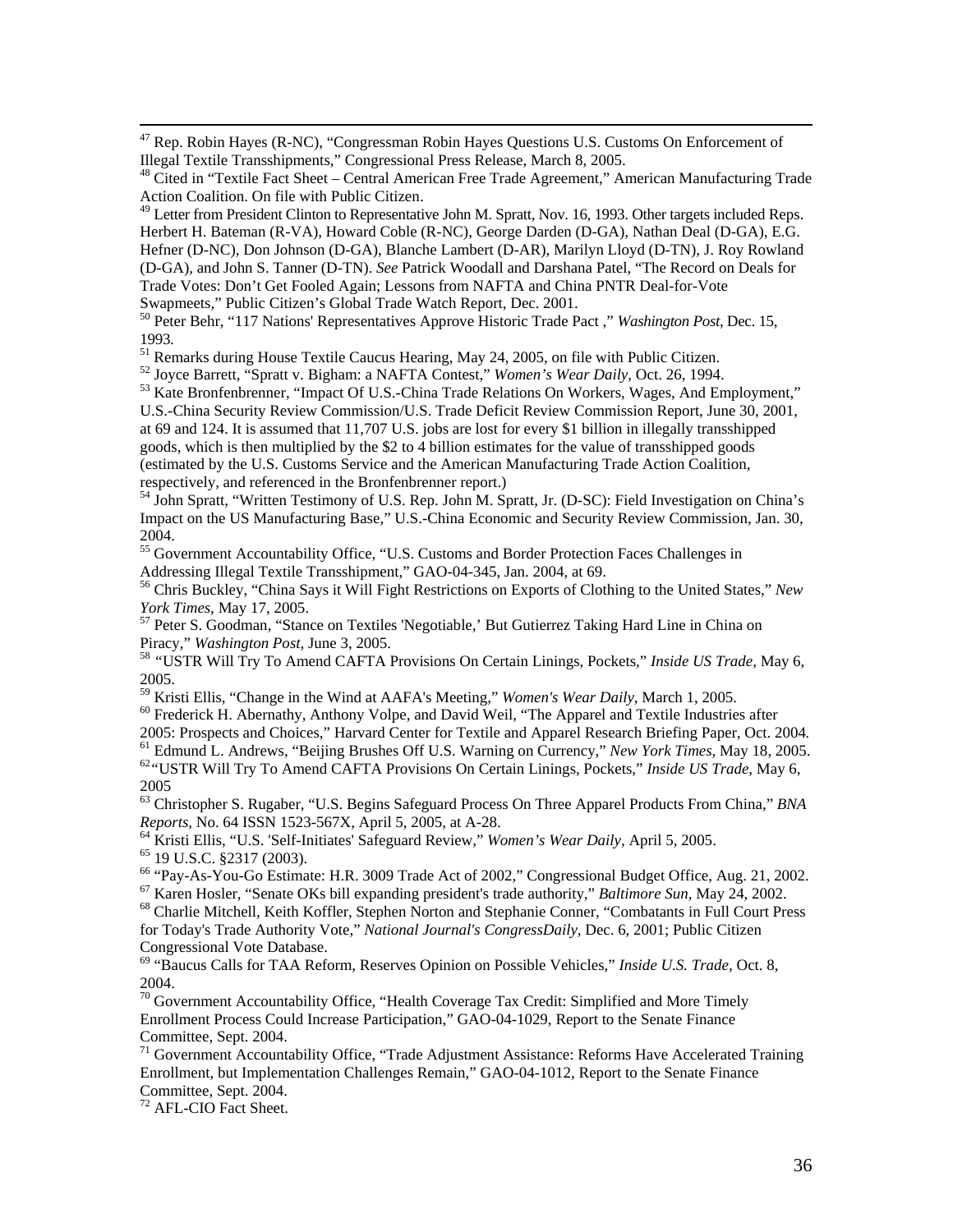[47] Rep. Robin Hayes (R-NC), "Congressman Robin Hayes Questions U.S. Customs On Enforcement of Illegal Textile Transshipments," Congressional Press Release, March 8, 2005.

[48] Cited in "Textile Fact Sheet – Central American Free Trade Agreement," American Manufacturing Trade Action Coalition. On file with Public Citizen.

[49] Letter from President Clinton to Representative John M. Spratt, Nov. 16, 1993. Other targets included Reps. Herbert H. Bateman (R-VA), Howard Coble (R-NC), George Darden (D-GA), Nathan Deal (D-GA), E.G. Hefner (D-NC), Don Johnson (D-GA), Blanche Lambert (D-AR), Marilyn Lloyd (D-TN), J. Roy Rowland (D-GA), and John S. Tanner (D-TN). *See* Patrick Woodall and Darshana Patel, "The Record on Deals for Trade Votes: Don't Get Fooled Again; Lessons from NAFTA and China PNTR Deal-for-Vote Swapmeets," Public Citizen's Global Trade Watch Report, Dec. 2001.

[50] Peter Behr, "117 Nations' Representatives Approve Historic Trade Pact ," *Washington Post*, Dec. 15, 1993.

[51] Remarks during House Textile Caucus Hearing, May 24, 2005, on file with Public Citizen.

[52] Joyce Barrett, "Spratt v. Bigham: a NAFTA Contest," *Women's Wear Daily,* Oct. 26, 1994.

[53] Kate Bronfenbrenner, "Impact Of U.S.-China Trade Relations On Workers, Wages, And Employment," U.S.-China Security Review Commission/U.S. Trade Deficit Review Commission Report, June 30, 2001, at 69 and 124. It is assumed that 11,707 U.S. jobs are lost for every $1 billion in illegally transshipped goods, which is then multiplied by the $2 to 4 billion estimates for the value of transshipped goods (estimated by the U.S. Customs Service and the American Manufacturing Trade Action Coalition, respectively, and referenced in the Bronfenbrenner report.)

[54] John Spratt, "Written Testimony of U.S. Rep. John M. Spratt, Jr. (D-SC): Field Investigation on China's Impact on the US Manufacturing Base," U.S.-China Economic and Security Review Commission, Jan. 30, 2004.

[55] Government Accountability Office, "U.S. Customs and Border Protection Faces Challenges in Addressing Illegal Textile Transshipment," GAO-04-345, Jan. 2004, at 69.

[56] Chris Buckley, "China Says it Will Fight Restrictions on Exports of Clothing to the United States," *New York Times,* May 17, 2005.

[57] Peter S. Goodman, "Stance on Textiles 'Negotiable,' But Gutierrez Taking Hard Line in China on Piracy," *Washington Post,* June 3, 2005.

[58] "USTR Will Try To Amend CAFTA Provisions On Certain Linings, Pockets," *Inside US Trade*, May 6, 2005.

[59] Kristi Ellis, "Change in the Wind at AAFA's Meeting," *Women's Wear Daily*, March 1, 2005.

[60] Frederick H. Abernathy, Anthony Volpe, and David Weil, "The Apparel and Textile Industries after 2005: Prospects and Choices," Harvard Center for Textile and Apparel Research Briefing Paper, Oct. 2004.

[61] Edmund L. Andrews, "Beijing Brushes Off U.S. Warning on Currency," *New York Times,* May 18, 2005.

[62] "USTR Will Try To Amend CAFTA Provisions On Certain Linings, Pockets," *Inside US Trade*, May 6, 2005

[63] Christopher S. Rugaber, "U.S. Begins Safeguard Process On Three Apparel Products From China," *BNA Reports,* No. 64 ISSN 1523-567X, April 5, 2005, at A-28.

[64] Kristi Ellis, "U.S. 'Self-Initiates' Safeguard Review," *Women's Wear Daily,* April 5, 2005.

[65] 19 U.S.C. §2317 (2003).

[66] "Pay-As-You-Go Estimate: H.R. 3009 Trade Act of 2002," Congressional Budget Office, Aug. 21, 2002.

[67] Karen Hosler, "Senate OKs bill expanding president's trade authority," *Baltimore Sun,* May 24, 2002.

[68] Charlie Mitchell, Keith Koffler, Stephen Norton and Stephanie Conner, "Combatants in Full Court Press for Today's Trade Authority Vote," *National Journal's CongressDaily*, Dec. 6, 2001; Public Citizen Congressional Vote Database.

[69] "Baucus Calls for TAA Reform, Reserves Opinion on Possible Vehicles," *Inside U.S. Trade,* Oct. 8, 2004.

[70] Government Accountability Office, "Health Coverage Tax Credit: Simplified and More Timely Enrollment Process Could Increase Participation," GAO-04-1029, Report to the Senate Finance Committee, Sept. 2004.

[71] Government Accountability Office, "Trade Adjustment Assistance: Reforms Have Accelerated Training Enrollment, but Implementation Challenges Remain," GAO-04-1012, Report to the Senate Finance Committee, Sept. 2004.

[72] AFL-CIO Fact Sheet.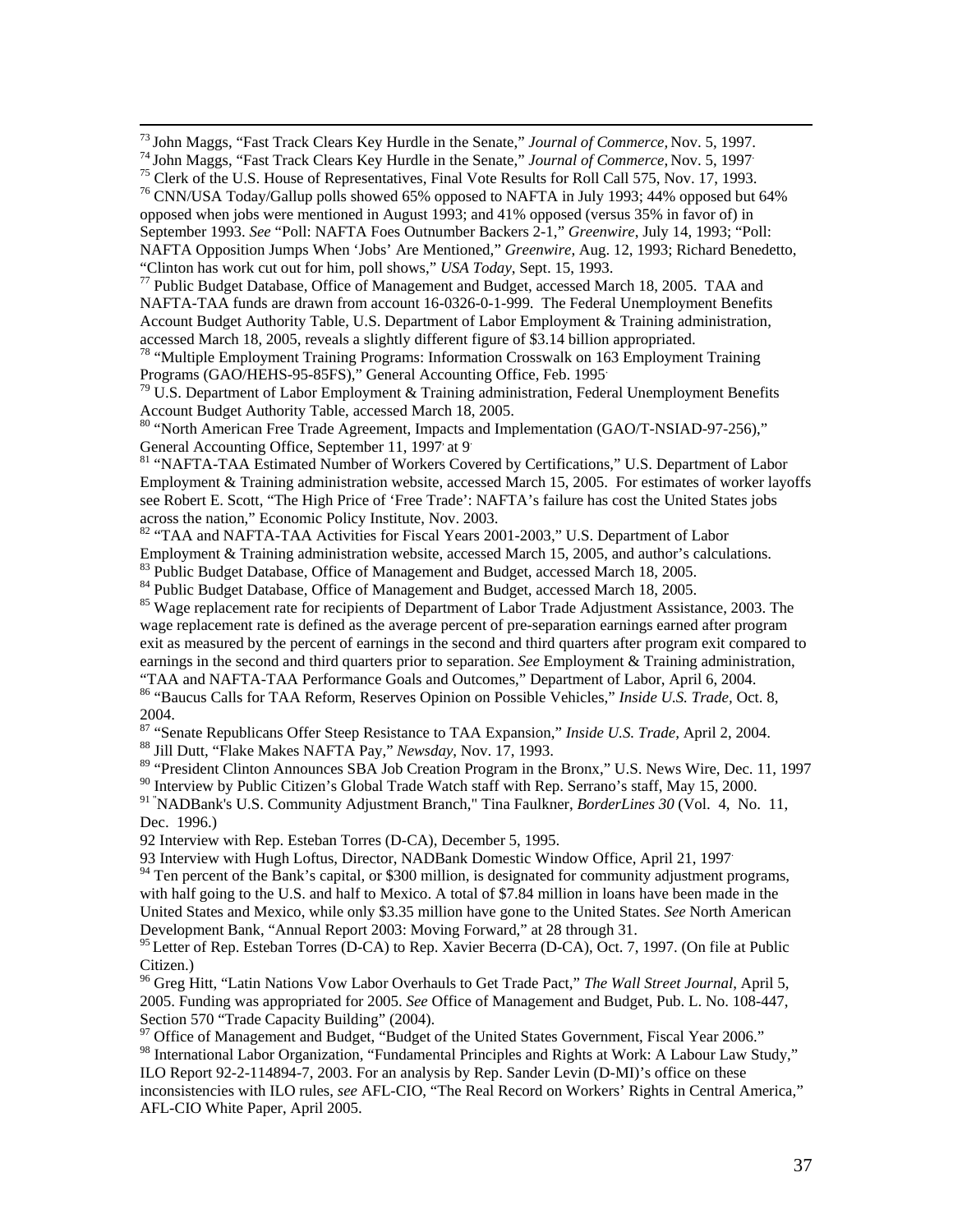[73] John Maggs, "Fast Track Clears Key Hurdle in the Senate," *Journal of Commerce*, Nov. 5, 1997.

[74] John Maggs, "Fast Track Clears Key Hurdle in the Senate," *Journal of Commerce*, Nov. 5, 1997.

[75] Clerk of the U.S. House of Representatives, Final Vote Results for Roll Call 575, Nov. 17, 1993.

[76] CNN/USA Today/Gallup polls showed 65% opposed to NAFTA in July 1993; 44% opposed but 64% opposed when jobs were mentioned in August 1993; and 41% opposed (versus 35% in favor of) in September 1993. *See* "Poll: NAFTA Foes Outnumber Backers 2-1," *Greenwire*, July 14, 1993; "Poll: NAFTA Opposition Jumps When 'Jobs' Are Mentioned," *Greenwire*, Aug. 12, 1993; Richard Benedetto, "Clinton has work cut out for him, poll shows," *USA Today*, Sept. 15, 1993.

[77] Public Budget Database, Office of Management and Budget, accessed March 18, 2005. TAA and NAFTA-TAA funds are drawn from account 16-0326-0-1-999. The Federal Unemployment Benefits Account Budget Authority Table, U.S. Department of Labor Employment & Training administration, accessed March 18, 2005, reveals a slightly different figure of $3.14 billion appropriated.

[78] "Multiple Employment Training Programs: Information Crosswalk on 163 Employment Training Programs (GAO/HEHS-95-85FS)," General Accounting Office, Feb. 1995.

[79] U.S. Department of Labor Employment & Training administration, Federal Unemployment Benefits Account Budget Authority Table, accessed March 18, 2005.

[80] "North American Free Trade Agreement, Impacts and Implementation (GAO/T-NSIAD-97-256)," General Accounting Office, September 11, 1997, at 9.

[81] "NAFTA-TAA Estimated Number of Workers Covered by Certifications," U.S. Department of Labor Employment & Training administration website, accessed March 15, 2005. For estimates of worker layoffs see Robert E. Scott, "The High Price of 'Free Trade': NAFTA's failure has cost the United States jobs across the nation," Economic Policy Institute, Nov. 2003.

[82] "TAA and NAFTA-TAA Activities for Fiscal Years 2001-2003," U.S. Department of Labor Employment & Training administration website, accessed March 15, 2005, and author's calculations.

[83] Public Budget Database, Office of Management and Budget, accessed March 18, 2005.

[84] Public Budget Database, Office of Management and Budget, accessed March 18, 2005.

[85] Wage replacement rate for recipients of Department of Labor Trade Adjustment Assistance, 2003. The wage replacement rate is defined as the average percent of pre-separation earnings earned after program exit as measured by the percent of earnings in the second and third quarters after program exit compared to earnings in the second and third quarters prior to separation. *See* Employment & Training administration, "TAA and NAFTA-TAA Performance Goals and Outcomes," Department of Labor, April 6, 2004.

[86] "Baucus Calls for TAA Reform, Reserves Opinion on Possible Vehicles," *Inside U.S. Trade*, Oct. 8, 2004.

[87] "Senate Republicans Offer Steep Resistance to TAA Expansion," *Inside U.S. Trade*, April 2, 2004.

[88] Jill Dutt, "Flake Makes NAFTA Pay," *Newsday*, Nov. 17, 1993.

[89] "President Clinton Announces SBA Job Creation Program in the Bronx," U.S. News Wire, Dec. 11, 1997

[90] Interview by Public Citizen's Global Trade Watch staff with Rep. Serrano's staff, May 15, 2000.

[91] "NADBank's U.S. Community Adjustment Branch," Tina Faulkner, *BorderLines 30* (Vol. 4, No. 11, Dec. 1996.)

92 Interview with Rep. Esteban Torres (D-CA), December 5, 1995.

93 Interview with Hugh Loftus, Director, NADBank Domestic Window Office, April 21, 1997.

[94] Ten percent of the Bank's capital, or $300 million, is designated for community adjustment programs, with half going to the U.S. and half to Mexico. A total of $7.84 million in loans have been made in the United States and Mexico, while only $3.35 million have gone to the United States. *See* North American Development Bank, "Annual Report 2003: Moving Forward," at 28 through 31.

[95] Letter of Rep. Esteban Torres (D-CA) to Rep. Xavier Becerra (D-CA), Oct. 7, 1997. (On file at Public Citizen.)

[96] Greg Hitt, "Latin Nations Vow Labor Overhauls to Get Trade Pact," *The Wall Street Journal*, April 5, 2005. Funding was appropriated for 2005. *See* Office of Management and Budget, Pub. L. No. 108-447, Section 570 "Trade Capacity Building" (2004).

[97] Office of Management and Budget, "Budget of the United States Government, Fiscal Year 2006."

[98] International Labor Organization, "Fundamental Principles and Rights at Work: A Labour Law Study," ILO Report 92-2-114894-7, 2003. For an analysis by Rep. Sander Levin (D-MI)'s office on these inconsistencies with ILO rules, *see* AFL-CIO, "The Real Record on Workers' Rights in Central America," AFL-CIO White Paper, April 2005.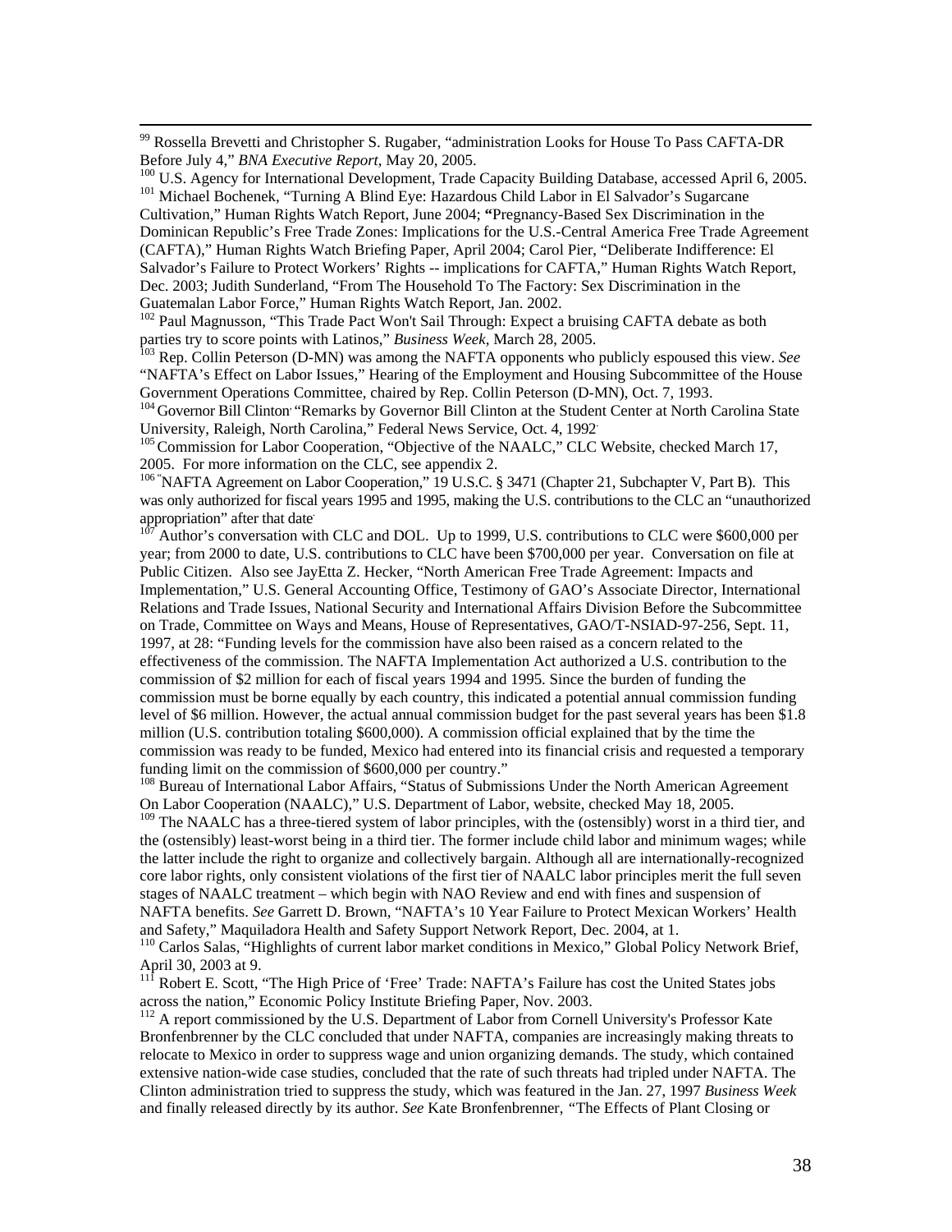[99] Rossella Brevetti and Christopher S. Rugaber, "administration Looks for House To Pass CAFTA-DR Before July 4," *BNA Executive Report*, May 20, 2005.

[100] U.S. Agency for International Development, Trade Capacity Building Database, accessed April 6, 2005.

[101] Michael Bochenek, "Turning A Blind Eye: Hazardous Child Labor in El Salvador's Sugarcane Cultivation," Human Rights Watch Report, June 2004; **"**Pregnancy-Based Sex Discrimination in the Dominican Republic's Free Trade Zones: Implications for the U.S.-Central America Free Trade Agreement (CAFTA)," Human Rights Watch Briefing Paper, April 2004; Carol Pier, "Deliberate Indifference: El Salvador's Failure to Protect Workers' Rights -- implications for CAFTA," Human Rights Watch Report, Dec. 2003; Judith Sunderland, "From The Household To The Factory: Sex Discrimination in the Guatemalan Labor Force," Human Rights Watch Report, Jan. 2002.

[102] Paul Magnusson, "This Trade Pact Won't Sail Through: Expect a bruising CAFTA debate as both parties try to score points with Latinos," *Business Week*, March 28, 2005.

[103] Rep. Collin Peterson (D-MN) was among the NAFTA opponents who publicly espoused this view. *See* "NAFTA's Effect on Labor Issues," Hearing of the Employment and Housing Subcommittee of the House Government Operations Committee, chaired by Rep. Collin Peterson (D-MN), Oct. 7, 1993.

[104] Governor Bill Clinton, "Remarks by Governor Bill Clinton at the Student Center at North Carolina State University, Raleigh, North Carolina," Federal News Service, Oct. 4, 1992.

[105] Commission for Labor Cooperation, "Objective of the NAALC," CLC Website, checked March 17, 2005. For more information on the CLC, see appendix 2.

[106] "NAFTA Agreement on Labor Cooperation," 19 U.S.C. § 3471 (Chapter 21, Subchapter V, Part B). This was only authorized for fiscal years 1995 and 1995, making the U.S. contributions to the CLC an "unauthorized appropriation" after that date.

[107] Author's conversation with CLC and DOL. Up to 1999, U.S. contributions to CLC were $600,000 per year; from 2000 to date, U.S. contributions to CLC have been $700,000 per year. Conversation on file at Public Citizen. Also see JayEtta Z. Hecker, "North American Free Trade Agreement: Impacts and Implementation," U.S. General Accounting Office, Testimony of GAO's Associate Director, International Relations and Trade Issues, National Security and International Affairs Division Before the Subcommittee on Trade, Committee on Ways and Means, House of Representatives, GAO/T-NSIAD-97-256, Sept. 11, 1997, at 28: "Funding levels for the commission have also been raised as a concern related to the effectiveness of the commission. The NAFTA Implementation Act authorized a U.S. contribution to the commission of $2 million for each of fiscal years 1994 and 1995. Since the burden of funding the commission must be borne equally by each country, this indicated a potential annual commission funding level of $6 million. However, the actual annual commission budget for the past several years has been $1.8 million (U.S. contribution totaling $600,000). A commission official explained that by the time the commission was ready to be funded, Mexico had entered into its financial crisis and requested a temporary funding limit on the commission of $600,000 per country."

[108] Bureau of International Labor Affairs, "Status of Submissions Under the North American Agreement On Labor Cooperation (NAALC)," U.S. Department of Labor, website, checked May 18, 2005.

[109] The NAALC has a three-tiered system of labor principles, with the (ostensibly) worst in a third tier, and the (ostensibly) least-worst being in a third tier. The former include child labor and minimum wages; while the latter include the right to organize and collectively bargain. Although all are internationally-recognized core labor rights, only consistent violations of the first tier of NAALC labor principles merit the full seven stages of NAALC treatment – which begin with NAO Review and end with fines and suspension of NAFTA benefits. *See* Garrett D. Brown, "NAFTA's 10 Year Failure to Protect Mexican Workers' Health and Safety," Maquiladora Health and Safety Support Network Report, Dec. 2004, at 1.

[110] Carlos Salas, "Highlights of current labor market conditions in Mexico," Global Policy Network Brief, April 30, 2003 at 9.

[111] Robert E. Scott, "The High Price of 'Free' Trade: NAFTA's Failure has cost the United States jobs across the nation," Economic Policy Institute Briefing Paper, Nov. 2003.

[112] A report commissioned by the U.S. Department of Labor from Cornell University's Professor Kate Bronfenbrenner by the CLC concluded that under NAFTA, companies are increasingly making threats to relocate to Mexico in order to suppress wage and union organizing demands. The study, which contained extensive nation-wide case studies, concluded that the rate of such threats had tripled under NAFTA. The Clinton administration tried to suppress the study, which was featured in the Jan. 27, 1997 *Business Week* and finally released directly by its author. *See* Kate Bronfenbrenner, "The Effects of Plant Closing or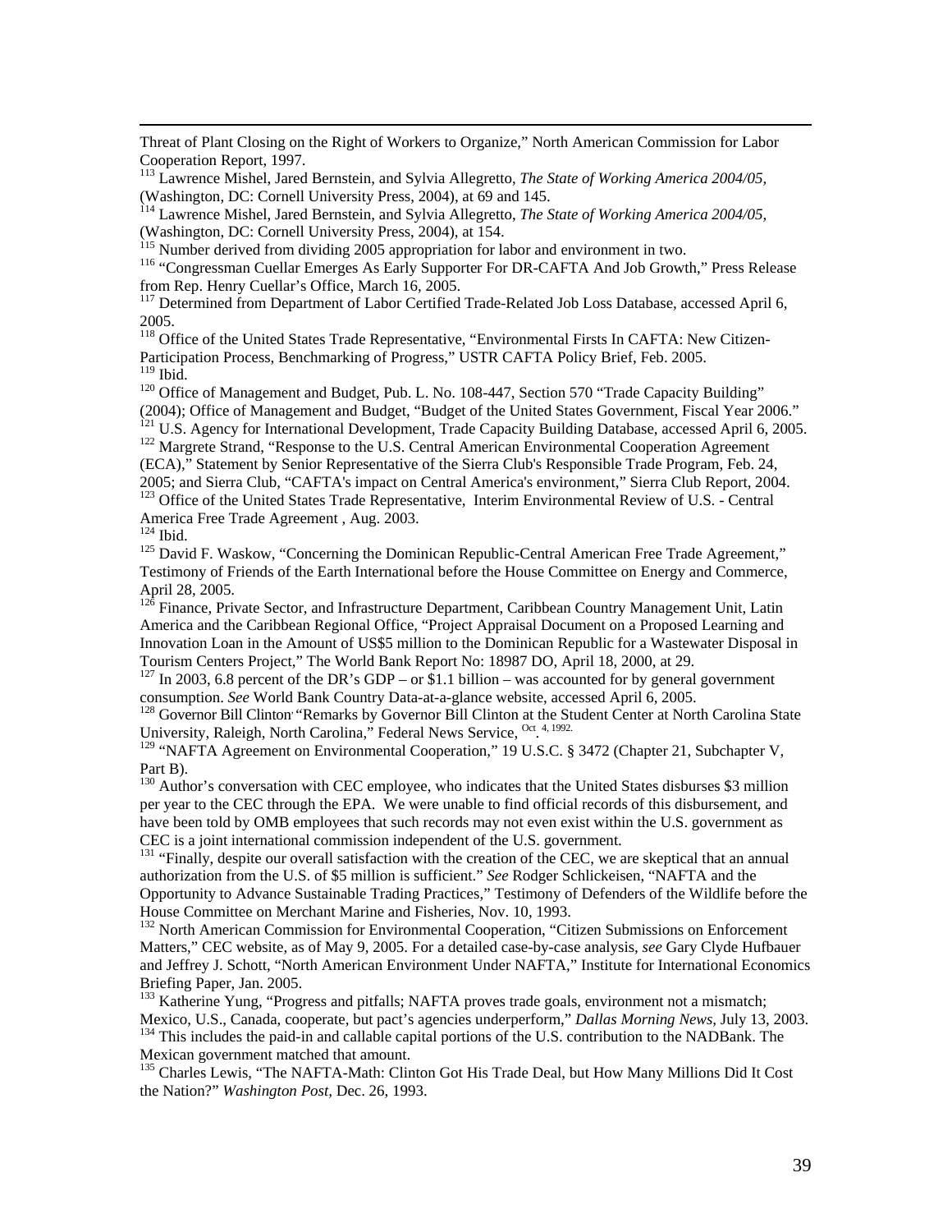Threat of Plant Closing on the Right of Workers to Organize," North American Commission for Labor Cooperation Report, 1997.

[113] Lawrence Mishel, Jared Bernstein, and Sylvia Allegretto, *The State of Working America 2004/05*, (Washington, DC: Cornell University Press, 2004), at 69 and 145.

[114] Lawrence Mishel, Jared Bernstein, and Sylvia Allegretto, *The State of Working America 2004/05*, (Washington, DC: Cornell University Press, 2004), at 154.

[115] Number derived from dividing 2005 appropriation for labor and environment in two.

[116] "Congressman Cuellar Emerges As Early Supporter For DR-CAFTA And Job Growth," Press Release from Rep. Henry Cuellar's Office, March 16, 2005.

[117] Determined from Department of Labor Certified Trade-Related Job Loss Database, accessed April 6, 2005.

[118] Office of the United States Trade Representative, "Environmental Firsts In CAFTA: New Citizen-Participation Process, Benchmarking of Progress," USTR CAFTA Policy Brief, Feb. 2005.

[119] Ibid.

[120] Office of Management and Budget, Pub. L. No. 108-447, Section 570 "Trade Capacity Building" (2004); Office of Management and Budget, "Budget of the United States Government, Fiscal Year 2006."

[121] U.S. Agency for International Development, Trade Capacity Building Database, accessed April 6, 2005.

[122] Margrete Strand, "Response to the U.S. Central American Environmental Cooperation Agreement (ECA)," Statement by Senior Representative of the Sierra Club's Responsible Trade Program, Feb. 24, 2005; and Sierra Club, "CAFTA's impact on Central America's environment," Sierra Club Report, 2004.

[123] Office of the United States Trade Representative, Interim Environmental Review of U.S. - Central America Free Trade Agreement , Aug. 2003.

[124] Ibid.

[125] David F. Waskow, "Concerning the Dominican Republic-Central American Free Trade Agreement," Testimony of Friends of the Earth International before the House Committee on Energy and Commerce, April 28, 2005.

[126] Finance, Private Sector, and Infrastructure Department, Caribbean Country Management Unit, Latin America and the Caribbean Regional Office, "Project Appraisal Document on a Proposed Learning and Innovation Loan in the Amount of US$5 million to the Dominican Republic for a Wastewater Disposal in Tourism Centers Project," The World Bank Report No: 18987 DO, April 18, 2000, at 29.

[127] In 2003, 6.8 percent of the DR's GDP – or $1.1 billion – was accounted for by general government consumption. *See* World Bank Country Data-at-a-glance website, accessed April 6, 2005.

[128] Governor Bill Clinton, "Remarks by Governor Bill Clinton at the Student Center at North Carolina State University, Raleigh, North Carolina," Federal News Service, Oct. 4, 1992.

[129] "NAFTA Agreement on Environmental Cooperation," 19 U.S.C. § 3472 (Chapter 21, Subchapter V, Part B).

[130] Author's conversation with CEC employee, who indicates that the United States disburses $3 million per year to the CEC through the EPA. We were unable to find official records of this disbursement, and have been told by OMB employees that such records may not even exist within the U.S. government as CEC is a joint international commission independent of the U.S. government.

[131] "Finally, despite our overall satisfaction with the creation of the CEC, we are skeptical that an annual authorization from the U.S. of $5 million is sufficient." *See* Rodger Schlickeisen, "NAFTA and the Opportunity to Advance Sustainable Trading Practices," Testimony of Defenders of the Wildlife before the House Committee on Merchant Marine and Fisheries, Nov. 10, 1993.

[132] North American Commission for Environmental Cooperation, "Citizen Submissions on Enforcement Matters," CEC website, as of May 9, 2005. For a detailed case-by-case analysis, *see* Gary Clyde Hufbauer and Jeffrey J. Schott, "North American Environment Under NAFTA," Institute for International Economics Briefing Paper, Jan. 2005.

[133] Katherine Yung, "Progress and pitfalls; NAFTA proves trade goals, environment not a mismatch; Mexico, U.S., Canada, cooperate, but pact's agencies underperform," *Dallas Morning News*, July 13, 2003.

[134] This includes the paid-in and callable capital portions of the U.S. contribution to the NADBank. The Mexican government matched that amount.

[135] Charles Lewis, "The NAFTA-Math: Clinton Got His Trade Deal, but How Many Millions Did It Cost the Nation?" *Washington Post*, Dec. 26, 1993.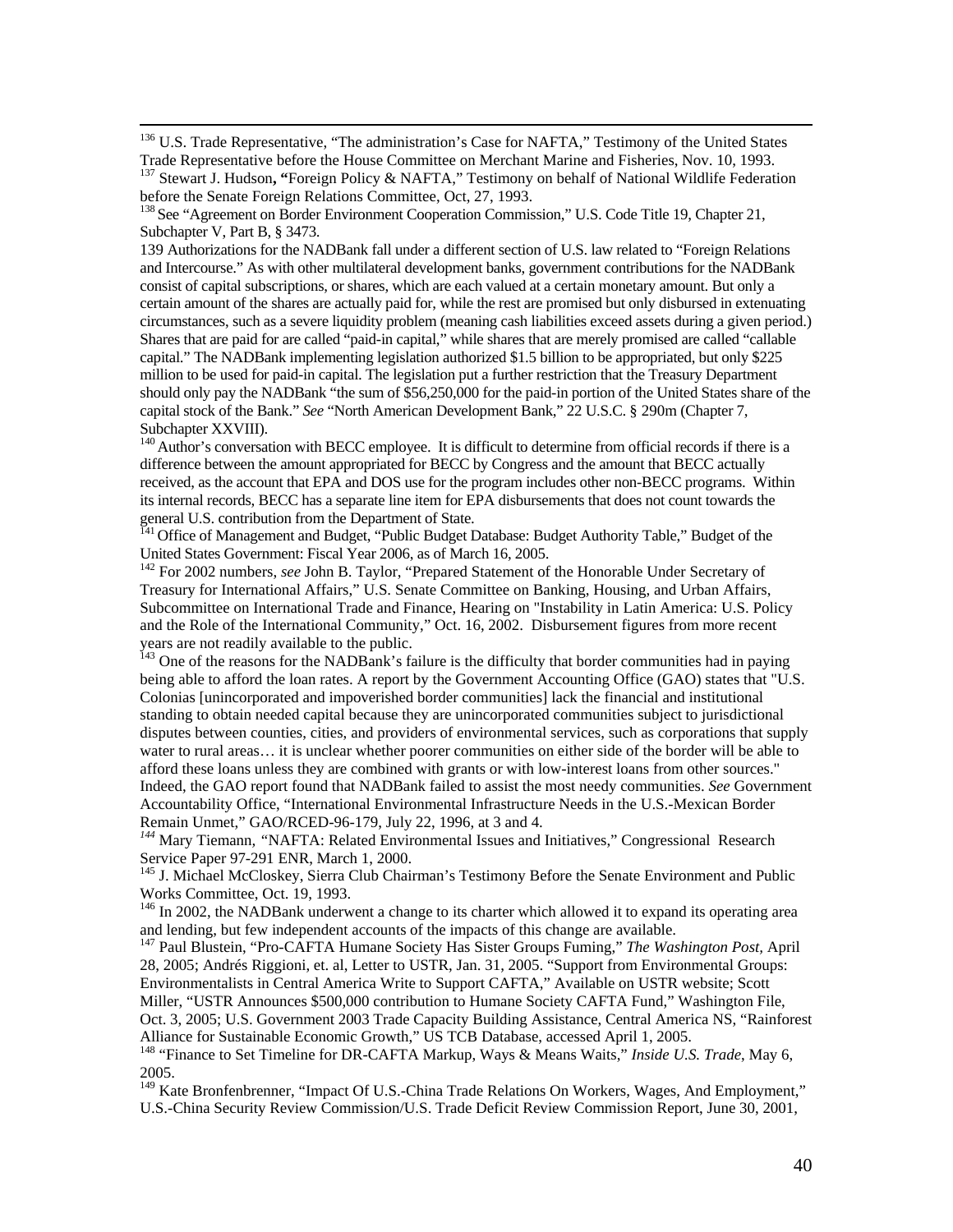[136] U.S. Trade Representative, "The administration's Case for NAFTA," Testimony of the United States Trade Representative before the House Committee on Merchant Marine and Fisheries, Nov. 10, 1993.

[137] Stewart J. Hudson**, "**Foreign Policy & NAFTA," Testimony on behalf of National Wildlife Federation before the Senate Foreign Relations Committee, Oct, 27, 1993.

[138] See "Agreement on Border Environment Cooperation Commission," U.S. Code Title 19, Chapter 21, Subchapter V, Part B, § 3473.

139 Authorizations for the NADBank fall under a different section of U.S. law related to "Foreign Relations and Intercourse." As with other multilateral development banks, government contributions for the NADBank consist of capital subscriptions, or shares, which are each valued at a certain monetary amount. But only a certain amount of the shares are actually paid for, while the rest are promised but only disbursed in extenuating circumstances, such as a severe liquidity problem (meaning cash liabilities exceed assets during a given period.) Shares that are paid for are called "paid-in capital," while shares that are merely promised are called "callable capital." The NADBank implementing legislation authorized $1.5 billion to be appropriated, but only $225 million to be used for paid-in capital. The legislation put a further restriction that the Treasury Department should only pay the NADBank "the sum of $56,250,000 for the paid-in portion of the United States share of the capital stock of the Bank." *See* "North American Development Bank," 22 U.S.C. § 290m (Chapter 7, Subchapter XXVIII).

[140] Author's conversation with BECC employee. It is difficult to determine from official records if there is a difference between the amount appropriated for BECC by Congress and the amount that BECC actually received, as the account that EPA and DOS use for the program includes other non-BECC programs. Within its internal records, BECC has a separate line item for EPA disbursements that does not count towards the general U.S. contribution from the Department of State.

[141] Office of Management and Budget, "Public Budget Database: Budget Authority Table," Budget of the United States Government: Fiscal Year 2006, as of March 16, 2005.

[142] For 2002 numbers, *see* John B. Taylor, "Prepared Statement of the Honorable Under Secretary of Treasury for International Affairs," U.S. Senate Committee on Banking, Housing, and Urban Affairs, Subcommittee on International Trade and Finance, Hearing on "Instability in Latin America: U.S. Policy and the Role of the International Community," Oct. 16, 2002. Disbursement figures from more recent years are not readily available to the public.

[143] One of the reasons for the NADBank's failure is the difficulty that border communities had in paying being able to afford the loan rates. A report by the Government Accounting Office (GAO) states that "U.S. Colonias [unincorporated and impoverished border communities] lack the financial and institutional standing to obtain needed capital because they are unincorporated communities subject to jurisdictional disputes between counties, cities, and providers of environmental services, such as corporations that supply water to rural areas… it is unclear whether poorer communities on either side of the border will be able to afford these loans unless they are combined with grants or with low-interest loans from other sources." Indeed, the GAO report found that NADBank failed to assist the most needy communities. *See* Government Accountability Office, "International Environmental Infrastructure Needs in the U.S.-Mexican Border Remain Unmet," GAO/RCED-96-179, July 22, 1996, at 3 and 4.

[144] Mary Tiemann, "NAFTA: Related Environmental Issues and Initiatives," Congressional Research Service Paper 97-291 ENR, March 1, 2000.

[145] J. Michael McCloskey, Sierra Club Chairman's Testimony Before the Senate Environment and Public Works Committee, Oct. 19, 1993.

[146] In 2002, the NADBank underwent a change to its charter which allowed it to expand its operating area and lending, but few independent accounts of the impacts of this change are available.

[147] Paul Blustein, "Pro-CAFTA Humane Society Has Sister Groups Fuming," *The Washington Post,* April 28, 2005; Andrés Riggioni, et. al, Letter to USTR, Jan. 31, 2005. "Support from Environmental Groups: Environmentalists in Central America Write to Support CAFTA," Available on USTR website; Scott Miller, "USTR Announces $500,000 contribution to Humane Society CAFTA Fund," Washington File, Oct. 3, 2005; U.S. Government 2003 Trade Capacity Building Assistance, Central America NS, "Rainforest Alliance for Sustainable Economic Growth," US TCB Database, accessed April 1, 2005.

[148] "Finance to Set Timeline for DR-CAFTA Markup, Ways & Means Waits," *Inside U.S. Trade*, May 6, 2005.

[149] Kate Bronfenbrenner, "Impact Of U.S.-China Trade Relations On Workers, Wages, And Employment," U.S.-China Security Review Commission/U.S. Trade Deficit Review Commission Report, June 30, 2001,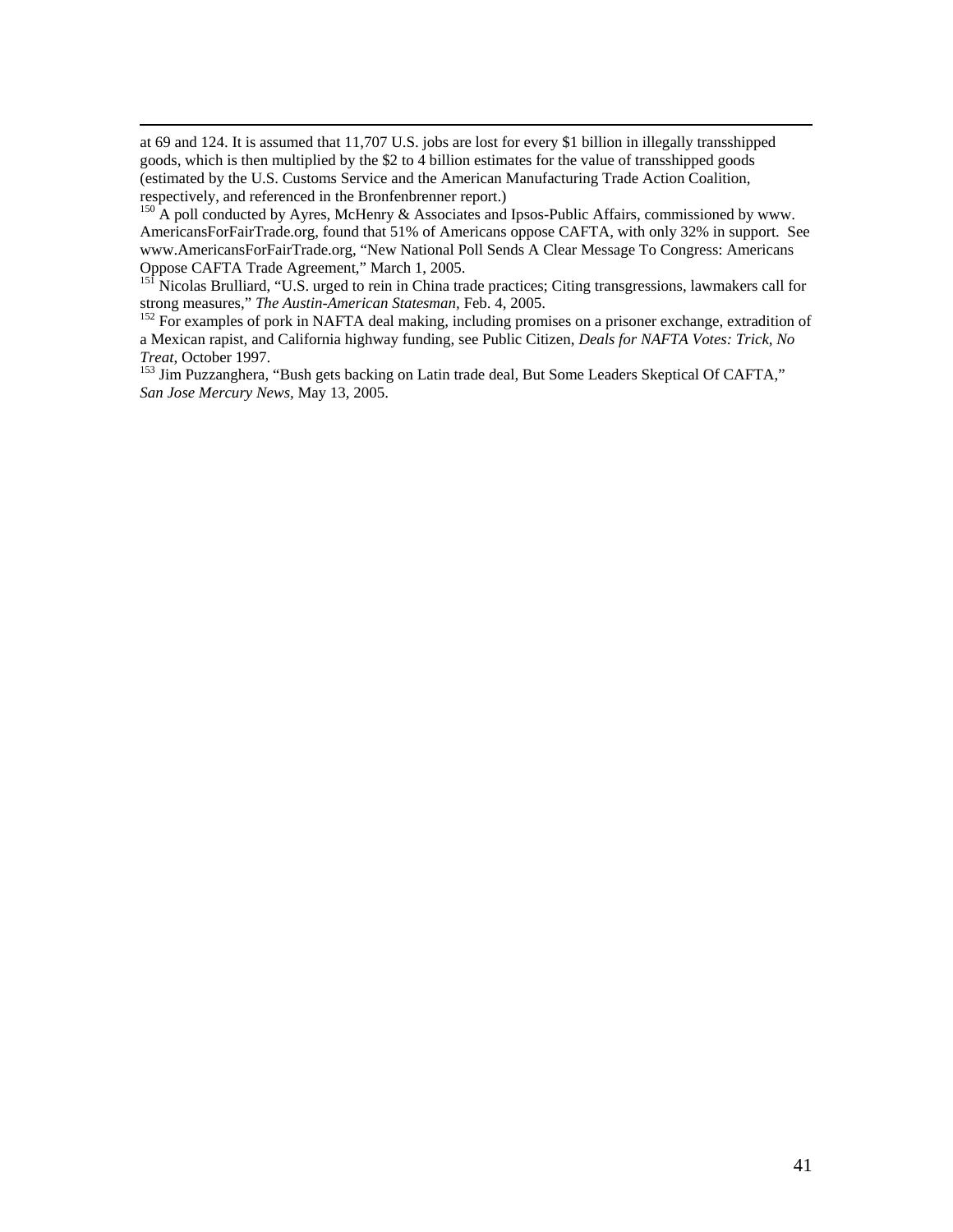at 69 and 124. It is assumed that 11,707 U.S. jobs are lost for every $1 billion in illegally transshipped goods, which is then multiplied by the $2 to 4 billion estimates for the value of transshipped goods (estimated by the U.S. Customs Service and the American Manufacturing Trade Action Coalition, respectively, and referenced in the Bronfenbrenner report.)

[150] A poll conducted by Ayres, McHenry & Associates and Ipsos-Public Affairs, commissioned by www. AmericansForFairTrade.org, found that 51% of Americans oppose CAFTA, with only 32% in support. See www.AmericansForFairTrade.org, "New National Poll Sends A Clear Message To Congress: Americans Oppose CAFTA Trade Agreement," March 1, 2005.

[151] Nicolas Brulliard, "U.S. urged to rein in China trade practices; Citing transgressions, lawmakers call for strong measures," *The Austin-American Statesman*, Feb. 4, 2005.

[152] For examples of pork in NAFTA deal making, including promises on a prisoner exchange, extradition of a Mexican rapist, and California highway funding, see Public Citizen, *Deals for NAFTA Votes: Trick, No Treat*, October 1997.

[153] Jim Puzzanghera, "Bush gets backing on Latin trade deal, But Some Leaders Skeptical Of CAFTA," *San Jose Mercury News*, May 13, 2005.